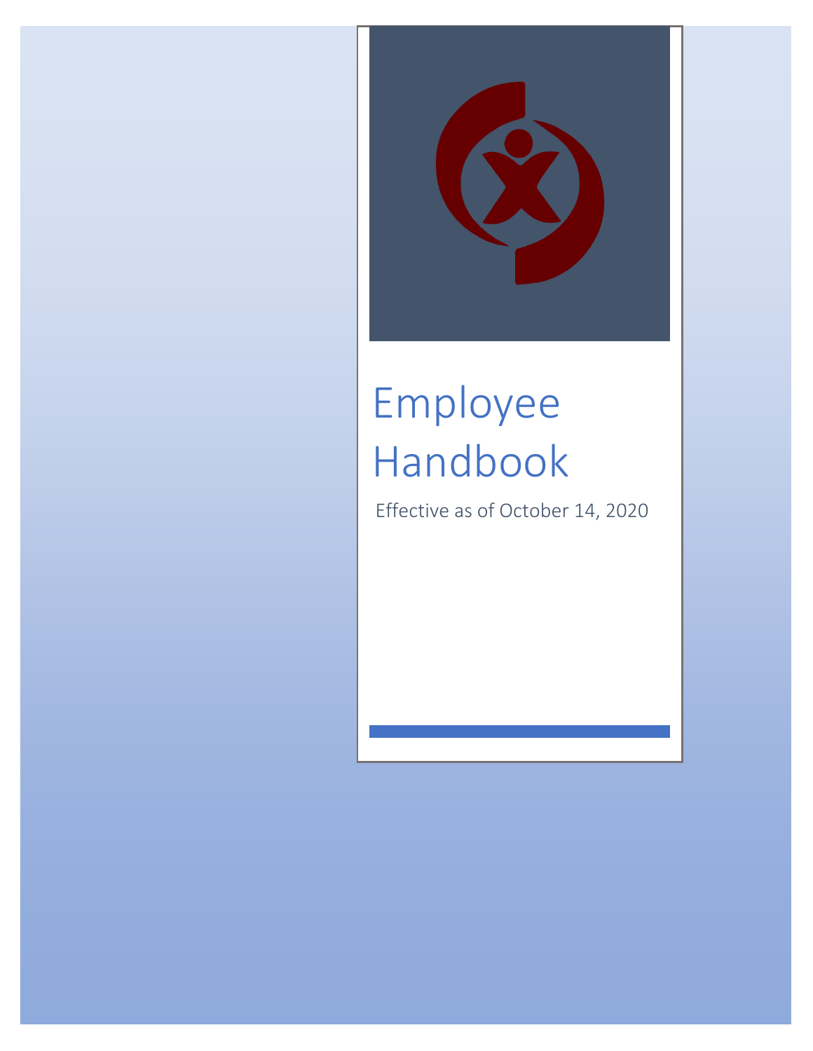# Employee Handbook

Effective as of October 14, 2020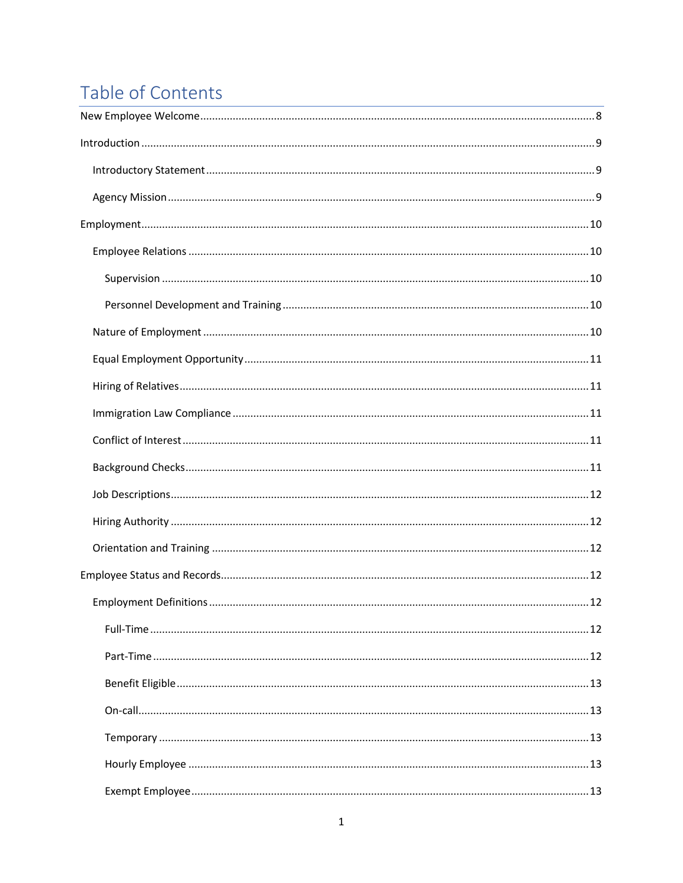# Table of Contents

- New Employee Welcome ..... 8
- Introduction ..... 9
  - Introductory Statement ..... 9
  - Agency Mission ..... 9
- Employment ..... 10
  - Employee Relations ..... 10
    - Supervision ..... 10
    - Personnel Development and Training ..... 10
  - Nature of Employment ..... 10
  - Equal Employment Opportunity ..... 11
  - Hiring of Relatives ..... 11
  - Immigration Law Compliance ..... 11
  - Conflict of Interest ..... 11
  - Background Checks ..... 11
  - Job Descriptions ..... 12
  - Hiring Authority ..... 12
  - Orientation and Training ..... 12
- Employee Status and Records ..... 12
  - Employment Definitions ..... 12
    - Full-Time ..... 12
    - Part-Time ..... 12
    - Benefit Eligible ..... 13
    - On-call ..... 13
    - Temporary ..... 13
    - Hourly Employee ..... 13
    - Exempt Employee ..... 13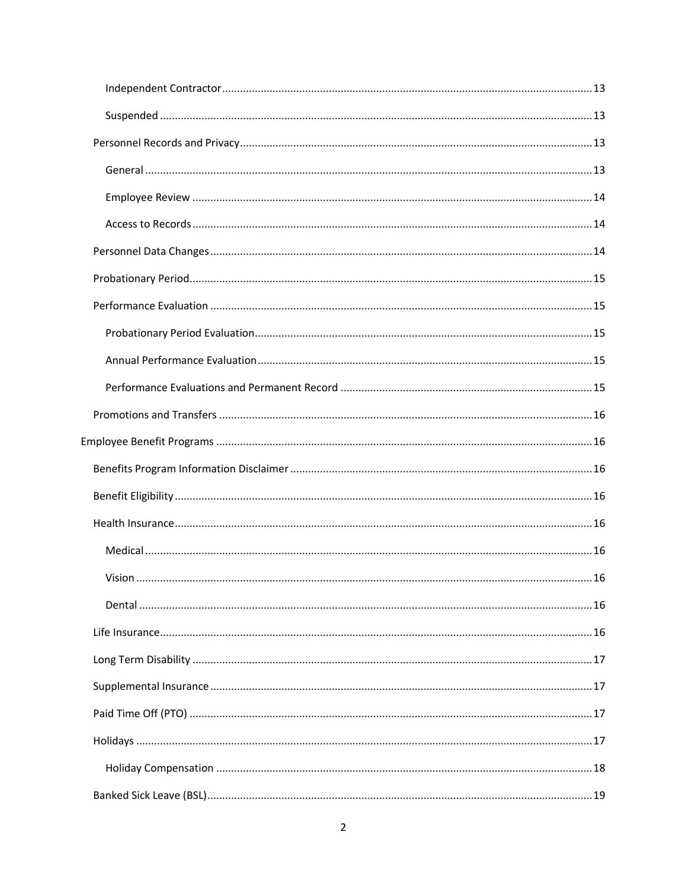- Independent Contractor ..... 13
- Suspended ..... 13
- Personnel Records and Privacy ..... 13
  - General ..... 13
  - Employee Review ..... 14
  - Access to Records ..... 14
- Personnel Data Changes ..... 14
- Probationary Period ..... 15
- Performance Evaluation ..... 15
  - Probationary Period Evaluation ..... 15
  - Annual Performance Evaluation ..... 15
  - Performance Evaluations and Permanent Record ..... 15
- Promotions and Transfers ..... 16

Employee Benefit Programs ..... 16

- Benefits Program Information Disclaimer ..... 16
- Benefit Eligibility ..... 16
- Health Insurance ..... 16
  - Medical ..... 16
  - Vision ..... 16
  - Dental ..... 16
- Life Insurance ..... 16
- Long Term Disability ..... 17
- Supplemental Insurance ..... 17
- Paid Time Off (PTO) ..... 17
- Holidays ..... 17
  - Holiday Compensation ..... 18
- Banked Sick Leave (BSL) ..... 19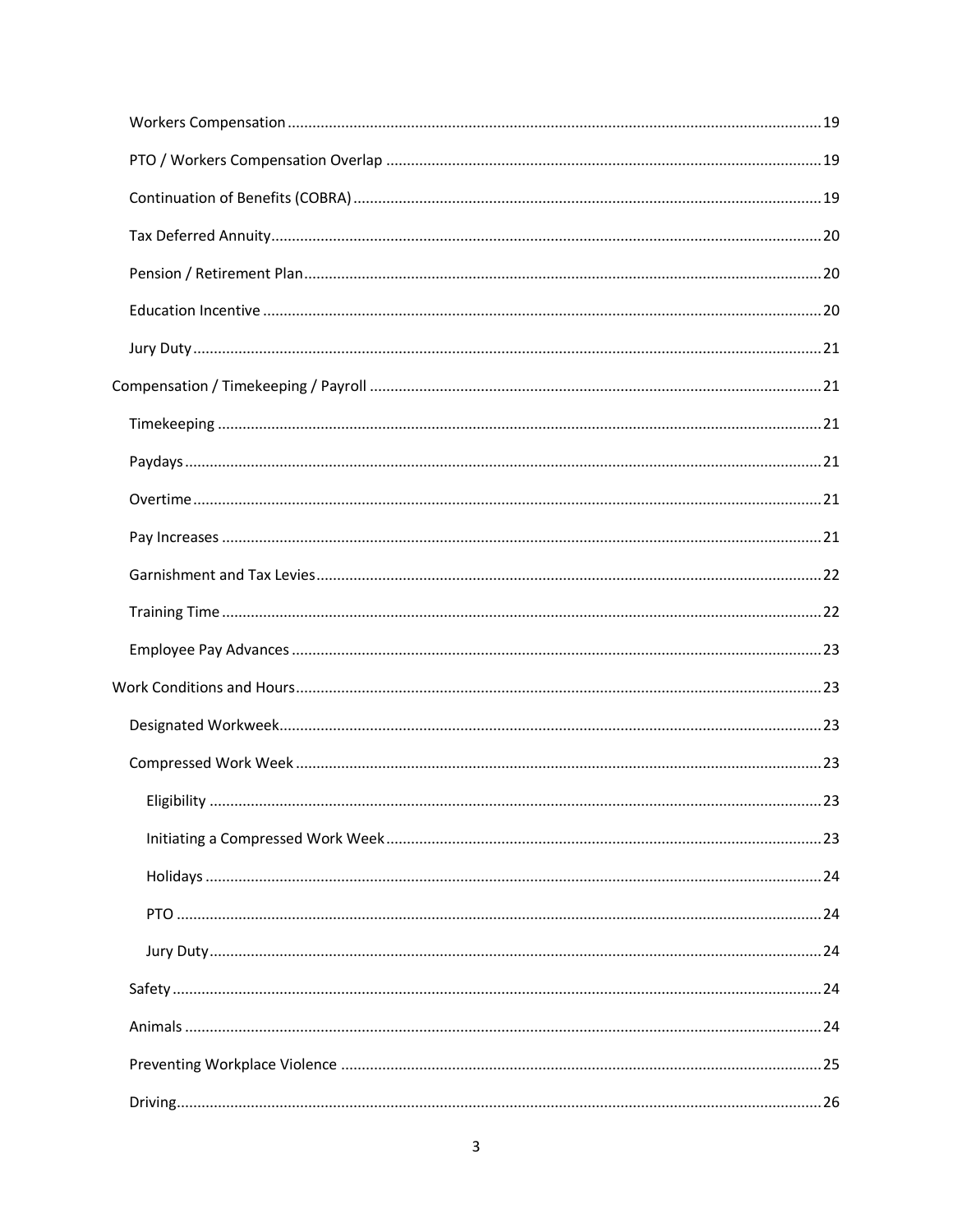- Workers Compensation ... 19
- PTO / Workers Compensation Overlap ... 19
- Continuation of Benefits (COBRA) ... 19
- Tax Deferred Annuity ... 20
- Pension / Retirement Plan ... 20
- Education Incentive ... 20
- Jury Duty ... 21

Compensation / Timekeeping / Payroll ... 21

- Timekeeping ... 21
- Paydays ... 21
- Overtime ... 21
- Pay Increases ... 21
- Garnishment and Tax Levies ... 22
- Training Time ... 22
- Employee Pay Advances ... 23

Work Conditions and Hours ... 23

- Designated Workweek ... 23
- Compressed Work Week ... 23
  - Eligibility ... 23
  - Initiating a Compressed Work Week ... 23
  - Holidays ... 24
  - PTO ... 24
  - Jury Duty ... 24
- Safety ... 24
- Animals ... 24
- Preventing Workplace Violence ... 25
- Driving ... 26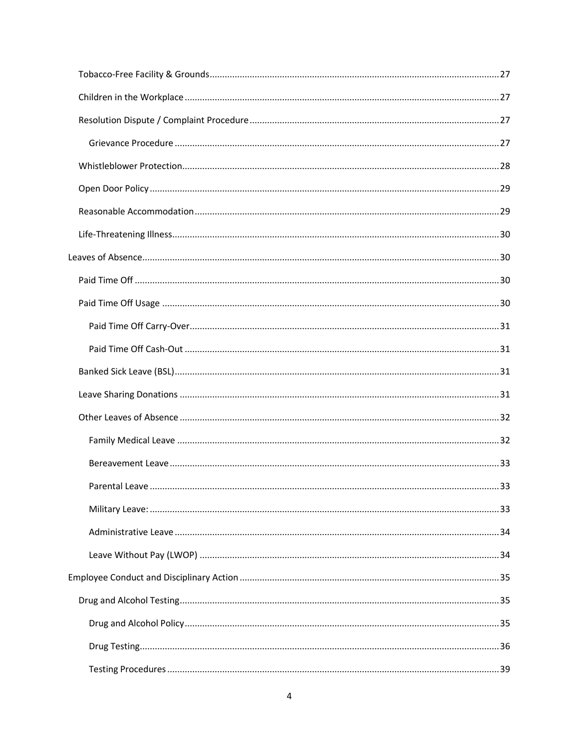- Tobacco-Free Facility & Grounds ... 27
- Children in the Workplace ... 27
- Resolution Dispute / Complaint Procedure ... 27
  - Grievance Procedure ... 27
- Whistleblower Protection ... 28
- Open Door Policy ... 29
- Reasonable Accommodation ... 29
- Life-Threatening Illness ... 30

Leaves of Absence ... 30

- Paid Time Off ... 30
- Paid Time Off Usage ... 30
  - Paid Time Off Carry-Over ... 31
  - Paid Time Off Cash-Out ... 31
- Banked Sick Leave (BSL) ... 31
- Leave Sharing Donations ... 31
- Other Leaves of Absence ... 32
  - Family Medical Leave ... 32
  - Bereavement Leave ... 33
  - Parental Leave ... 33
  - Military Leave: ... 33
  - Administrative Leave ... 34
  - Leave Without Pay (LWOP) ... 34

Employee Conduct and Disciplinary Action ... 35

- Drug and Alcohol Testing ... 35
  - Drug and Alcohol Policy ... 35
  - Drug Testing ... 36
  - Testing Procedures ... 39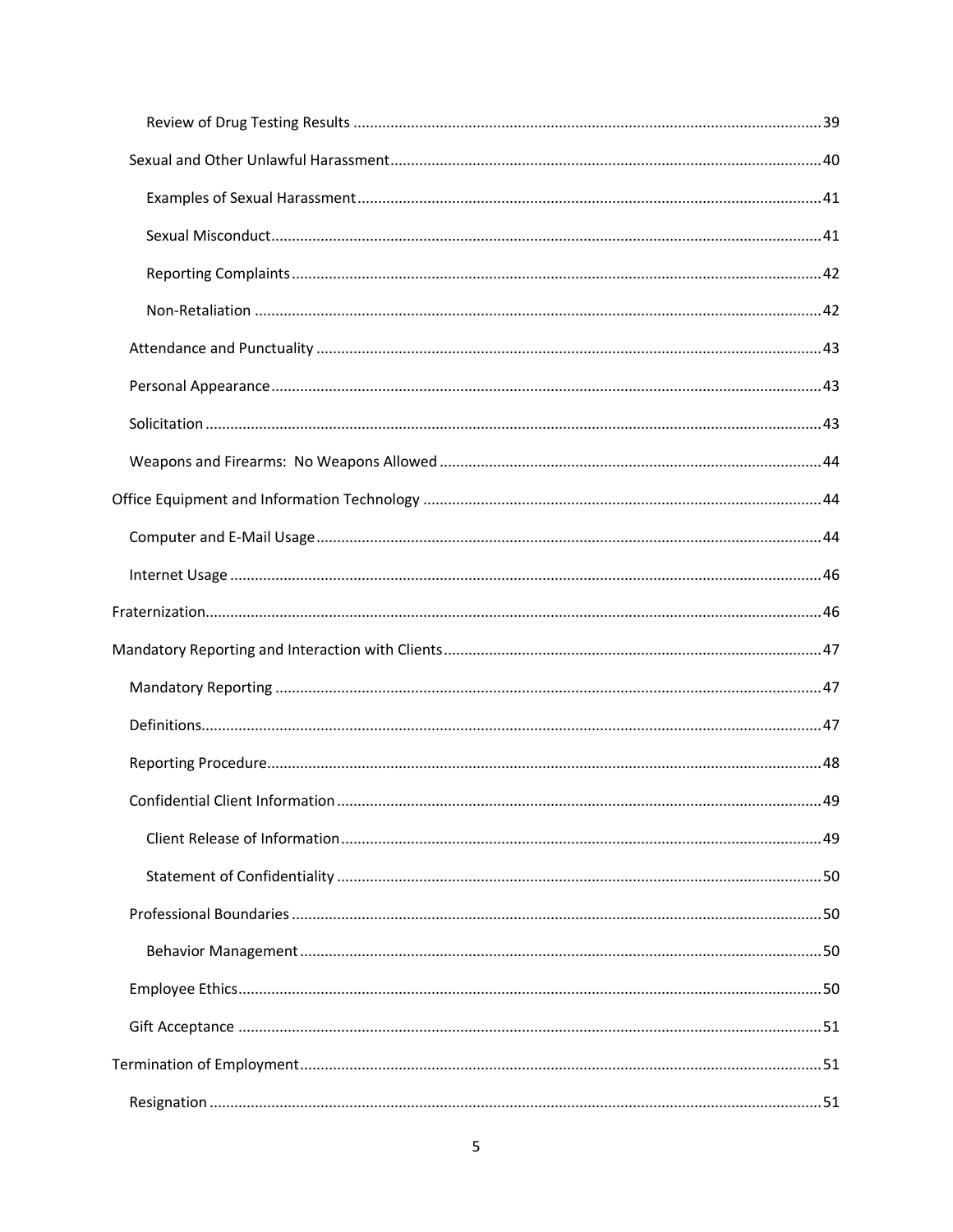- Review of Drug Testing Results ........ 39
- Sexual and Other Unlawful Harassment ........ 40
  - Examples of Sexual Harassment ........ 41
  - Sexual Misconduct ........ 41
  - Reporting Complaints ........ 42
  - Non-Retaliation ........ 42
- Attendance and Punctuality ........ 43
- Personal Appearance ........ 43
- Solicitation ........ 43
- Weapons and Firearms: No Weapons Allowed ........ 44

Office Equipment and Information Technology ........ 44

- Computer and E-Mail Usage ........ 44
- Internet Usage ........ 46

Fraternization ........ 46

Mandatory Reporting and Interaction with Clients ........ 47

- Mandatory Reporting ........ 47
- Definitions ........ 47
- Reporting Procedure ........ 48
- Confidential Client Information ........ 49
  - Client Release of Information ........ 49
  - Statement of Confidentiality ........ 50
- Professional Boundaries ........ 50
  - Behavior Management ........ 50
- Employee Ethics ........ 50
- Gift Acceptance ........ 51

Termination of Employment ........ 51

- Resignation ........ 51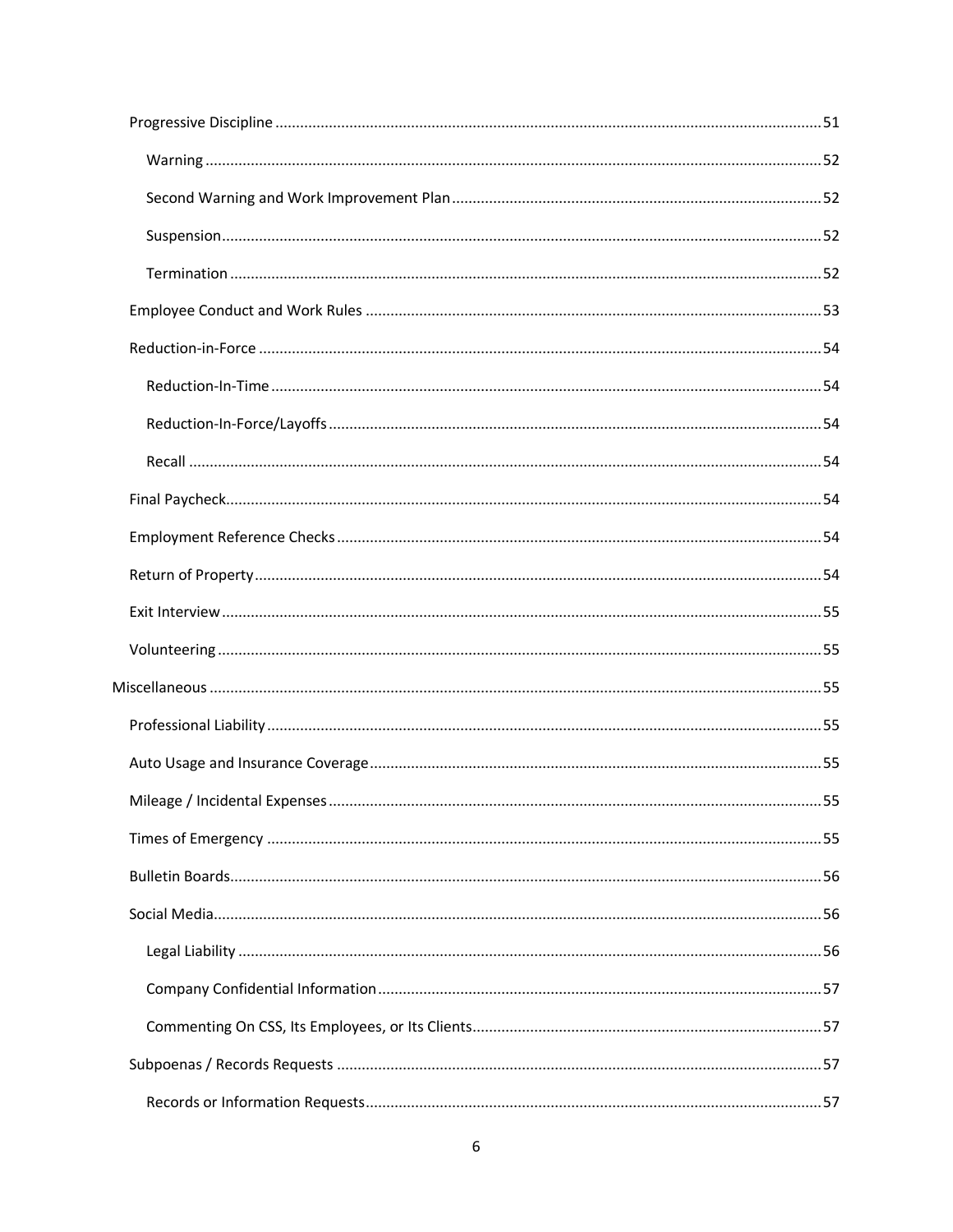- Progressive Discipline ........ 51
  - Warning ........ 52
  - Second Warning and Work Improvement Plan ........ 52
  - Suspension ........ 52
  - Termination ........ 52
- Employee Conduct and Work Rules ........ 53
- Reduction-in-Force ........ 54
  - Reduction-In-Time ........ 54
  - Reduction-In-Force/Layoffs ........ 54
  - Recall ........ 54
- Final Paycheck ........ 54
- Employment Reference Checks ........ 54
- Return of Property ........ 54
- Exit Interview ........ 55
- Volunteering ........ 55

Miscellaneous ........ 55

- Professional Liability ........ 55
- Auto Usage and Insurance Coverage ........ 55
- Mileage / Incidental Expenses ........ 55
- Times of Emergency ........ 55
- Bulletin Boards ........ 56
- Social Media ........ 56
  - Legal Liability ........ 56
  - Company Confidential Information ........ 57
  - Commenting On CSS, Its Employees, or Its Clients ........ 57
- Subpoenas / Records Requests ........ 57
  - Records or Information Requests ........ 57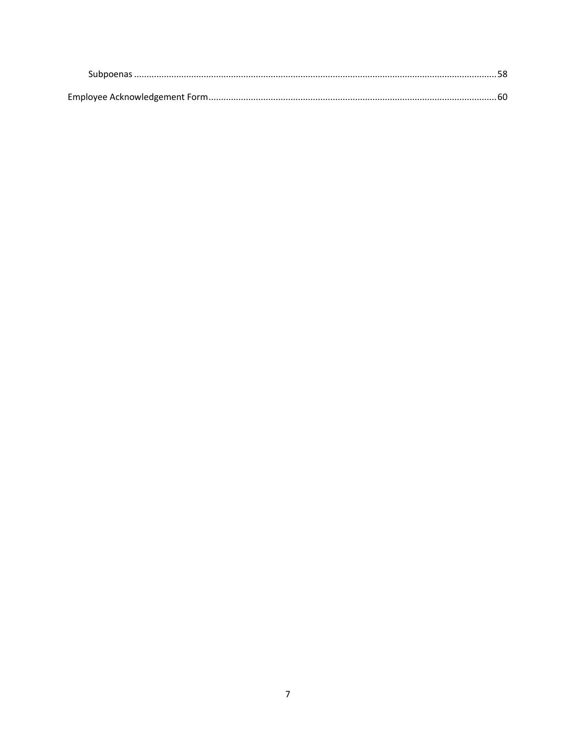Subpoenas ........................................................................................................................................ 58

Employee Acknowledgement Form ................................................................................................... 60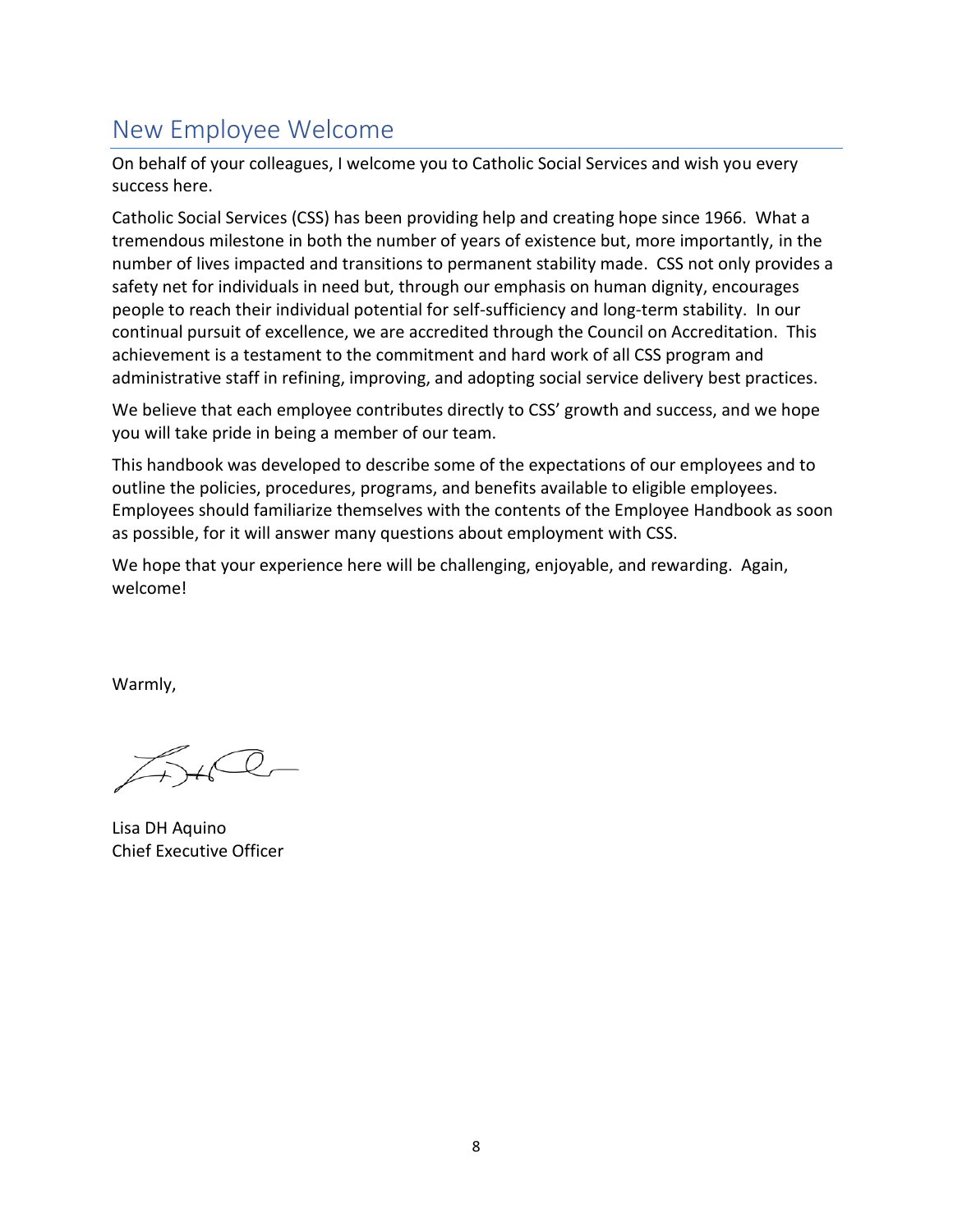## New Employee Welcome

On behalf of your colleagues, I welcome you to Catholic Social Services and wish you every success here.

Catholic Social Services (CSS) has been providing help and creating hope since 1966. What a tremendous milestone in both the number of years of existence but, more importantly, in the number of lives impacted and transitions to permanent stability made. CSS not only provides a safety net for individuals in need but, through our emphasis on human dignity, encourages people to reach their individual potential for self-sufficiency and long-term stability. In our continual pursuit of excellence, we are accredited through the Council on Accreditation. This achievement is a testament to the commitment and hard work of all CSS program and administrative staff in refining, improving, and adopting social service delivery best practices.

We believe that each employee contributes directly to CSS' growth and success, and we hope you will take pride in being a member of our team.

This handbook was developed to describe some of the expectations of our employees and to outline the policies, procedures, programs, and benefits available to eligible employees. Employees should familiarize themselves with the contents of the Employee Handbook as soon as possible, for it will answer many questions about employment with CSS.

We hope that your experience here will be challenging, enjoyable, and rewarding. Again, welcome!

Warmly,

Lisa DH Aquino
Chief Executive Officer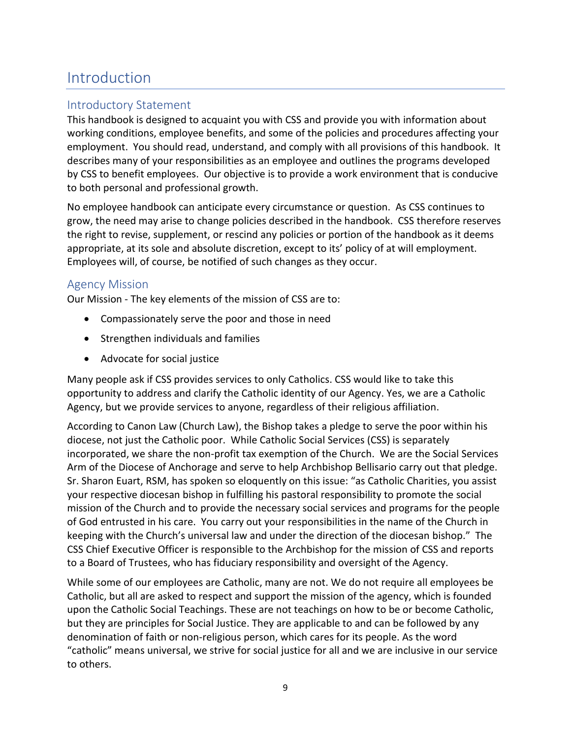# Introduction

## Introductory Statement

This handbook is designed to acquaint you with CSS and provide you with information about working conditions, employee benefits, and some of the policies and procedures affecting your employment. You should read, understand, and comply with all provisions of this handbook. It describes many of your responsibilities as an employee and outlines the programs developed by CSS to benefit employees. Our objective is to provide a work environment that is conducive to both personal and professional growth.

No employee handbook can anticipate every circumstance or question. As CSS continues to grow, the need may arise to change policies described in the handbook. CSS therefore reserves the right to revise, supplement, or rescind any policies or portion of the handbook as it deems appropriate, at its sole and absolute discretion, except to its' policy of at will employment. Employees will, of course, be notified of such changes as they occur.

## Agency Mission

Our Mission - The key elements of the mission of CSS are to:

- Compassionately serve the poor and those in need
- Strengthen individuals and families
- Advocate for social justice

Many people ask if CSS provides services to only Catholics. CSS would like to take this opportunity to address and clarify the Catholic identity of our Agency. Yes, we are a Catholic Agency, but we provide services to anyone, regardless of their religious affiliation.

According to Canon Law (Church Law), the Bishop takes a pledge to serve the poor within his diocese, not just the Catholic poor. While Catholic Social Services (CSS) is separately incorporated, we share the non-profit tax exemption of the Church. We are the Social Services Arm of the Diocese of Anchorage and serve to help Archbishop Bellisario carry out that pledge. Sr. Sharon Euart, RSM, has spoken so eloquently on this issue: "as Catholic Charities, you assist your respective diocesan bishop in fulfilling his pastoral responsibility to promote the social mission of the Church and to provide the necessary social services and programs for the people of God entrusted in his care. You carry out your responsibilities in the name of the Church in keeping with the Church's universal law and under the direction of the diocesan bishop." The CSS Chief Executive Officer is responsible to the Archbishop for the mission of CSS and reports to a Board of Trustees, who has fiduciary responsibility and oversight of the Agency.

While some of our employees are Catholic, many are not. We do not require all employees be Catholic, but all are asked to respect and support the mission of the agency, which is founded upon the Catholic Social Teachings. These are not teachings on how to be or become Catholic, but they are principles for Social Justice. They are applicable to and can be followed by any denomination of faith or non-religious person, which cares for its people. As the word "catholic" means universal, we strive for social justice for all and we are inclusive in our service to others.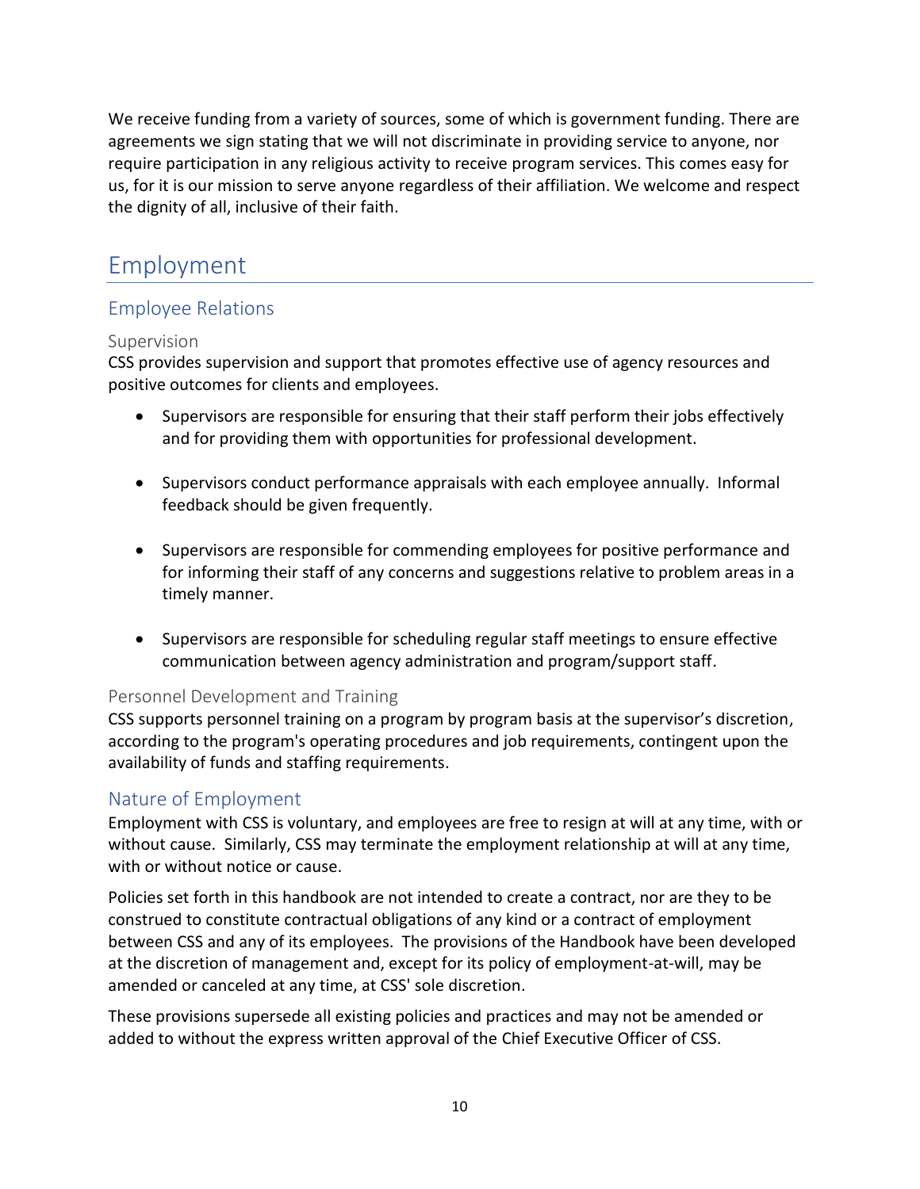We receive funding from a variety of sources, some of which is government funding. There are agreements we sign stating that we will not discriminate in providing service to anyone, nor require participation in any religious activity to receive program services. This comes easy for us, for it is our mission to serve anyone regardless of their affiliation. We welcome and respect the dignity of all, inclusive of their faith.

# Employment

## Employee Relations

### Supervision

CSS provides supervision and support that promotes effective use of agency resources and positive outcomes for clients and employees.

- Supervisors are responsible for ensuring that their staff perform their jobs effectively and for providing them with opportunities for professional development.
- Supervisors conduct performance appraisals with each employee annually. Informal feedback should be given frequently.
- Supervisors are responsible for commending employees for positive performance and for informing their staff of any concerns and suggestions relative to problem areas in a timely manner.
- Supervisors are responsible for scheduling regular staff meetings to ensure effective communication between agency administration and program/support staff.

### Personnel Development and Training

CSS supports personnel training on a program by program basis at the supervisor's discretion, according to the program's operating procedures and job requirements, contingent upon the availability of funds and staffing requirements.

## Nature of Employment

Employment with CSS is voluntary, and employees are free to resign at will at any time, with or without cause. Similarly, CSS may terminate the employment relationship at will at any time, with or without notice or cause.

Policies set forth in this handbook are not intended to create a contract, nor are they to be construed to constitute contractual obligations of any kind or a contract of employment between CSS and any of its employees. The provisions of the Handbook have been developed at the discretion of management and, except for its policy of employment-at-will, may be amended or canceled at any time, at CSS' sole discretion.

These provisions supersede all existing policies and practices and may not be amended or added to without the express written approval of the Chief Executive Officer of CSS.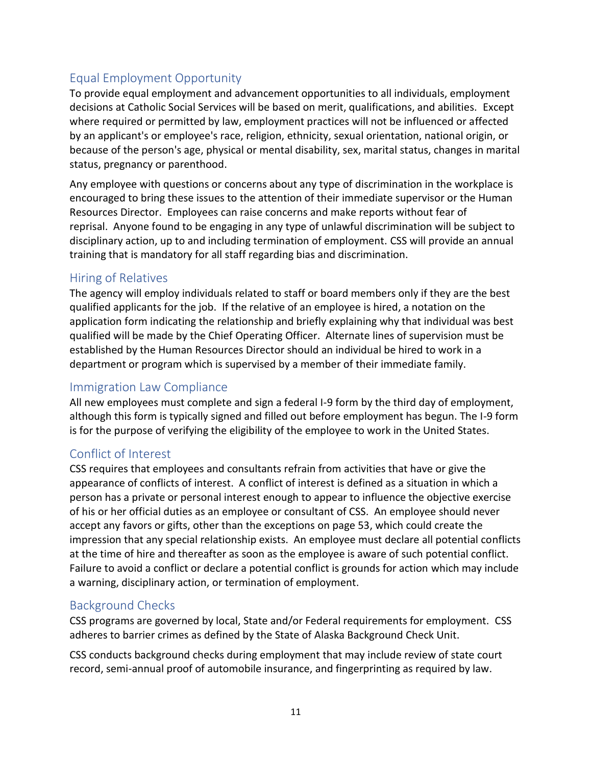## Equal Employment Opportunity

To provide equal employment and advancement opportunities to all individuals, employment decisions at Catholic Social Services will be based on merit, qualifications, and abilities. Except where required or permitted by law, employment practices will not be influenced or affected by an applicant's or employee's race, religion, ethnicity, sexual orientation, national origin, or because of the person's age, physical or mental disability, sex, marital status, changes in marital status, pregnancy or parenthood.

Any employee with questions or concerns about any type of discrimination in the workplace is encouraged to bring these issues to the attention of their immediate supervisor or the Human Resources Director. Employees can raise concerns and make reports without fear of reprisal. Anyone found to be engaging in any type of unlawful discrimination will be subject to disciplinary action, up to and including termination of employment. CSS will provide an annual training that is mandatory for all staff regarding bias and discrimination.

## Hiring of Relatives

The agency will employ individuals related to staff or board members only if they are the best qualified applicants for the job. If the relative of an employee is hired, a notation on the application form indicating the relationship and briefly explaining why that individual was best qualified will be made by the Chief Operating Officer. Alternate lines of supervision must be established by the Human Resources Director should an individual be hired to work in a department or program which is supervised by a member of their immediate family.

## Immigration Law Compliance

All new employees must complete and sign a federal I-9 form by the third day of employment, although this form is typically signed and filled out before employment has begun. The I-9 form is for the purpose of verifying the eligibility of the employee to work in the United States.

## Conflict of Interest

CSS requires that employees and consultants refrain from activities that have or give the appearance of conflicts of interest. A conflict of interest is defined as a situation in which a person has a private or personal interest enough to appear to influence the objective exercise of his or her official duties as an employee or consultant of CSS. An employee should never accept any favors or gifts, other than the exceptions on page 53, which could create the impression that any special relationship exists. An employee must declare all potential conflicts at the time of hire and thereafter as soon as the employee is aware of such potential conflict. Failure to avoid a conflict or declare a potential conflict is grounds for action which may include a warning, disciplinary action, or termination of employment.

## Background Checks

CSS programs are governed by local, State and/or Federal requirements for employment. CSS adheres to barrier crimes as defined by the State of Alaska Background Check Unit.

CSS conducts background checks during employment that may include review of state court record, semi-annual proof of automobile insurance, and fingerprinting as required by law.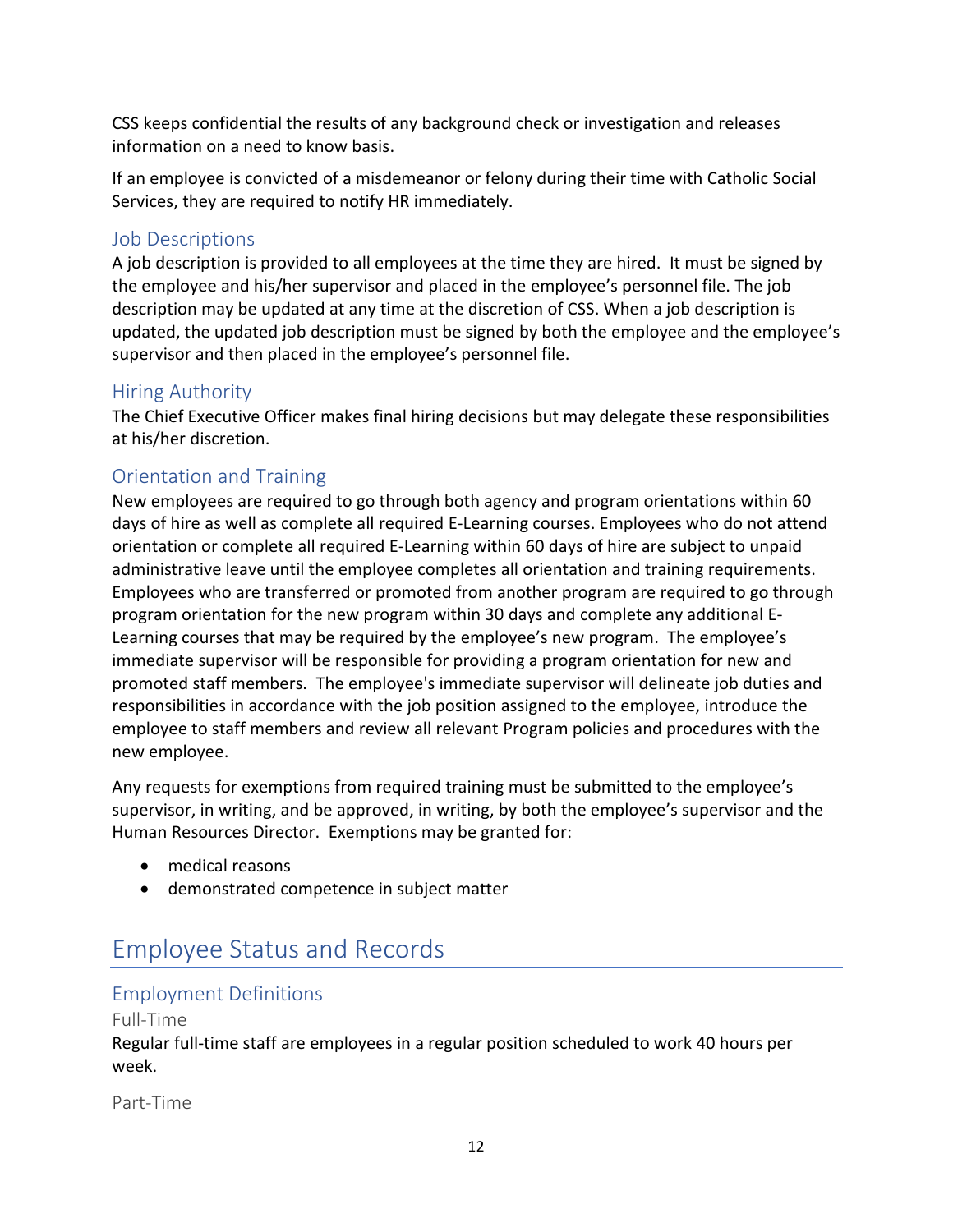CSS keeps confidential the results of any background check or investigation and releases information on a need to know basis.

If an employee is convicted of a misdemeanor or felony during their time with Catholic Social Services, they are required to notify HR immediately.

### Job Descriptions

A job description is provided to all employees at the time they are hired. It must be signed by the employee and his/her supervisor and placed in the employee's personnel file. The job description may be updated at any time at the discretion of CSS. When a job description is updated, the updated job description must be signed by both the employee and the employee's supervisor and then placed in the employee's personnel file.

### Hiring Authority

The Chief Executive Officer makes final hiring decisions but may delegate these responsibilities at his/her discretion.

### Orientation and Training

New employees are required to go through both agency and program orientations within 60 days of hire as well as complete all required E-Learning courses. Employees who do not attend orientation or complete all required E-Learning within 60 days of hire are subject to unpaid administrative leave until the employee completes all orientation and training requirements. Employees who are transferred or promoted from another program are required to go through program orientation for the new program within 30 days and complete any additional E-Learning courses that may be required by the employee's new program. The employee's immediate supervisor will be responsible for providing a program orientation for new and promoted staff members. The employee's immediate supervisor will delineate job duties and responsibilities in accordance with the job position assigned to the employee, introduce the employee to staff members and review all relevant Program policies and procedures with the new employee.

Any requests for exemptions from required training must be submitted to the employee's supervisor, in writing, and be approved, in writing, by both the employee's supervisor and the Human Resources Director. Exemptions may be granted for:

- medical reasons
- demonstrated competence in subject matter

## Employee Status and Records

### Employment Definitions

#### Full-Time

Regular full-time staff are employees in a regular position scheduled to work 40 hours per week.

#### Part-Time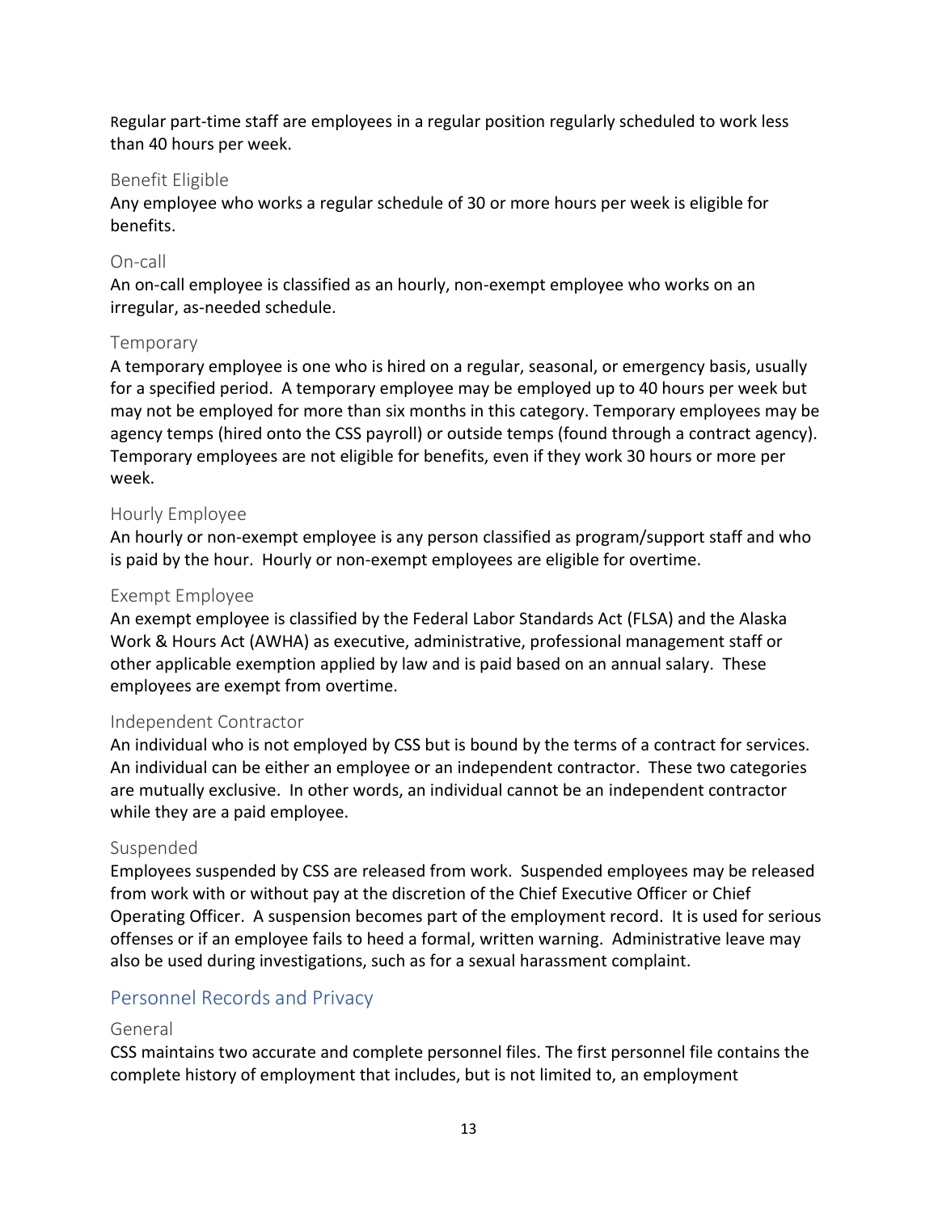Regular part-time staff are employees in a regular position regularly scheduled to work less than 40 hours per week.

### Benefit Eligible

Any employee who works a regular schedule of 30 or more hours per week is eligible for benefits.

### On-call

An on-call employee is classified as an hourly, non-exempt employee who works on an irregular, as-needed schedule.

### Temporary

A temporary employee is one who is hired on a regular, seasonal, or emergency basis, usually for a specified period. A temporary employee may be employed up to 40 hours per week but may not be employed for more than six months in this category. Temporary employees may be agency temps (hired onto the CSS payroll) or outside temps (found through a contract agency). Temporary employees are not eligible for benefits, even if they work 30 hours or more per week.

### Hourly Employee

An hourly or non-exempt employee is any person classified as program/support staff and who is paid by the hour. Hourly or non-exempt employees are eligible for overtime.

### Exempt Employee

An exempt employee is classified by the Federal Labor Standards Act (FLSA) and the Alaska Work & Hours Act (AWHA) as executive, administrative, professional management staff or other applicable exemption applied by law and is paid based on an annual salary. These employees are exempt from overtime.

### Independent Contractor

An individual who is not employed by CSS but is bound by the terms of a contract for services. An individual can be either an employee or an independent contractor. These two categories are mutually exclusive. In other words, an individual cannot be an independent contractor while they are a paid employee.

### Suspended

Employees suspended by CSS are released from work. Suspended employees may be released from work with or without pay at the discretion of the Chief Executive Officer or Chief Operating Officer. A suspension becomes part of the employment record. It is used for serious offenses or if an employee fails to heed a formal, written warning. Administrative leave may also be used during investigations, such as for a sexual harassment complaint.

## Personnel Records and Privacy

### General

CSS maintains two accurate and complete personnel files. The first personnel file contains the complete history of employment that includes, but is not limited to, an employment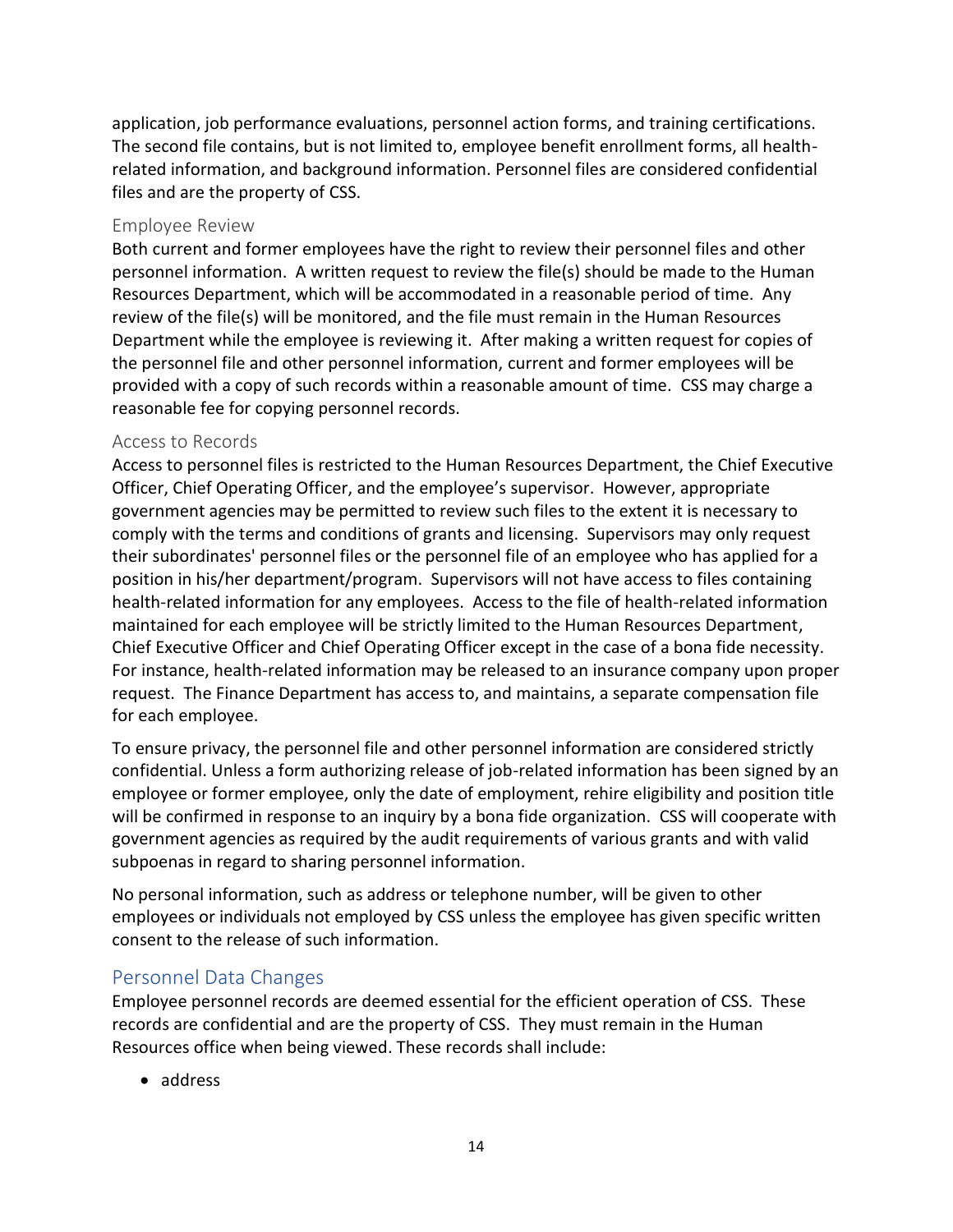application, job performance evaluations, personnel action forms, and training certifications. The second file contains, but is not limited to, employee benefit enrollment forms, all health-related information, and background information. Personnel files are considered confidential files and are the property of CSS.

### Employee Review

Both current and former employees have the right to review their personnel files and other personnel information. A written request to review the file(s) should be made to the Human Resources Department, which will be accommodated in a reasonable period of time. Any review of the file(s) will be monitored, and the file must remain in the Human Resources Department while the employee is reviewing it. After making a written request for copies of the personnel file and other personnel information, current and former employees will be provided with a copy of such records within a reasonable amount of time. CSS may charge a reasonable fee for copying personnel records.

### Access to Records

Access to personnel files is restricted to the Human Resources Department, the Chief Executive Officer, Chief Operating Officer, and the employee's supervisor. However, appropriate government agencies may be permitted to review such files to the extent it is necessary to comply with the terms and conditions of grants and licensing. Supervisors may only request their subordinates' personnel files or the personnel file of an employee who has applied for a position in his/her department/program. Supervisors will not have access to files containing health-related information for any employees. Access to the file of health-related information maintained for each employee will be strictly limited to the Human Resources Department, Chief Executive Officer and Chief Operating Officer except in the case of a bona fide necessity. For instance, health-related information may be released to an insurance company upon proper request. The Finance Department has access to, and maintains, a separate compensation file for each employee.

To ensure privacy, the personnel file and other personnel information are considered strictly confidential. Unless a form authorizing release of job-related information has been signed by an employee or former employee, only the date of employment, rehire eligibility and position title will be confirmed in response to an inquiry by a bona fide organization. CSS will cooperate with government agencies as required by the audit requirements of various grants and with valid subpoenas in regard to sharing personnel information.

No personal information, such as address or telephone number, will be given to other employees or individuals not employed by CSS unless the employee has given specific written consent to the release of such information.

## Personnel Data Changes

Employee personnel records are deemed essential for the efficient operation of CSS. These records are confidential and are the property of CSS. They must remain in the Human Resources office when being viewed. These records shall include:

- address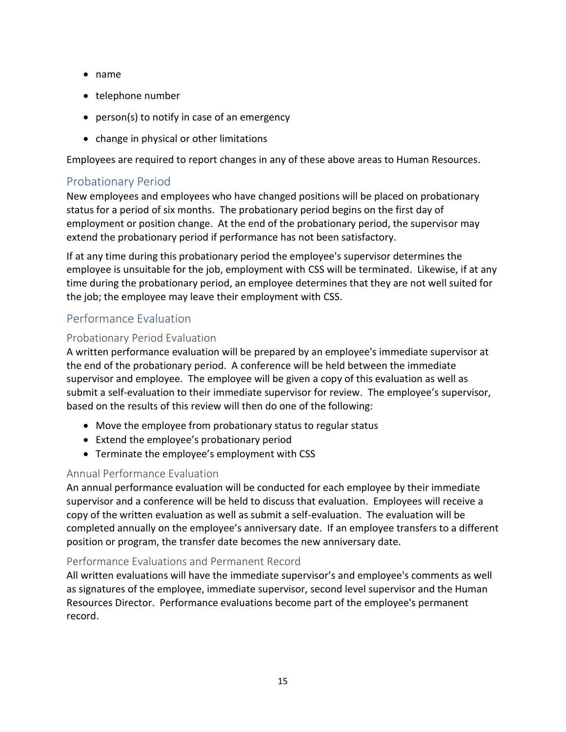- name
- telephone number
- person(s) to notify in case of an emergency
- change in physical or other limitations

Employees are required to report changes in any of these above areas to Human Resources.

## Probationary Period

New employees and employees who have changed positions will be placed on probationary status for a period of six months. The probationary period begins on the first day of employment or position change. At the end of the probationary period, the supervisor may extend the probationary period if performance has not been satisfactory.

If at any time during this probationary period the employee's supervisor determines the employee is unsuitable for the job, employment with CSS will be terminated. Likewise, if at any time during the probationary period, an employee determines that they are not well suited for the job; the employee may leave their employment with CSS.

## Performance Evaluation

### Probationary Period Evaluation

A written performance evaluation will be prepared by an employee's immediate supervisor at the end of the probationary period. A conference will be held between the immediate supervisor and employee. The employee will be given a copy of this evaluation as well as submit a self-evaluation to their immediate supervisor for review. The employee's supervisor, based on the results of this review will then do one of the following:

- Move the employee from probationary status to regular status
- Extend the employee's probationary period
- Terminate the employee's employment with CSS

### Annual Performance Evaluation

An annual performance evaluation will be conducted for each employee by their immediate supervisor and a conference will be held to discuss that evaluation. Employees will receive a copy of the written evaluation as well as submit a self-evaluation. The evaluation will be completed annually on the employee's anniversary date. If an employee transfers to a different position or program, the transfer date becomes the new anniversary date.

### Performance Evaluations and Permanent Record

All written evaluations will have the immediate supervisor's and employee's comments as well as signatures of the employee, immediate supervisor, second level supervisor and the Human Resources Director. Performance evaluations become part of the employee's permanent record.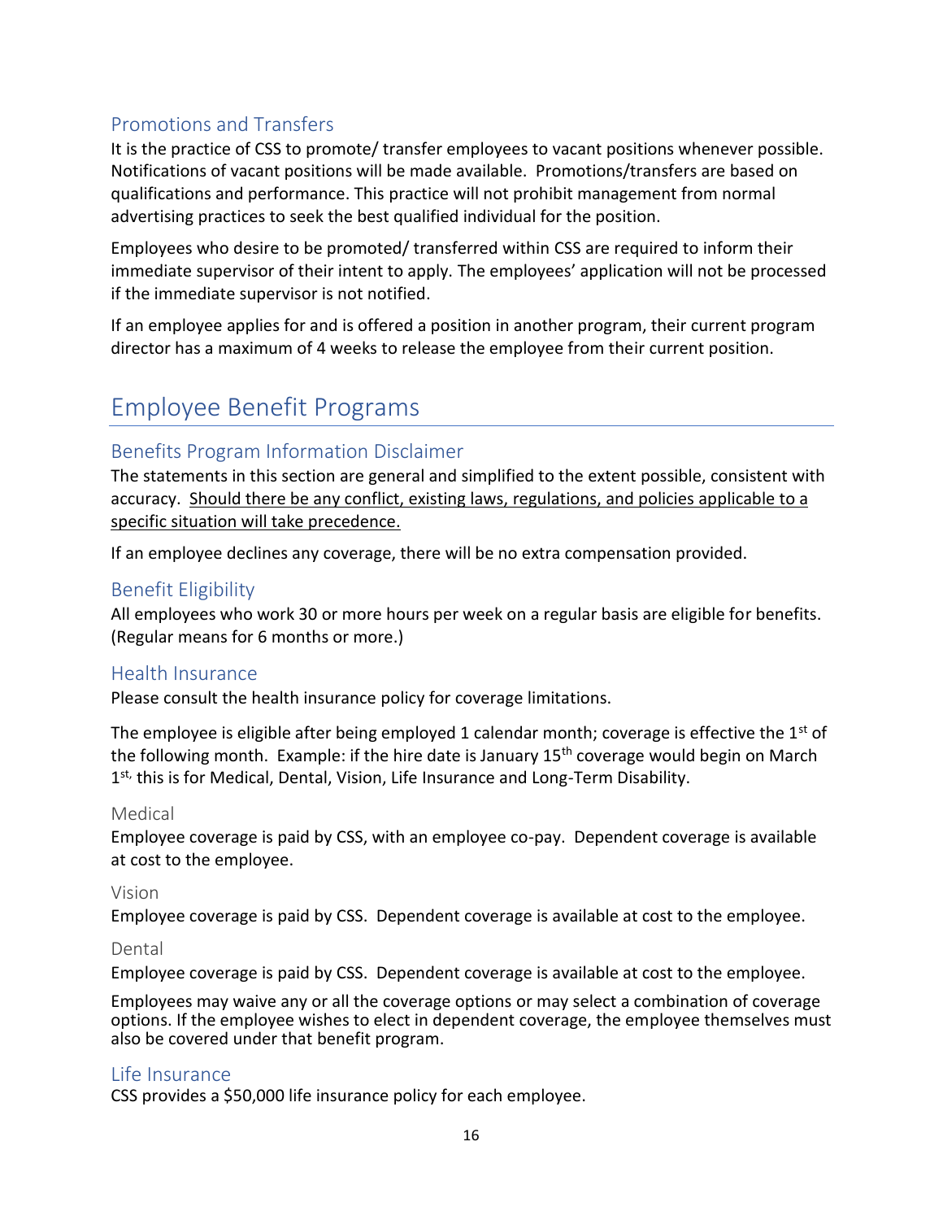## Promotions and Transfers

It is the practice of CSS to promote/ transfer employees to vacant positions whenever possible. Notifications of vacant positions will be made available. Promotions/transfers are based on qualifications and performance. This practice will not prohibit management from normal advertising practices to seek the best qualified individual for the position.

Employees who desire to be promoted/ transferred within CSS are required to inform their immediate supervisor of their intent to apply. The employees' application will not be processed if the immediate supervisor is not notified.

If an employee applies for and is offered a position in another program, their current program director has a maximum of 4 weeks to release the employee from their current position.

# Employee Benefit Programs

## Benefits Program Information Disclaimer

The statements in this section are general and simplified to the extent possible, consistent with accuracy. <u>Should there be any conflict, existing laws, regulations, and policies applicable to a specific situation will take precedence.</u>

If an employee declines any coverage, there will be no extra compensation provided.

## Benefit Eligibility

All employees who work 30 or more hours per week on a regular basis are eligible for benefits. (Regular means for 6 months or more.)

## Health Insurance

Please consult the health insurance policy for coverage limitations.

The employee is eligible after being employed 1 calendar month; coverage is effective the 1st of the following month. Example: if the hire date is January 15th coverage would begin on March 1st, this is for Medical, Dental, Vision, Life Insurance and Long-Term Disability.

### Medical

Employee coverage is paid by CSS, with an employee co-pay. Dependent coverage is available at cost to the employee.

### Vision

Employee coverage is paid by CSS. Dependent coverage is available at cost to the employee.

### Dental

Employee coverage is paid by CSS. Dependent coverage is available at cost to the employee.

Employees may waive any or all the coverage options or may select a combination of coverage options. If the employee wishes to elect in dependent coverage, the employee themselves must also be covered under that benefit program.

## Life Insurance

CSS provides a $50,000 life insurance policy for each employee.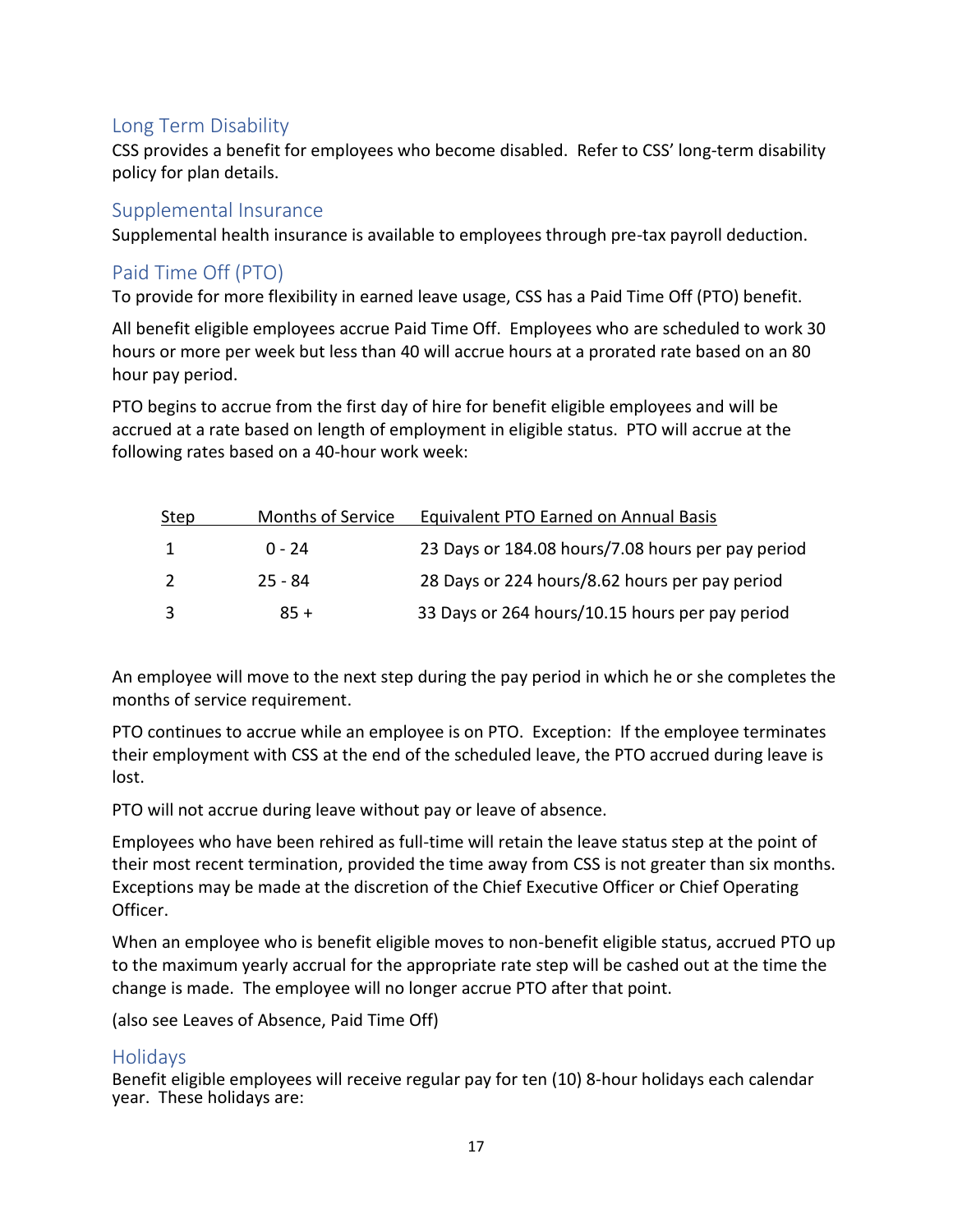## Long Term Disability

CSS provides a benefit for employees who become disabled. Refer to CSS' long-term disability policy for plan details.

## Supplemental Insurance

Supplemental health insurance is available to employees through pre-tax payroll deduction.

## Paid Time Off (PTO)

To provide for more flexibility in earned leave usage, CSS has a Paid Time Off (PTO) benefit.

All benefit eligible employees accrue Paid Time Off. Employees who are scheduled to work 30 hours or more per week but less than 40 will accrue hours at a prorated rate based on an 80 hour pay period.

PTO begins to accrue from the first day of hire for benefit eligible employees and will be accrued at a rate based on length of employment in eligible status. PTO will accrue at the following rates based on a 40-hour work week:

| Step | Months of Service | Equivalent PTO Earned on Annual Basis |
|---|---|---|
| 1 | 0 - 24 | 23 Days or 184.08 hours/7.08 hours per pay period |
| 2 | 25 - 84 | 28 Days or 224 hours/8.62 hours per pay period |
| 3 | 85 + | 33 Days or 264 hours/10.15 hours per pay period |

An employee will move to the next step during the pay period in which he or she completes the months of service requirement.

PTO continues to accrue while an employee is on PTO. Exception: If the employee terminates their employment with CSS at the end of the scheduled leave, the PTO accrued during leave is lost.

PTO will not accrue during leave without pay or leave of absence.

Employees who have been rehired as full-time will retain the leave status step at the point of their most recent termination, provided the time away from CSS is not greater than six months. Exceptions may be made at the discretion of the Chief Executive Officer or Chief Operating Officer.

When an employee who is benefit eligible moves to non-benefit eligible status, accrued PTO up to the maximum yearly accrual for the appropriate rate step will be cashed out at the time the change is made. The employee will no longer accrue PTO after that point.

(also see Leaves of Absence, Paid Time Off)

## Holidays

Benefit eligible employees will receive regular pay for ten (10) 8-hour holidays each calendar year. These holidays are: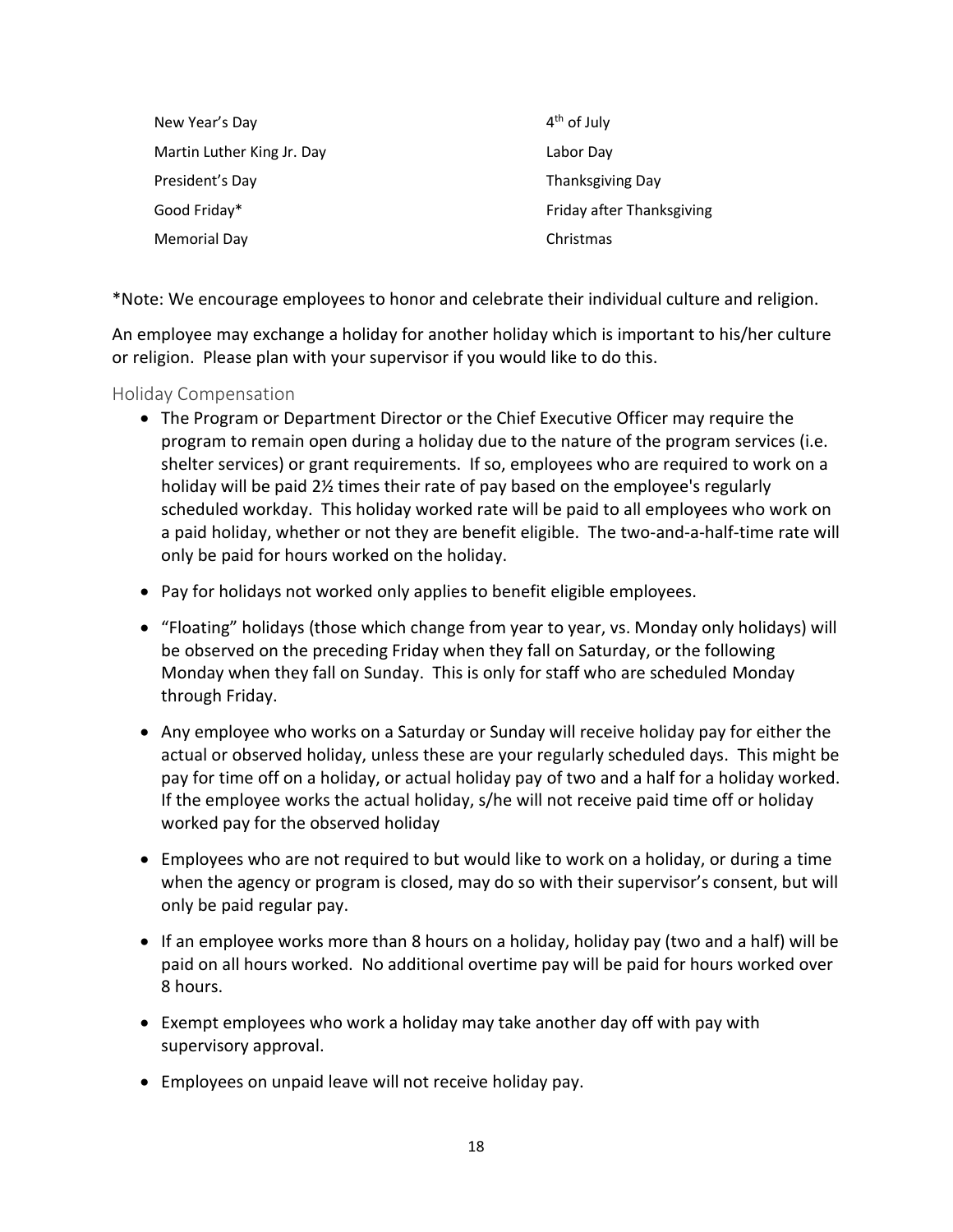| | |
|---|---|
| New Year's Day | 4th of July |
| Martin Luther King Jr. Day | Labor Day |
| President's Day | Thanksgiving Day |
| Good Friday* | Friday after Thanksgiving |
| Memorial Day | Christmas |

*Note: We encourage employees to honor and celebrate their individual culture and religion.

An employee may exchange a holiday for another holiday which is important to his/her culture or religion. Please plan with your supervisor if you would like to do this.

### Holiday Compensation

- The Program or Department Director or the Chief Executive Officer may require the program to remain open during a holiday due to the nature of the program services (i.e. shelter services) or grant requirements. If so, employees who are required to work on a holiday will be paid 2½ times their rate of pay based on the employee's regularly scheduled workday. This holiday worked rate will be paid to all employees who work on a paid holiday, whether or not they are benefit eligible. The two-and-a-half-time rate will only be paid for hours worked on the holiday.
- Pay for holidays not worked only applies to benefit eligible employees.
- "Floating" holidays (those which change from year to year, vs. Monday only holidays) will be observed on the preceding Friday when they fall on Saturday, or the following Monday when they fall on Sunday. This is only for staff who are scheduled Monday through Friday.
- Any employee who works on a Saturday or Sunday will receive holiday pay for either the actual or observed holiday, unless these are your regularly scheduled days. This might be pay for time off on a holiday, or actual holiday pay of two and a half for a holiday worked. If the employee works the actual holiday, s/he will not receive paid time off or holiday worked pay for the observed holiday
- Employees who are not required to but would like to work on a holiday, or during a time when the agency or program is closed, may do so with their supervisor's consent, but will only be paid regular pay.
- If an employee works more than 8 hours on a holiday, holiday pay (two and a half) will be paid on all hours worked. No additional overtime pay will be paid for hours worked over 8 hours.
- Exempt employees who work a holiday may take another day off with pay with supervisory approval.
- Employees on unpaid leave will not receive holiday pay.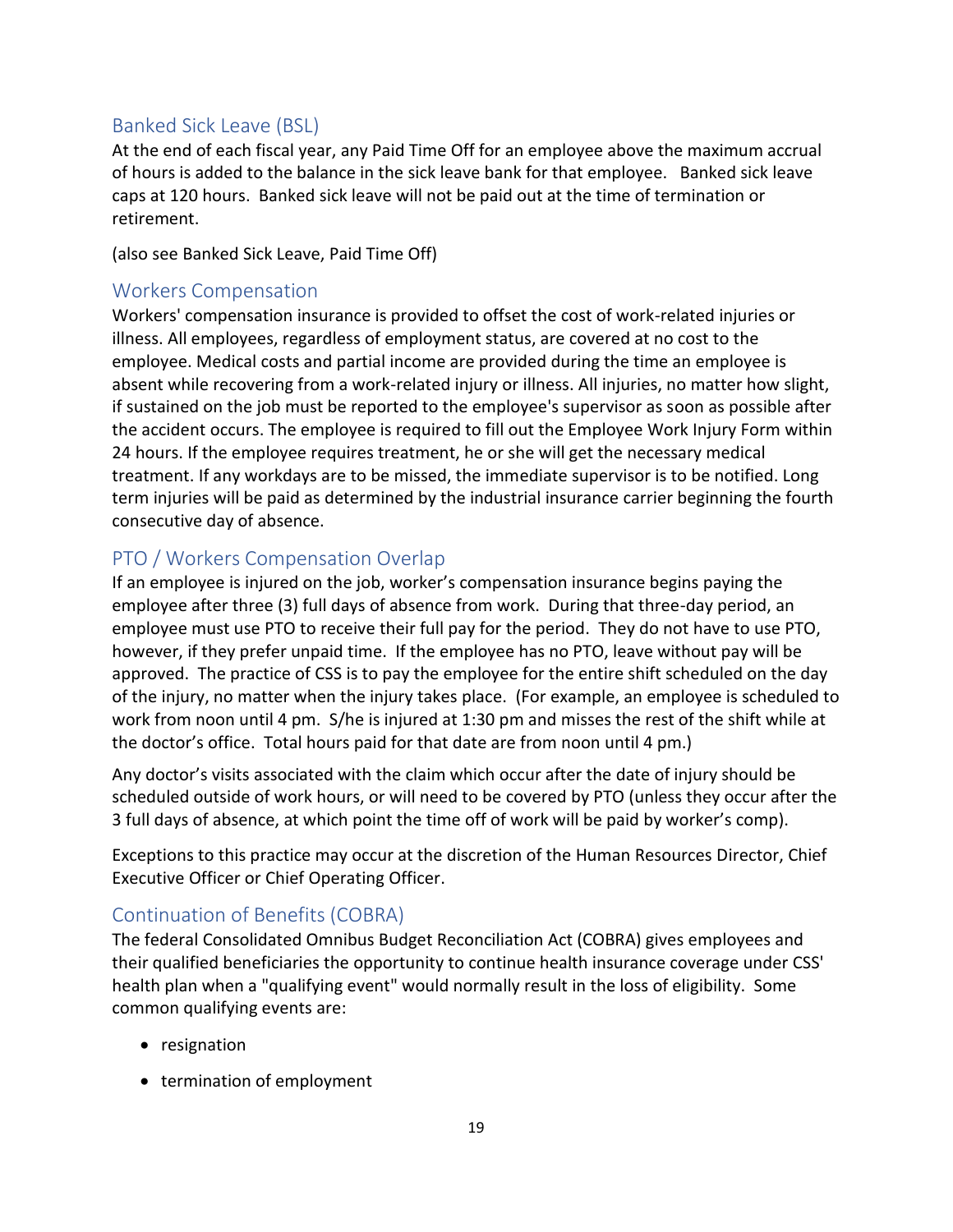## Banked Sick Leave (BSL)

At the end of each fiscal year, any Paid Time Off for an employee above the maximum accrual of hours is added to the balance in the sick leave bank for that employee. Banked sick leave caps at 120 hours. Banked sick leave will not be paid out at the time of termination or retirement.

(also see Banked Sick Leave, Paid Time Off)

## Workers Compensation

Workers' compensation insurance is provided to offset the cost of work-related injuries or illness. All employees, regardless of employment status, are covered at no cost to the employee. Medical costs and partial income are provided during the time an employee is absent while recovering from a work-related injury or illness. All injuries, no matter how slight, if sustained on the job must be reported to the employee's supervisor as soon as possible after the accident occurs. The employee is required to fill out the Employee Work Injury Form within 24 hours. If the employee requires treatment, he or she will get the necessary medical treatment. If any workdays are to be missed, the immediate supervisor is to be notified. Long term injuries will be paid as determined by the industrial insurance carrier beginning the fourth consecutive day of absence.

## PTO / Workers Compensation Overlap

If an employee is injured on the job, worker's compensation insurance begins paying the employee after three (3) full days of absence from work. During that three-day period, an employee must use PTO to receive their full pay for the period. They do not have to use PTO, however, if they prefer unpaid time. If the employee has no PTO, leave without pay will be approved. The practice of CSS is to pay the employee for the entire shift scheduled on the day of the injury, no matter when the injury takes place. (For example, an employee is scheduled to work from noon until 4 pm. S/he is injured at 1:30 pm and misses the rest of the shift while at the doctor's office. Total hours paid for that date are from noon until 4 pm.)

Any doctor's visits associated with the claim which occur after the date of injury should be scheduled outside of work hours, or will need to be covered by PTO (unless they occur after the 3 full days of absence, at which point the time off of work will be paid by worker's comp).

Exceptions to this practice may occur at the discretion of the Human Resources Director, Chief Executive Officer or Chief Operating Officer.

## Continuation of Benefits (COBRA)

The federal Consolidated Omnibus Budget Reconciliation Act (COBRA) gives employees and their qualified beneficiaries the opportunity to continue health insurance coverage under CSS' health plan when a "qualifying event" would normally result in the loss of eligibility. Some common qualifying events are:

- resignation
- termination of employment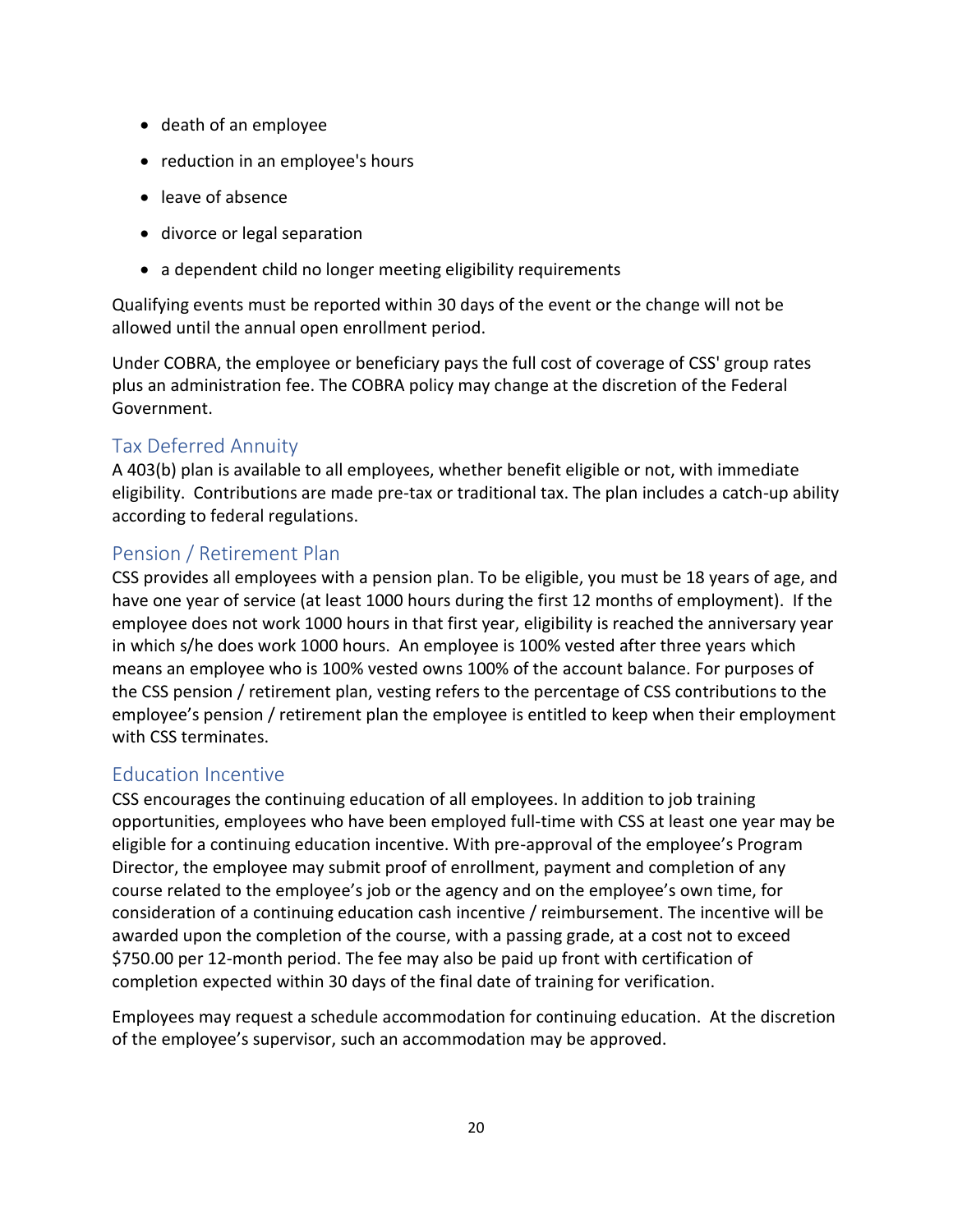- death of an employee
- reduction in an employee's hours
- leave of absence
- divorce or legal separation
- a dependent child no longer meeting eligibility requirements

Qualifying events must be reported within 30 days of the event or the change will not be allowed until the annual open enrollment period.

Under COBRA, the employee or beneficiary pays the full cost of coverage of CSS' group rates plus an administration fee. The COBRA policy may change at the discretion of the Federal Government.

## Tax Deferred Annuity

A 403(b) plan is available to all employees, whether benefit eligible or not, with immediate eligibility. Contributions are made pre-tax or traditional tax. The plan includes a catch-up ability according to federal regulations.

## Pension / Retirement Plan

CSS provides all employees with a pension plan. To be eligible, you must be 18 years of age, and have one year of service (at least 1000 hours during the first 12 months of employment). If the employee does not work 1000 hours in that first year, eligibility is reached the anniversary year in which s/he does work 1000 hours. An employee is 100% vested after three years which means an employee who is 100% vested owns 100% of the account balance. For purposes of the CSS pension / retirement plan, vesting refers to the percentage of CSS contributions to the employee's pension / retirement plan the employee is entitled to keep when their employment with CSS terminates.

## Education Incentive

CSS encourages the continuing education of all employees. In addition to job training opportunities, employees who have been employed full-time with CSS at least one year may be eligible for a continuing education incentive. With pre-approval of the employee's Program Director, the employee may submit proof of enrollment, payment and completion of any course related to the employee's job or the agency and on the employee's own time, for consideration of a continuing education cash incentive / reimbursement. The incentive will be awarded upon the completion of the course, with a passing grade, at a cost not to exceed $750.00 per 12-month period. The fee may also be paid up front with certification of completion expected within 30 days of the final date of training for verification.

Employees may request a schedule accommodation for continuing education. At the discretion of the employee's supervisor, such an accommodation may be approved.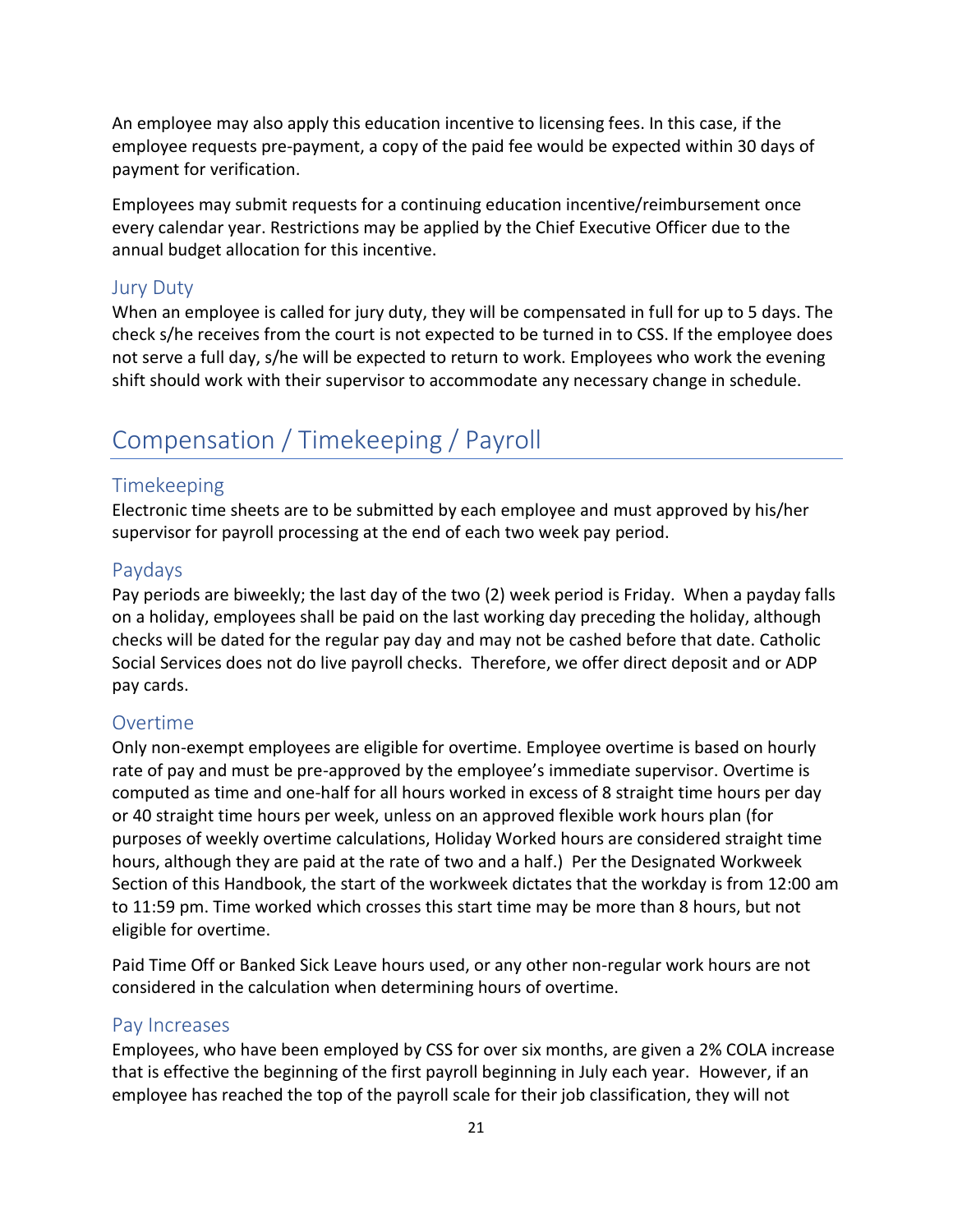An employee may also apply this education incentive to licensing fees. In this case, if the employee requests pre-payment, a copy of the paid fee would be expected within 30 days of payment for verification.

Employees may submit requests for a continuing education incentive/reimbursement once every calendar year. Restrictions may be applied by the Chief Executive Officer due to the annual budget allocation for this incentive.

### Jury Duty

When an employee is called for jury duty, they will be compensated in full for up to 5 days. The check s/he receives from the court is not expected to be turned in to CSS. If the employee does not serve a full day, s/he will be expected to return to work. Employees who work the evening shift should work with their supervisor to accommodate any necessary change in schedule.

## Compensation / Timekeeping / Payroll

### Timekeeping

Electronic time sheets are to be submitted by each employee and must approved by his/her supervisor for payroll processing at the end of each two week pay period.

### Paydays

Pay periods are biweekly; the last day of the two (2) week period is Friday. When a payday falls on a holiday, employees shall be paid on the last working day preceding the holiday, although checks will be dated for the regular pay day and may not be cashed before that date. Catholic Social Services does not do live payroll checks. Therefore, we offer direct deposit and or ADP pay cards.

### Overtime

Only non-exempt employees are eligible for overtime. Employee overtime is based on hourly rate of pay and must be pre-approved by the employee's immediate supervisor. Overtime is computed as time and one-half for all hours worked in excess of 8 straight time hours per day or 40 straight time hours per week, unless on an approved flexible work hours plan (for purposes of weekly overtime calculations, Holiday Worked hours are considered straight time hours, although they are paid at the rate of two and a half.) Per the Designated Workweek Section of this Handbook, the start of the workweek dictates that the workday is from 12:00 am to 11:59 pm. Time worked which crosses this start time may be more than 8 hours, but not eligible for overtime.

Paid Time Off or Banked Sick Leave hours used, or any other non-regular work hours are not considered in the calculation when determining hours of overtime.

### Pay Increases

Employees, who have been employed by CSS for over six months, are given a 2% COLA increase that is effective the beginning of the first payroll beginning in July each year. However, if an employee has reached the top of the payroll scale for their job classification, they will not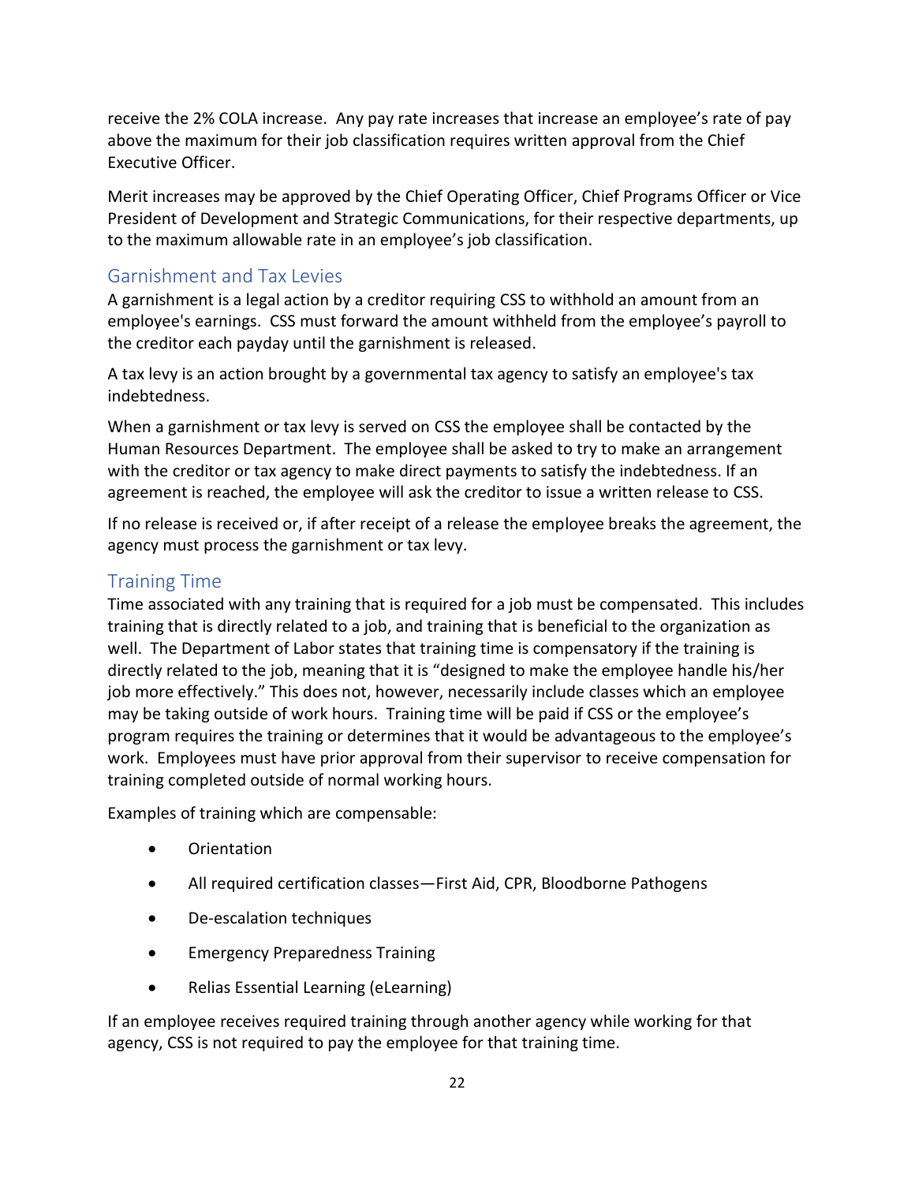receive the 2% COLA increase. Any pay rate increases that increase an employee's rate of pay above the maximum for their job classification requires written approval from the Chief Executive Officer.

Merit increases may be approved by the Chief Operating Officer, Chief Programs Officer or Vice President of Development and Strategic Communications, for their respective departments, up to the maximum allowable rate in an employee's job classification.

## Garnishment and Tax Levies

A garnishment is a legal action by a creditor requiring CSS to withhold an amount from an employee's earnings. CSS must forward the amount withheld from the employee's payroll to the creditor each payday until the garnishment is released.

A tax levy is an action brought by a governmental tax agency to satisfy an employee's tax indebtedness.

When a garnishment or tax levy is served on CSS the employee shall be contacted by the Human Resources Department. The employee shall be asked to try to make an arrangement with the creditor or tax agency to make direct payments to satisfy the indebtedness. If an agreement is reached, the employee will ask the creditor to issue a written release to CSS.

If no release is received or, if after receipt of a release the employee breaks the agreement, the agency must process the garnishment or tax levy.

## Training Time

Time associated with any training that is required for a job must be compensated. This includes training that is directly related to a job, and training that is beneficial to the organization as well. The Department of Labor states that training time is compensatory if the training is directly related to the job, meaning that it is "designed to make the employee handle his/her job more effectively." This does not, however, necessarily include classes which an employee may be taking outside of work hours. Training time will be paid if CSS or the employee's program requires the training or determines that it would be advantageous to the employee's work. Employees must have prior approval from their supervisor to receive compensation for training completed outside of normal working hours.

Examples of training which are compensable:

- Orientation
- All required certification classes—First Aid, CPR, Bloodborne Pathogens
- De-escalation techniques
- Emergency Preparedness Training
- Relias Essential Learning (eLearning)

If an employee receives required training through another agency while working for that agency, CSS is not required to pay the employee for that training time.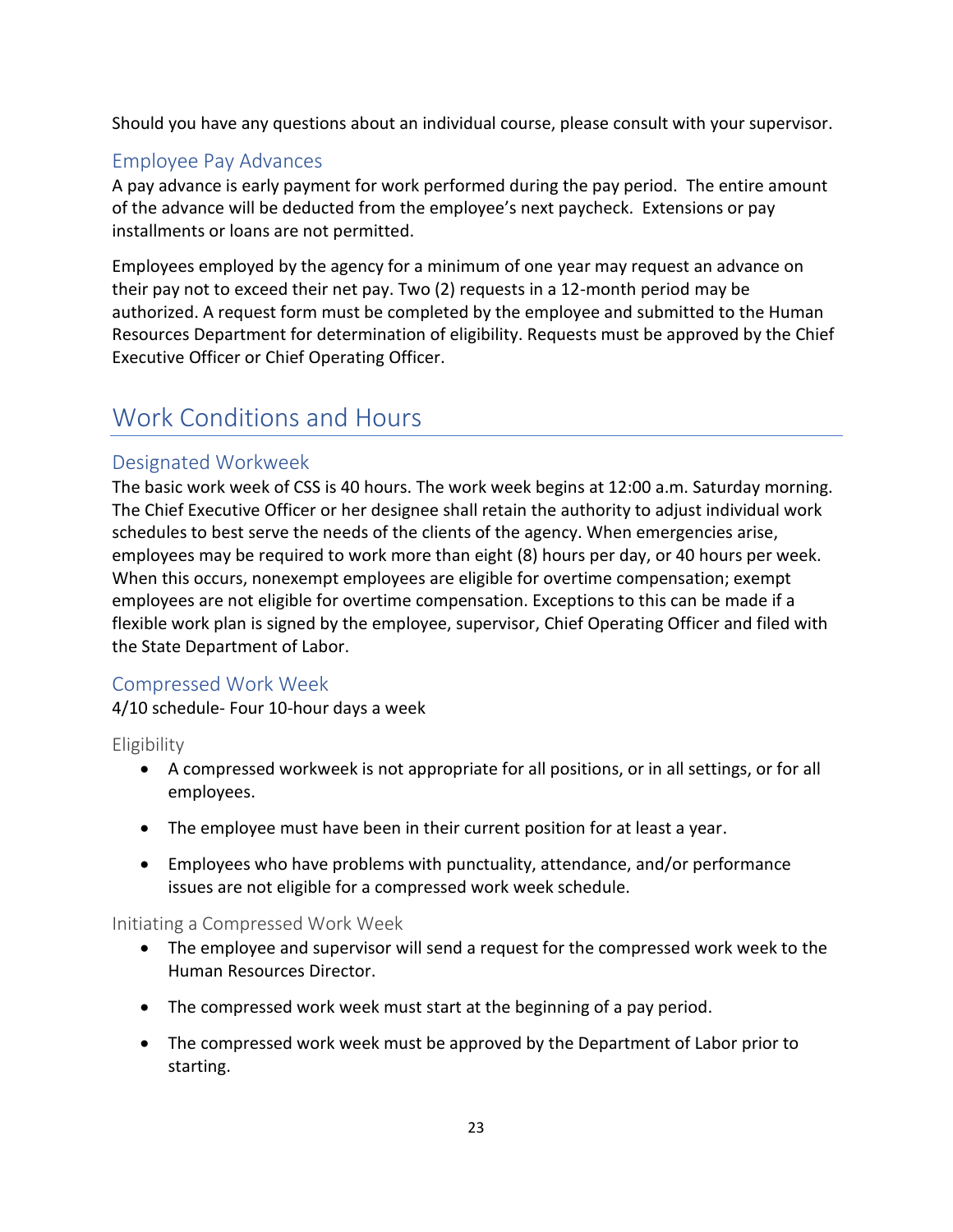Should you have any questions about an individual course, please consult with your supervisor.

## Employee Pay Advances

A pay advance is early payment for work performed during the pay period. The entire amount of the advance will be deducted from the employee's next paycheck. Extensions or pay installments or loans are not permitted.

Employees employed by the agency for a minimum of one year may request an advance on their pay not to exceed their net pay. Two (2) requests in a 12-month period may be authorized. A request form must be completed by the employee and submitted to the Human Resources Department for determination of eligibility. Requests must be approved by the Chief Executive Officer or Chief Operating Officer.

# Work Conditions and Hours

## Designated Workweek

The basic work week of CSS is 40 hours. The work week begins at 12:00 a.m. Saturday morning. The Chief Executive Officer or her designee shall retain the authority to adjust individual work schedules to best serve the needs of the clients of the agency. When emergencies arise, employees may be required to work more than eight (8) hours per day, or 40 hours per week. When this occurs, nonexempt employees are eligible for overtime compensation; exempt employees are not eligible for overtime compensation. Exceptions to this can be made if a flexible work plan is signed by the employee, supervisor, Chief Operating Officer and filed with the State Department of Labor.

## Compressed Work Week

4/10 schedule- Four 10-hour days a week

### Eligibility

- A compressed workweek is not appropriate for all positions, or in all settings, or for all employees.
- The employee must have been in their current position for at least a year.
- Employees who have problems with punctuality, attendance, and/or performance issues are not eligible for a compressed work week schedule.

### Initiating a Compressed Work Week

- The employee and supervisor will send a request for the compressed work week to the Human Resources Director.
- The compressed work week must start at the beginning of a pay period.
- The compressed work week must be approved by the Department of Labor prior to starting.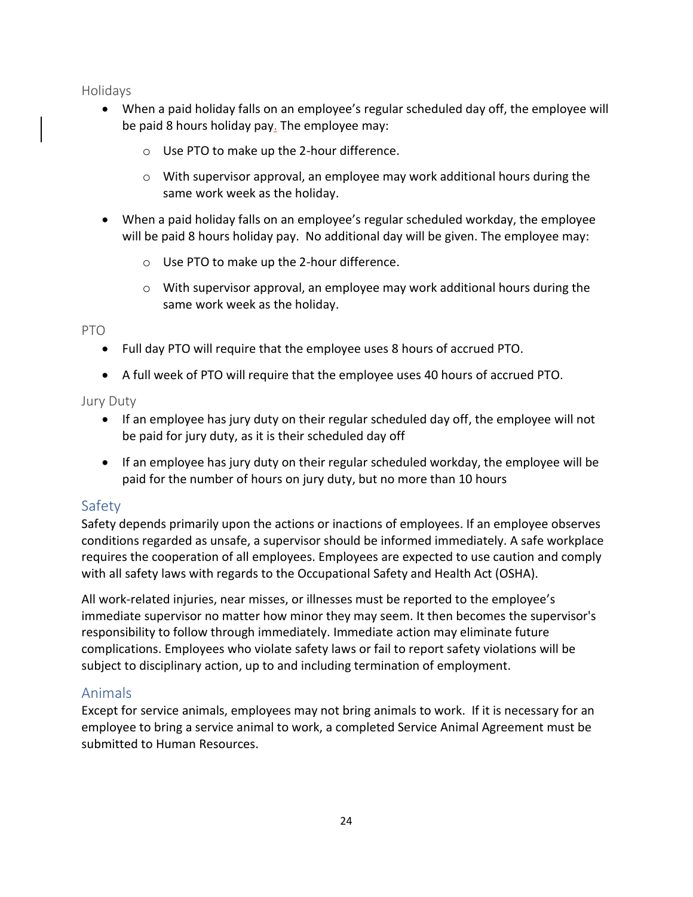### Holidays

- When a paid holiday falls on an employee's regular scheduled day off, the employee will be paid 8 hours holiday pay. The employee may:
  - Use PTO to make up the 2-hour difference.
  - With supervisor approval, an employee may work additional hours during the same work week as the holiday.
- When a paid holiday falls on an employee's regular scheduled workday, the employee will be paid 8 hours holiday pay. No additional day will be given. The employee may:
  - Use PTO to make up the 2-hour difference.
  - With supervisor approval, an employee may work additional hours during the same work week as the holiday.

### PTO

- Full day PTO will require that the employee uses 8 hours of accrued PTO.
- A full week of PTO will require that the employee uses 40 hours of accrued PTO.

### Jury Duty

- If an employee has jury duty on their regular scheduled day off, the employee will not be paid for jury duty, as it is their scheduled day off
- If an employee has jury duty on their regular scheduled workday, the employee will be paid for the number of hours on jury duty, but no more than 10 hours

## Safety

Safety depends primarily upon the actions or inactions of employees. If an employee observes conditions regarded as unsafe, a supervisor should be informed immediately. A safe workplace requires the cooperation of all employees. Employees are expected to use caution and comply with all safety laws with regards to the Occupational Safety and Health Act (OSHA).

All work-related injuries, near misses, or illnesses must be reported to the employee's immediate supervisor no matter how minor they may seem. It then becomes the supervisor's responsibility to follow through immediately. Immediate action may eliminate future complications. Employees who violate safety laws or fail to report safety violations will be subject to disciplinary action, up to and including termination of employment.

## Animals

Except for service animals, employees may not bring animals to work. If it is necessary for an employee to bring a service animal to work, a completed Service Animal Agreement must be submitted to Human Resources.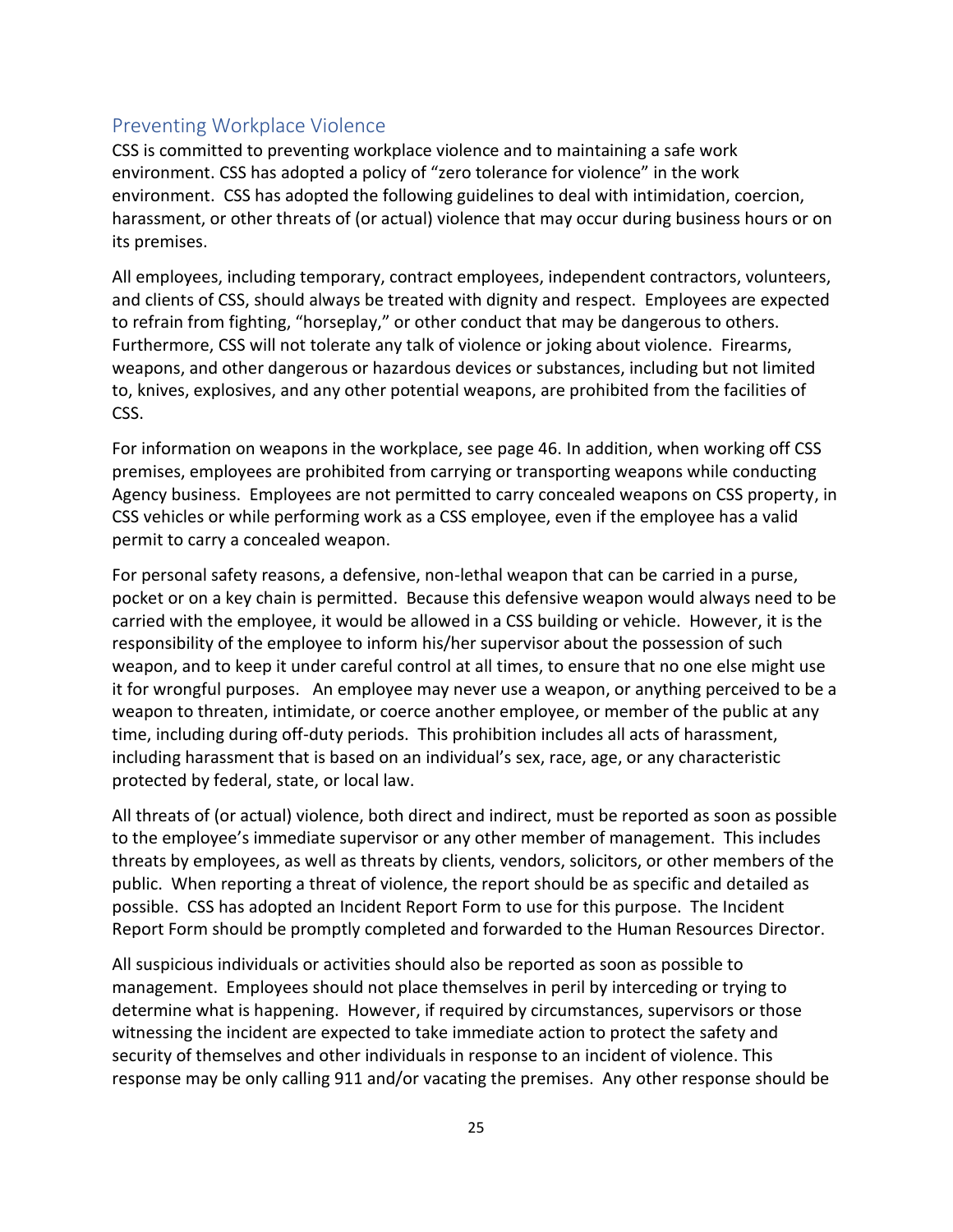## Preventing Workplace Violence

CSS is committed to preventing workplace violence and to maintaining a safe work environment. CSS has adopted a policy of "zero tolerance for violence" in the work environment. CSS has adopted the following guidelines to deal with intimidation, coercion, harassment, or other threats of (or actual) violence that may occur during business hours or on its premises.

All employees, including temporary, contract employees, independent contractors, volunteers, and clients of CSS, should always be treated with dignity and respect. Employees are expected to refrain from fighting, "horseplay," or other conduct that may be dangerous to others. Furthermore, CSS will not tolerate any talk of violence or joking about violence. Firearms, weapons, and other dangerous or hazardous devices or substances, including but not limited to, knives, explosives, and any other potential weapons, are prohibited from the facilities of CSS.

For information on weapons in the workplace, see page 46. In addition, when working off CSS premises, employees are prohibited from carrying or transporting weapons while conducting Agency business. Employees are not permitted to carry concealed weapons on CSS property, in CSS vehicles or while performing work as a CSS employee, even if the employee has a valid permit to carry a concealed weapon.

For personal safety reasons, a defensive, non-lethal weapon that can be carried in a purse, pocket or on a key chain is permitted. Because this defensive weapon would always need to be carried with the employee, it would be allowed in a CSS building or vehicle. However, it is the responsibility of the employee to inform his/her supervisor about the possession of such weapon, and to keep it under careful control at all times, to ensure that no one else might use it for wrongful purposes. An employee may never use a weapon, or anything perceived to be a weapon to threaten, intimidate, or coerce another employee, or member of the public at any time, including during off-duty periods. This prohibition includes all acts of harassment, including harassment that is based on an individual's sex, race, age, or any characteristic protected by federal, state, or local law.

All threats of (or actual) violence, both direct and indirect, must be reported as soon as possible to the employee's immediate supervisor or any other member of management. This includes threats by employees, as well as threats by clients, vendors, solicitors, or other members of the public. When reporting a threat of violence, the report should be as specific and detailed as possible. CSS has adopted an Incident Report Form to use for this purpose. The Incident Report Form should be promptly completed and forwarded to the Human Resources Director.

All suspicious individuals or activities should also be reported as soon as possible to management. Employees should not place themselves in peril by interceding or trying to determine what is happening. However, if required by circumstances, supervisors or those witnessing the incident are expected to take immediate action to protect the safety and security of themselves and other individuals in response to an incident of violence. This response may be only calling 911 and/or vacating the premises. Any other response should be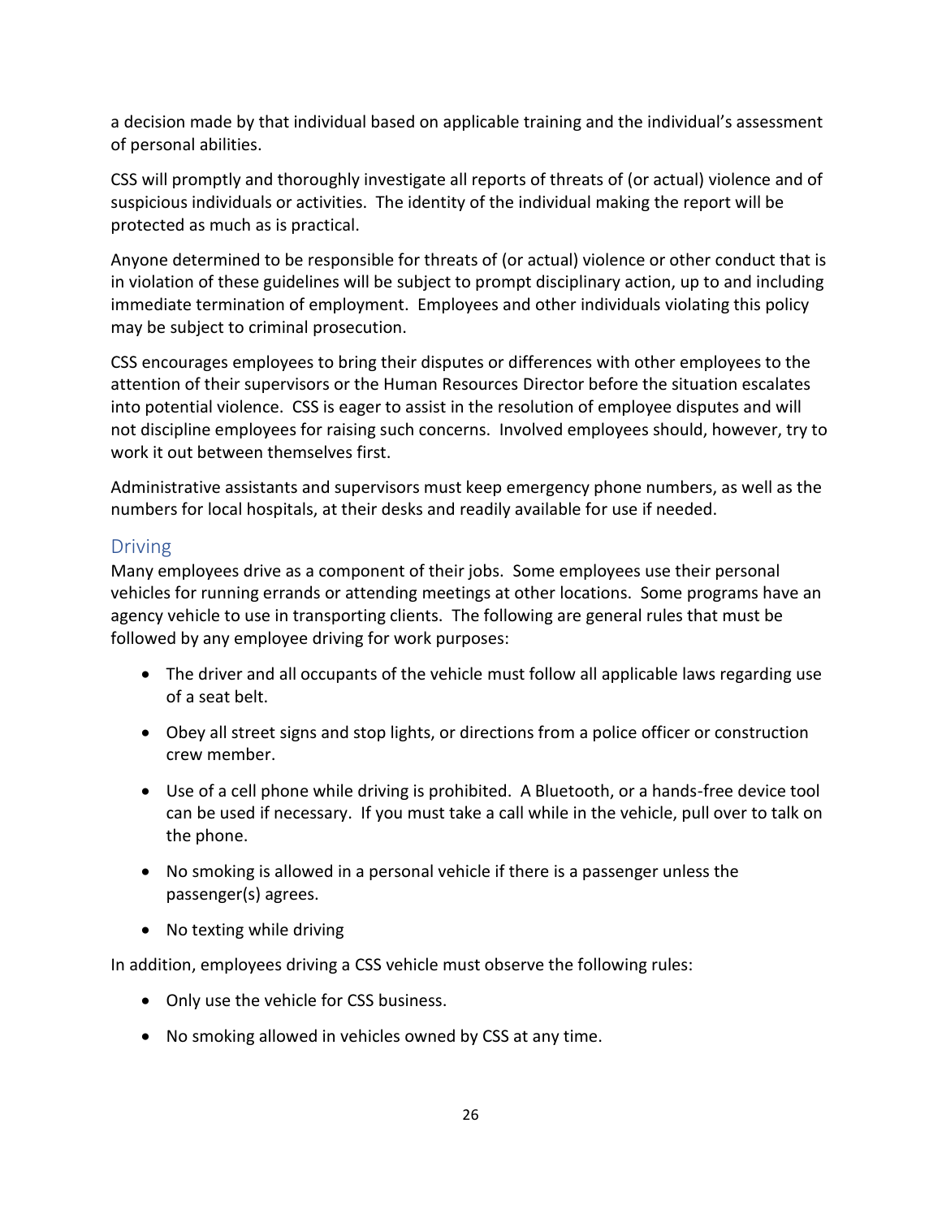a decision made by that individual based on applicable training and the individual's assessment of personal abilities.

CSS will promptly and thoroughly investigate all reports of threats of (or actual) violence and of suspicious individuals or activities. The identity of the individual making the report will be protected as much as is practical.

Anyone determined to be responsible for threats of (or actual) violence or other conduct that is in violation of these guidelines will be subject to prompt disciplinary action, up to and including immediate termination of employment. Employees and other individuals violating this policy may be subject to criminal prosecution.

CSS encourages employees to bring their disputes or differences with other employees to the attention of their supervisors or the Human Resources Director before the situation escalates into potential violence. CSS is eager to assist in the resolution of employee disputes and will not discipline employees for raising such concerns. Involved employees should, however, try to work it out between themselves first.

Administrative assistants and supervisors must keep emergency phone numbers, as well as the numbers for local hospitals, at their desks and readily available for use if needed.

## Driving

Many employees drive as a component of their jobs. Some employees use their personal vehicles for running errands or attending meetings at other locations. Some programs have an agency vehicle to use in transporting clients. The following are general rules that must be followed by any employee driving for work purposes:

- The driver and all occupants of the vehicle must follow all applicable laws regarding use of a seat belt.
- Obey all street signs and stop lights, or directions from a police officer or construction crew member.
- Use of a cell phone while driving is prohibited. A Bluetooth, or a hands-free device tool can be used if necessary. If you must take a call while in the vehicle, pull over to talk on the phone.
- No smoking is allowed in a personal vehicle if there is a passenger unless the passenger(s) agrees.
- No texting while driving

In addition, employees driving a CSS vehicle must observe the following rules:

- Only use the vehicle for CSS business.
- No smoking allowed in vehicles owned by CSS at any time.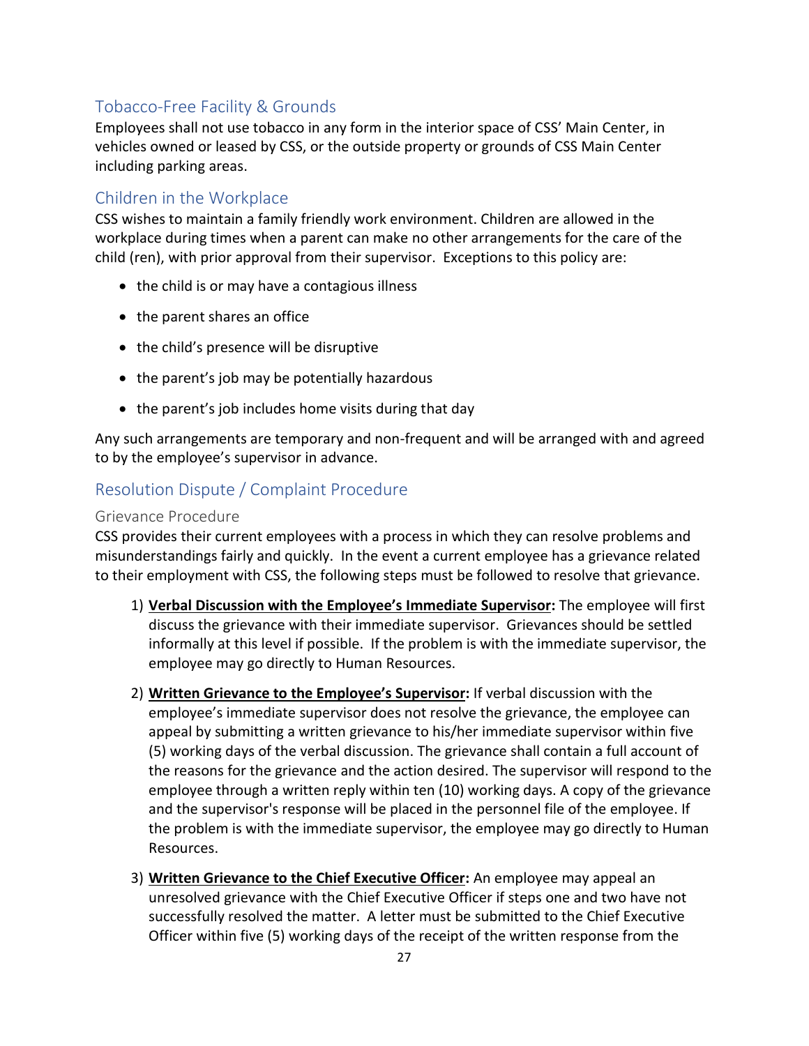## Tobacco-Free Facility & Grounds

Employees shall not use tobacco in any form in the interior space of CSS' Main Center, in vehicles owned or leased by CSS, or the outside property or grounds of CSS Main Center including parking areas.

## Children in the Workplace

CSS wishes to maintain a family friendly work environment. Children are allowed in the workplace during times when a parent can make no other arrangements for the care of the child (ren), with prior approval from their supervisor. Exceptions to this policy are:

- the child is or may have a contagious illness
- the parent shares an office
- the child's presence will be disruptive
- the parent's job may be potentially hazardous
- the parent's job includes home visits during that day

Any such arrangements are temporary and non-frequent and will be arranged with and agreed to by the employee's supervisor in advance.

## Resolution Dispute / Complaint Procedure

### Grievance Procedure

CSS provides their current employees with a process in which they can resolve problems and misunderstandings fairly and quickly. In the event a current employee has a grievance related to their employment with CSS, the following steps must be followed to resolve that grievance.

1) **Verbal Discussion with the Employee's Immediate Supervisor:** The employee will first discuss the grievance with their immediate supervisor. Grievances should be settled informally at this level if possible. If the problem is with the immediate supervisor, the employee may go directly to Human Resources.

2) **Written Grievance to the Employee's Supervisor:** If verbal discussion with the employee's immediate supervisor does not resolve the grievance, the employee can appeal by submitting a written grievance to his/her immediate supervisor within five (5) working days of the verbal discussion. The grievance shall contain a full account of the reasons for the grievance and the action desired. The supervisor will respond to the employee through a written reply within ten (10) working days. A copy of the grievance and the supervisor's response will be placed in the personnel file of the employee. If the problem is with the immediate supervisor, the employee may go directly to Human Resources.

3) **Written Grievance to the Chief Executive Officer:** An employee may appeal an unresolved grievance with the Chief Executive Officer if steps one and two have not successfully resolved the matter. A letter must be submitted to the Chief Executive Officer within five (5) working days of the receipt of the written response from the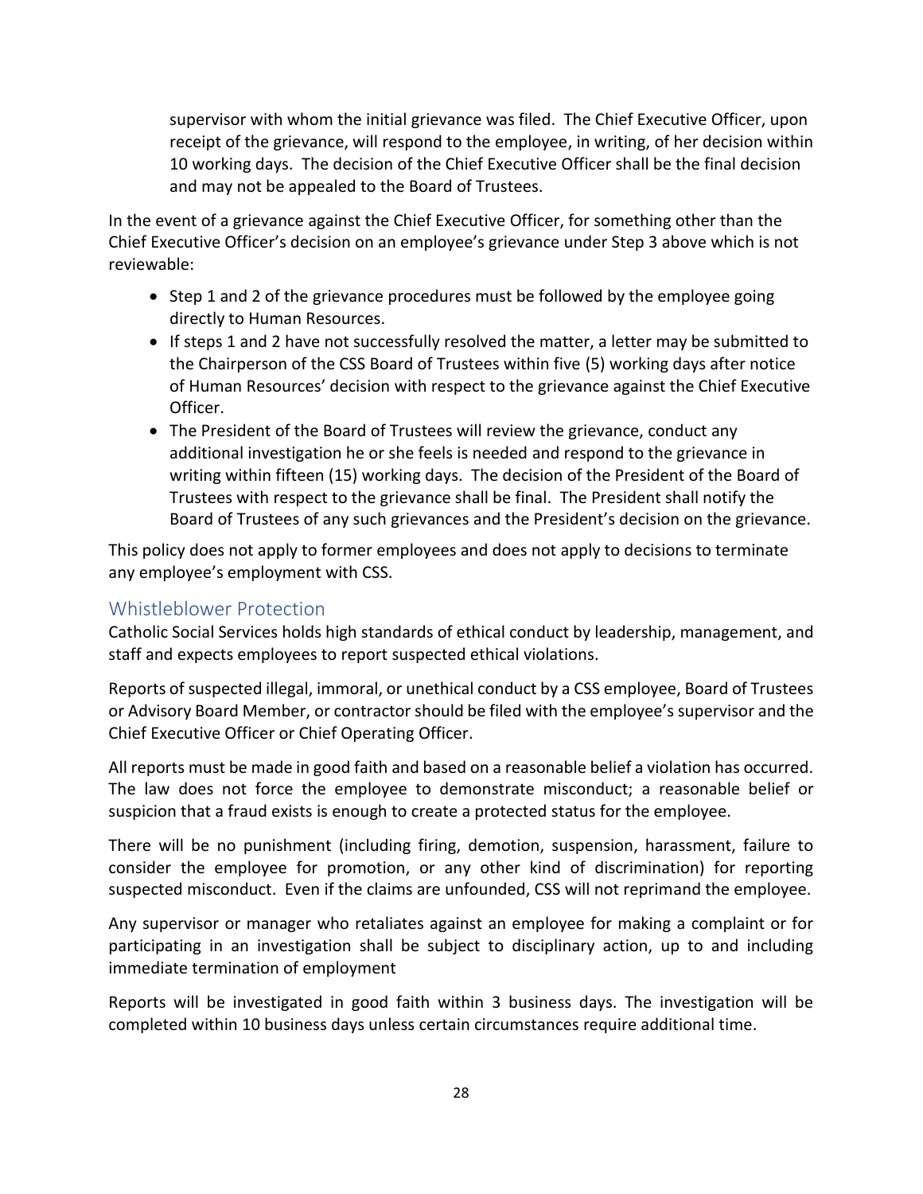supervisor with whom the initial grievance was filed. The Chief Executive Officer, upon receipt of the grievance, will respond to the employee, in writing, of her decision within 10 working days. The decision of the Chief Executive Officer shall be the final decision and may not be appealed to the Board of Trustees.

In the event of a grievance against the Chief Executive Officer, for something other than the Chief Executive Officer's decision on an employee's grievance under Step 3 above which is not reviewable:

- Step 1 and 2 of the grievance procedures must be followed by the employee going directly to Human Resources.
- If steps 1 and 2 have not successfully resolved the matter, a letter may be submitted to the Chairperson of the CSS Board of Trustees within five (5) working days after notice of Human Resources' decision with respect to the grievance against the Chief Executive Officer.
- The President of the Board of Trustees will review the grievance, conduct any additional investigation he or she feels is needed and respond to the grievance in writing within fifteen (15) working days. The decision of the President of the Board of Trustees with respect to the grievance shall be final. The President shall notify the Board of Trustees of any such grievances and the President's decision on the grievance.

This policy does not apply to former employees and does not apply to decisions to terminate any employee's employment with CSS.

## Whistleblower Protection

Catholic Social Services holds high standards of ethical conduct by leadership, management, and staff and expects employees to report suspected ethical violations.

Reports of suspected illegal, immoral, or unethical conduct by a CSS employee, Board of Trustees or Advisory Board Member, or contractor should be filed with the employee's supervisor and the Chief Executive Officer or Chief Operating Officer.

All reports must be made in good faith and based on a reasonable belief a violation has occurred. The law does not force the employee to demonstrate misconduct; a reasonable belief or suspicion that a fraud exists is enough to create a protected status for the employee.

There will be no punishment (including firing, demotion, suspension, harassment, failure to consider the employee for promotion, or any other kind of discrimination) for reporting suspected misconduct. Even if the claims are unfounded, CSS will not reprimand the employee.

Any supervisor or manager who retaliates against an employee for making a complaint or for participating in an investigation shall be subject to disciplinary action, up to and including immediate termination of employment

Reports will be investigated in good faith within 3 business days. The investigation will be completed within 10 business days unless certain circumstances require additional time.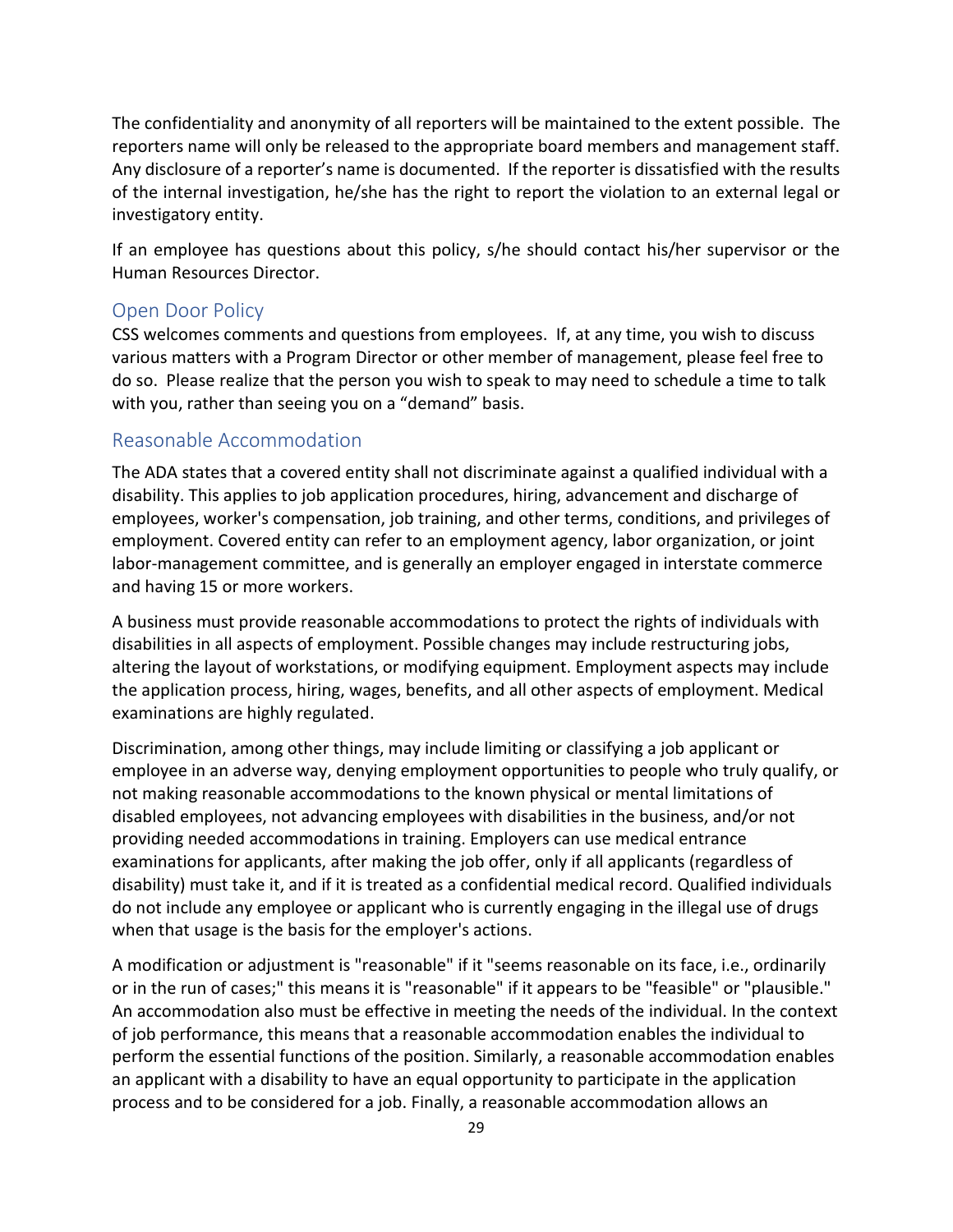The confidentiality and anonymity of all reporters will be maintained to the extent possible. The reporters name will only be released to the appropriate board members and management staff. Any disclosure of a reporter's name is documented. If the reporter is dissatisfied with the results of the internal investigation, he/she has the right to report the violation to an external legal or investigatory entity.

If an employee has questions about this policy, s/he should contact his/her supervisor or the Human Resources Director.

## Open Door Policy

CSS welcomes comments and questions from employees. If, at any time, you wish to discuss various matters with a Program Director or other member of management, please feel free to do so. Please realize that the person you wish to speak to may need to schedule a time to talk with you, rather than seeing you on a "demand" basis.

## Reasonable Accommodation

The ADA states that a covered entity shall not discriminate against a qualified individual with a disability. This applies to job application procedures, hiring, advancement and discharge of employees, worker's compensation, job training, and other terms, conditions, and privileges of employment. Covered entity can refer to an employment agency, labor organization, or joint labor-management committee, and is generally an employer engaged in interstate commerce and having 15 or more workers.

A business must provide reasonable accommodations to protect the rights of individuals with disabilities in all aspects of employment. Possible changes may include restructuring jobs, altering the layout of workstations, or modifying equipment. Employment aspects may include the application process, hiring, wages, benefits, and all other aspects of employment. Medical examinations are highly regulated.

Discrimination, among other things, may include limiting or classifying a job applicant or employee in an adverse way, denying employment opportunities to people who truly qualify, or not making reasonable accommodations to the known physical or mental limitations of disabled employees, not advancing employees with disabilities in the business, and/or not providing needed accommodations in training. Employers can use medical entrance examinations for applicants, after making the job offer, only if all applicants (regardless of disability) must take it, and if it is treated as a confidential medical record. Qualified individuals do not include any employee or applicant who is currently engaging in the illegal use of drugs when that usage is the basis for the employer's actions.

A modification or adjustment is "reasonable" if it "seems reasonable on its face, i.e., ordinarily or in the run of cases;" this means it is "reasonable" if it appears to be "feasible" or "plausible." An accommodation also must be effective in meeting the needs of the individual. In the context of job performance, this means that a reasonable accommodation enables the individual to perform the essential functions of the position. Similarly, a reasonable accommodation enables an applicant with a disability to have an equal opportunity to participate in the application process and to be considered for a job. Finally, a reasonable accommodation allows an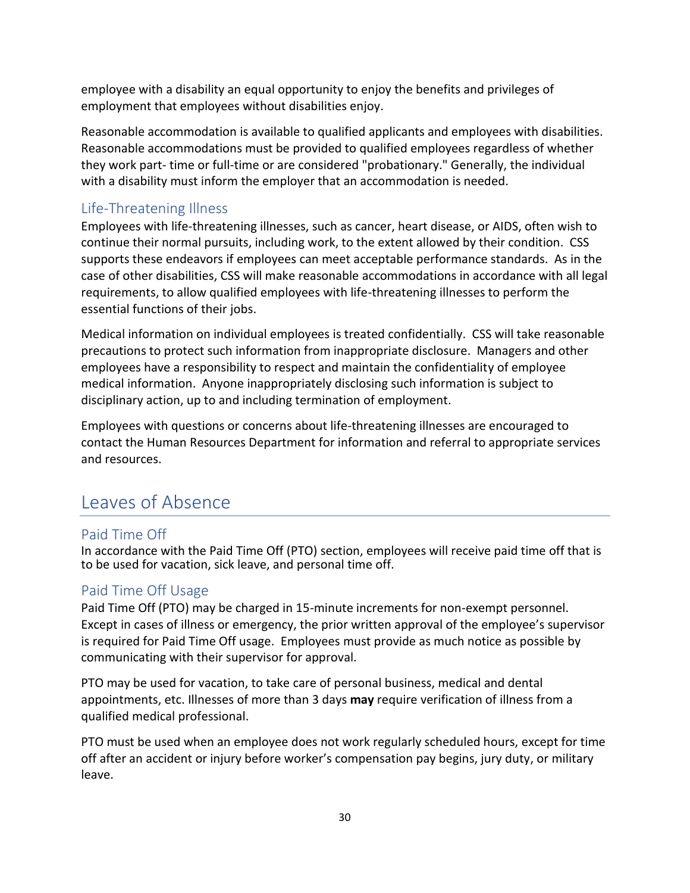employee with a disability an equal opportunity to enjoy the benefits and privileges of employment that employees without disabilities enjoy.

Reasonable accommodation is available to qualified applicants and employees with disabilities. Reasonable accommodations must be provided to qualified employees regardless of whether they work part- time or full-time or are considered "probationary." Generally, the individual with a disability must inform the employer that an accommodation is needed.

### Life-Threatening Illness

Employees with life-threatening illnesses, such as cancer, heart disease, or AIDS, often wish to continue their normal pursuits, including work, to the extent allowed by their condition. CSS supports these endeavors if employees can meet acceptable performance standards. As in the case of other disabilities, CSS will make reasonable accommodations in accordance with all legal requirements, to allow qualified employees with life-threatening illnesses to perform the essential functions of their jobs.

Medical information on individual employees is treated confidentially. CSS will take reasonable precautions to protect such information from inappropriate disclosure. Managers and other employees have a responsibility to respect and maintain the confidentiality of employee medical information. Anyone inappropriately disclosing such information is subject to disciplinary action, up to and including termination of employment.

Employees with questions or concerns about life-threatening illnesses are encouraged to contact the Human Resources Department for information and referral to appropriate services and resources.

## Leaves of Absence

### Paid Time Off

In accordance with the Paid Time Off (PTO) section, employees will receive paid time off that is to be used for vacation, sick leave, and personal time off.

### Paid Time Off Usage

Paid Time Off (PTO) may be charged in 15-minute increments for non-exempt personnel. Except in cases of illness or emergency, the prior written approval of the employee's supervisor is required for Paid Time Off usage. Employees must provide as much notice as possible by communicating with their supervisor for approval.

PTO may be used for vacation, to take care of personal business, medical and dental appointments, etc. Illnesses of more than 3 days **may** require verification of illness from a qualified medical professional.

PTO must be used when an employee does not work regularly scheduled hours, except for time off after an accident or injury before worker's compensation pay begins, jury duty, or military leave.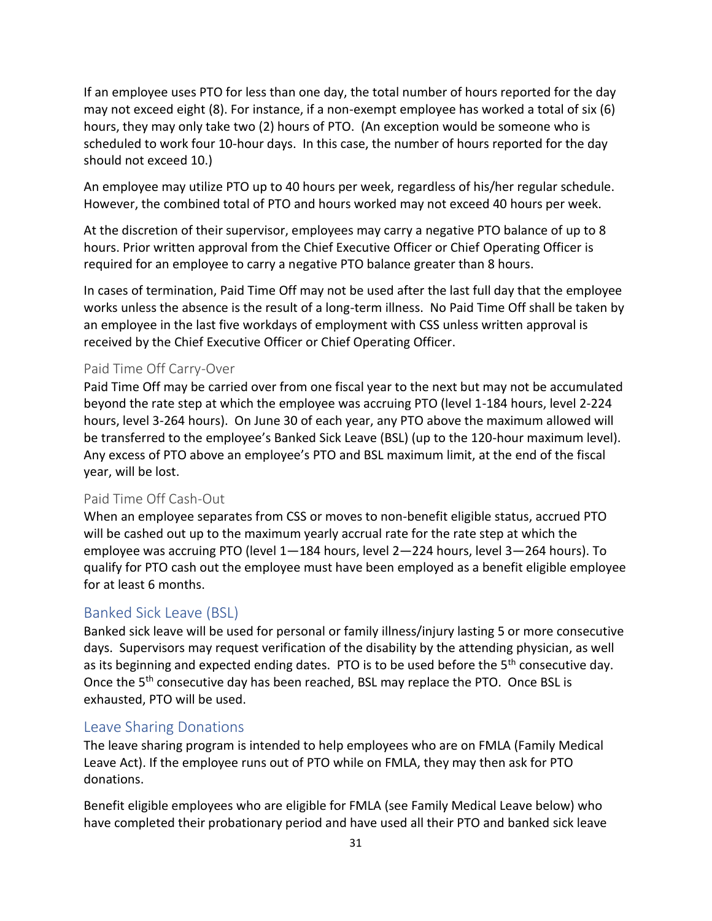If an employee uses PTO for less than one day, the total number of hours reported for the day may not exceed eight (8). For instance, if a non-exempt employee has worked a total of six (6) hours, they may only take two (2) hours of PTO. (An exception would be someone who is scheduled to work four 10-hour days. In this case, the number of hours reported for the day should not exceed 10.)

An employee may utilize PTO up to 40 hours per week, regardless of his/her regular schedule. However, the combined total of PTO and hours worked may not exceed 40 hours per week.

At the discretion of their supervisor, employees may carry a negative PTO balance of up to 8 hours. Prior written approval from the Chief Executive Officer or Chief Operating Officer is required for an employee to carry a negative PTO balance greater than 8 hours.

In cases of termination, Paid Time Off may not be used after the last full day that the employee works unless the absence is the result of a long-term illness. No Paid Time Off shall be taken by an employee in the last five workdays of employment with CSS unless written approval is received by the Chief Executive Officer or Chief Operating Officer.

### Paid Time Off Carry-Over

Paid Time Off may be carried over from one fiscal year to the next but may not be accumulated beyond the rate step at which the employee was accruing PTO (level 1-184 hours, level 2-224 hours, level 3-264 hours). On June 30 of each year, any PTO above the maximum allowed will be transferred to the employee's Banked Sick Leave (BSL) (up to the 120-hour maximum level). Any excess of PTO above an employee's PTO and BSL maximum limit, at the end of the fiscal year, will be lost.

### Paid Time Off Cash-Out

When an employee separates from CSS or moves to non-benefit eligible status, accrued PTO will be cashed out up to the maximum yearly accrual rate for the rate step at which the employee was accruing PTO (level 1—184 hours, level 2—224 hours, level 3—264 hours). To qualify for PTO cash out the employee must have been employed as a benefit eligible employee for at least 6 months.

## Banked Sick Leave (BSL)

Banked sick leave will be used for personal or family illness/injury lasting 5 or more consecutive days. Supervisors may request verification of the disability by the attending physician, as well as its beginning and expected ending dates. PTO is to be used before the 5th consecutive day. Once the 5th consecutive day has been reached, BSL may replace the PTO. Once BSL is exhausted, PTO will be used.

## Leave Sharing Donations

The leave sharing program is intended to help employees who are on FMLA (Family Medical Leave Act). If the employee runs out of PTO while on FMLA, they may then ask for PTO donations.

Benefit eligible employees who are eligible for FMLA (see Family Medical Leave below) who have completed their probationary period and have used all their PTO and banked sick leave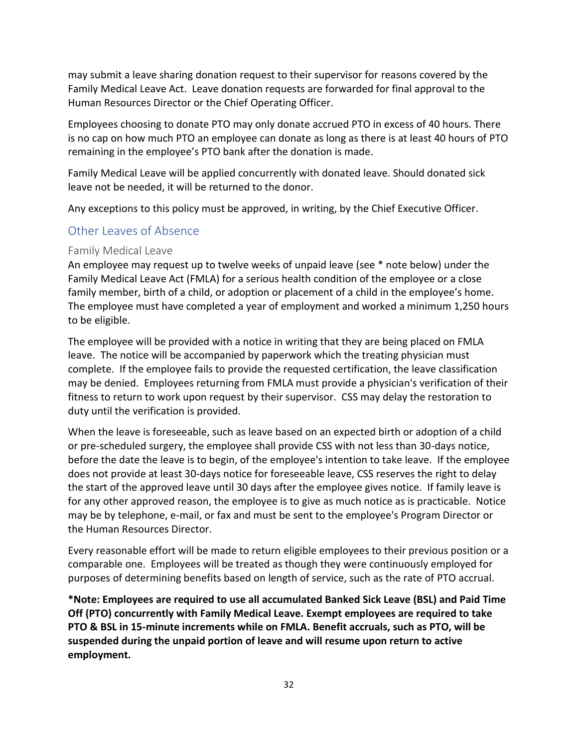may submit a leave sharing donation request to their supervisor for reasons covered by the Family Medical Leave Act. Leave donation requests are forwarded for final approval to the Human Resources Director or the Chief Operating Officer.

Employees choosing to donate PTO may only donate accrued PTO in excess of 40 hours. There is no cap on how much PTO an employee can donate as long as there is at least 40 hours of PTO remaining in the employee's PTO bank after the donation is made.

Family Medical Leave will be applied concurrently with donated leave. Should donated sick leave not be needed, it will be returned to the donor.

Any exceptions to this policy must be approved, in writing, by the Chief Executive Officer.

## Other Leaves of Absence

### Family Medical Leave

An employee may request up to twelve weeks of unpaid leave (see * note below) under the Family Medical Leave Act (FMLA) for a serious health condition of the employee or a close family member, birth of a child, or adoption or placement of a child in the employee's home. The employee must have completed a year of employment and worked a minimum 1,250 hours to be eligible.

The employee will be provided with a notice in writing that they are being placed on FMLA leave. The notice will be accompanied by paperwork which the treating physician must complete. If the employee fails to provide the requested certification, the leave classification may be denied. Employees returning from FMLA must provide a physician's verification of their fitness to return to work upon request by their supervisor. CSS may delay the restoration to duty until the verification is provided.

When the leave is foreseeable, such as leave based on an expected birth or adoption of a child or pre-scheduled surgery, the employee shall provide CSS with not less than 30-days notice, before the date the leave is to begin, of the employee's intention to take leave. If the employee does not provide at least 30-days notice for foreseeable leave, CSS reserves the right to delay the start of the approved leave until 30 days after the employee gives notice. If family leave is for any other approved reason, the employee is to give as much notice as is practicable. Notice may be by telephone, e-mail, or fax and must be sent to the employee's Program Director or the Human Resources Director.

Every reasonable effort will be made to return eligible employees to their previous position or a comparable one. Employees will be treated as though they were continuously employed for purposes of determining benefits based on length of service, such as the rate of PTO accrual.

**\*Note: Employees are required to use all accumulated Banked Sick Leave (BSL) and Paid Time Off (PTO) concurrently with Family Medical Leave. Exempt employees are required to take PTO & BSL in 15-minute increments while on FMLA. Benefit accruals, such as PTO, will be suspended during the unpaid portion of leave and will resume upon return to active employment.**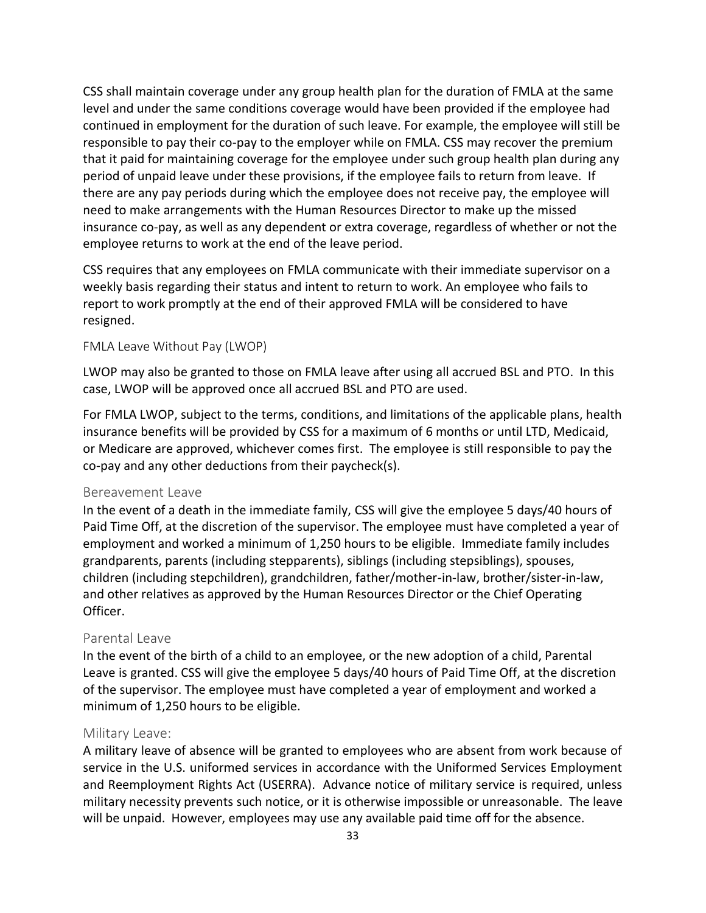CSS shall maintain coverage under any group health plan for the duration of FMLA at the same level and under the same conditions coverage would have been provided if the employee had continued in employment for the duration of such leave. For example, the employee will still be responsible to pay their co-pay to the employer while on FMLA. CSS may recover the premium that it paid for maintaining coverage for the employee under such group health plan during any period of unpaid leave under these provisions, if the employee fails to return from leave. If there are any pay periods during which the employee does not receive pay, the employee will need to make arrangements with the Human Resources Director to make up the missed insurance co-pay, as well as any dependent or extra coverage, regardless of whether or not the employee returns to work at the end of the leave period.

CSS requires that any employees on FMLA communicate with their immediate supervisor on a weekly basis regarding their status and intent to return to work. An employee who fails to report to work promptly at the end of their approved FMLA will be considered to have resigned.

#### FMLA Leave Without Pay (LWOP)

LWOP may also be granted to those on FMLA leave after using all accrued BSL and PTO. In this case, LWOP will be approved once all accrued BSL and PTO are used.

For FMLA LWOP, subject to the terms, conditions, and limitations of the applicable plans, health insurance benefits will be provided by CSS for a maximum of 6 months or until LTD, Medicaid, or Medicare are approved, whichever comes first. The employee is still responsible to pay the co-pay and any other deductions from their paycheck(s).

### Bereavement Leave

In the event of a death in the immediate family, CSS will give the employee 5 days/40 hours of Paid Time Off, at the discretion of the supervisor. The employee must have completed a year of employment and worked a minimum of 1,250 hours to be eligible. Immediate family includes grandparents, parents (including stepparents), siblings (including stepsiblings), spouses, children (including stepchildren), grandchildren, father/mother-in-law, brother/sister-in-law, and other relatives as approved by the Human Resources Director or the Chief Operating Officer.

### Parental Leave

In the event of the birth of a child to an employee, or the new adoption of a child, Parental Leave is granted. CSS will give the employee 5 days/40 hours of Paid Time Off, at the discretion of the supervisor. The employee must have completed a year of employment and worked a minimum of 1,250 hours to be eligible.

### Military Leave:

A military leave of absence will be granted to employees who are absent from work because of service in the U.S. uniformed services in accordance with the Uniformed Services Employment and Reemployment Rights Act (USERRA). Advance notice of military service is required, unless military necessity prevents such notice, or it is otherwise impossible or unreasonable. The leave will be unpaid. However, employees may use any available paid time off for the absence.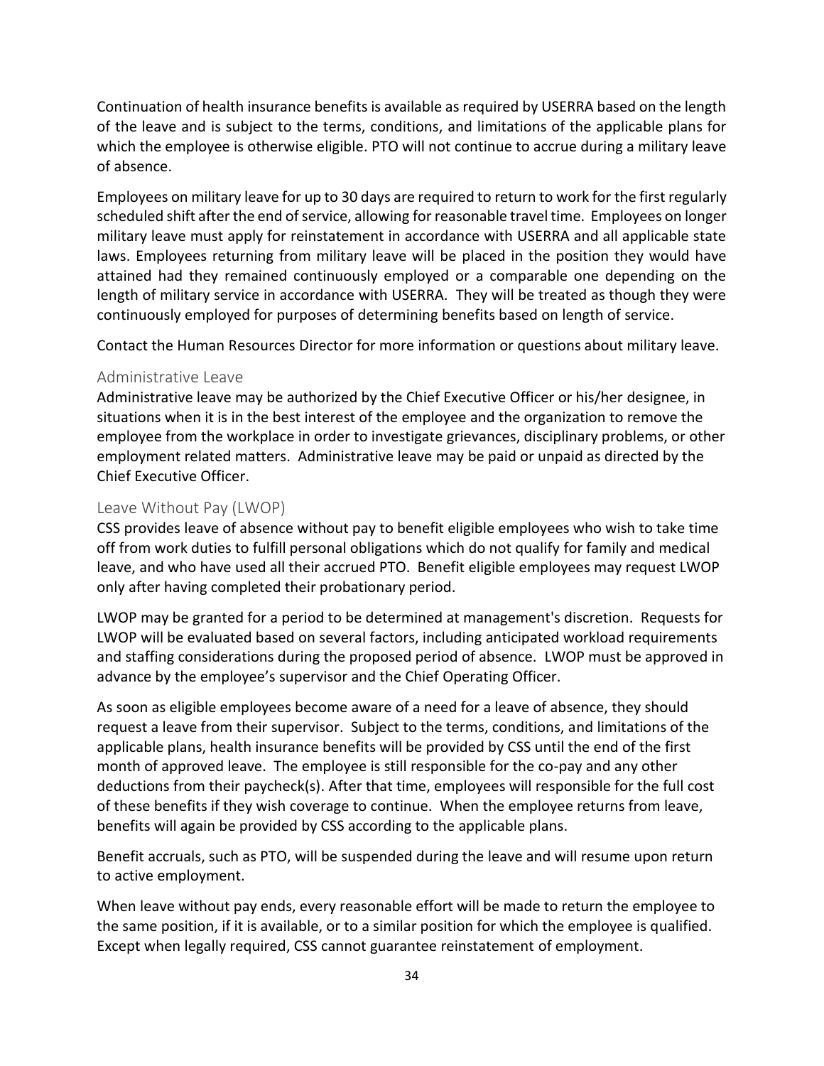Continuation of health insurance benefits is available as required by USERRA based on the length of the leave and is subject to the terms, conditions, and limitations of the applicable plans for which the employee is otherwise eligible. PTO will not continue to accrue during a military leave of absence.

Employees on military leave for up to 30 days are required to return to work for the first regularly scheduled shift after the end of service, allowing for reasonable travel time. Employees on longer military leave must apply for reinstatement in accordance with USERRA and all applicable state laws. Employees returning from military leave will be placed in the position they would have attained had they remained continuously employed or a comparable one depending on the length of military service in accordance with USERRA. They will be treated as though they were continuously employed for purposes of determining benefits based on length of service.

Contact the Human Resources Director for more information or questions about military leave.

### Administrative Leave

Administrative leave may be authorized by the Chief Executive Officer or his/her designee, in situations when it is in the best interest of the employee and the organization to remove the employee from the workplace in order to investigate grievances, disciplinary problems, or other employment related matters. Administrative leave may be paid or unpaid as directed by the Chief Executive Officer.

### Leave Without Pay (LWOP)

CSS provides leave of absence without pay to benefit eligible employees who wish to take time off from work duties to fulfill personal obligations which do not qualify for family and medical leave, and who have used all their accrued PTO. Benefit eligible employees may request LWOP only after having completed their probationary period.

LWOP may be granted for a period to be determined at management's discretion. Requests for LWOP will be evaluated based on several factors, including anticipated workload requirements and staffing considerations during the proposed period of absence. LWOP must be approved in advance by the employee's supervisor and the Chief Operating Officer.

As soon as eligible employees become aware of a need for a leave of absence, they should request a leave from their supervisor. Subject to the terms, conditions, and limitations of the applicable plans, health insurance benefits will be provided by CSS until the end of the first month of approved leave. The employee is still responsible for the co-pay and any other deductions from their paycheck(s). After that time, employees will responsible for the full cost of these benefits if they wish coverage to continue. When the employee returns from leave, benefits will again be provided by CSS according to the applicable plans.

Benefit accruals, such as PTO, will be suspended during the leave and will resume upon return to active employment.

When leave without pay ends, every reasonable effort will be made to return the employee to the same position, if it is available, or to a similar position for which the employee is qualified. Except when legally required, CSS cannot guarantee reinstatement of employment.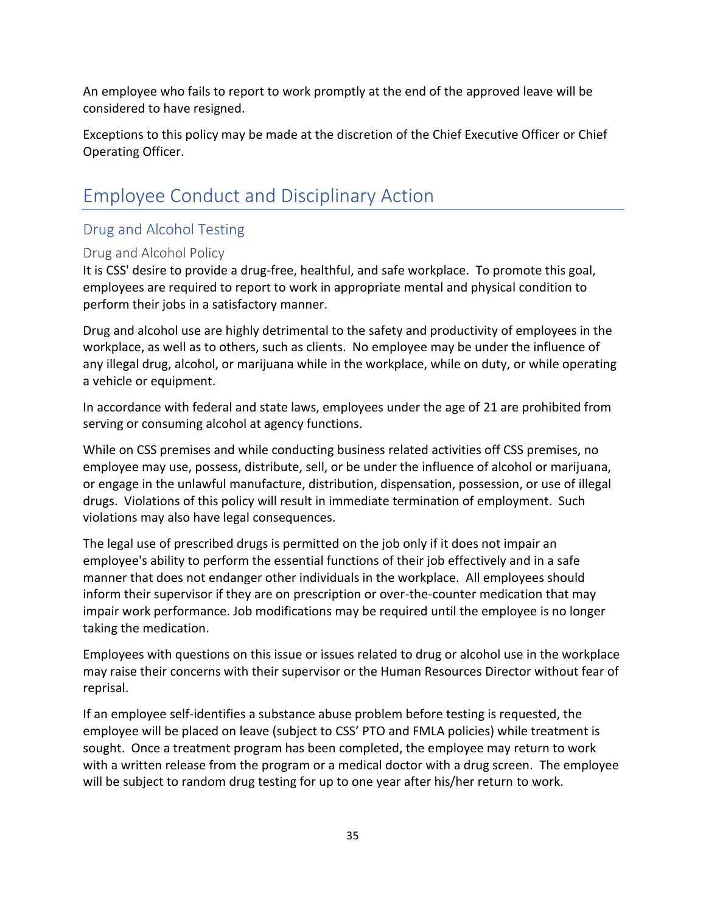An employee who fails to report to work promptly at the end of the approved leave will be considered to have resigned.

Exceptions to this policy may be made at the discretion of the Chief Executive Officer or Chief Operating Officer.

# Employee Conduct and Disciplinary Action

## Drug and Alcohol Testing

### Drug and Alcohol Policy

It is CSS' desire to provide a drug-free, healthful, and safe workplace. To promote this goal, employees are required to report to work in appropriate mental and physical condition to perform their jobs in a satisfactory manner.

Drug and alcohol use are highly detrimental to the safety and productivity of employees in the workplace, as well as to others, such as clients. No employee may be under the influence of any illegal drug, alcohol, or marijuana while in the workplace, while on duty, or while operating a vehicle or equipment.

In accordance with federal and state laws, employees under the age of 21 are prohibited from serving or consuming alcohol at agency functions.

While on CSS premises and while conducting business related activities off CSS premises, no employee may use, possess, distribute, sell, or be under the influence of alcohol or marijuana, or engage in the unlawful manufacture, distribution, dispensation, possession, or use of illegal drugs. Violations of this policy will result in immediate termination of employment. Such violations may also have legal consequences.

The legal use of prescribed drugs is permitted on the job only if it does not impair an employee's ability to perform the essential functions of their job effectively and in a safe manner that does not endanger other individuals in the workplace. All employees should inform their supervisor if they are on prescription or over-the-counter medication that may impair work performance. Job modifications may be required until the employee is no longer taking the medication.

Employees with questions on this issue or issues related to drug or alcohol use in the workplace may raise their concerns with their supervisor or the Human Resources Director without fear of reprisal.

If an employee self-identifies a substance abuse problem before testing is requested, the employee will be placed on leave (subject to CSS' PTO and FMLA policies) while treatment is sought. Once a treatment program has been completed, the employee may return to work with a written release from the program or a medical doctor with a drug screen. The employee will be subject to random drug testing for up to one year after his/her return to work.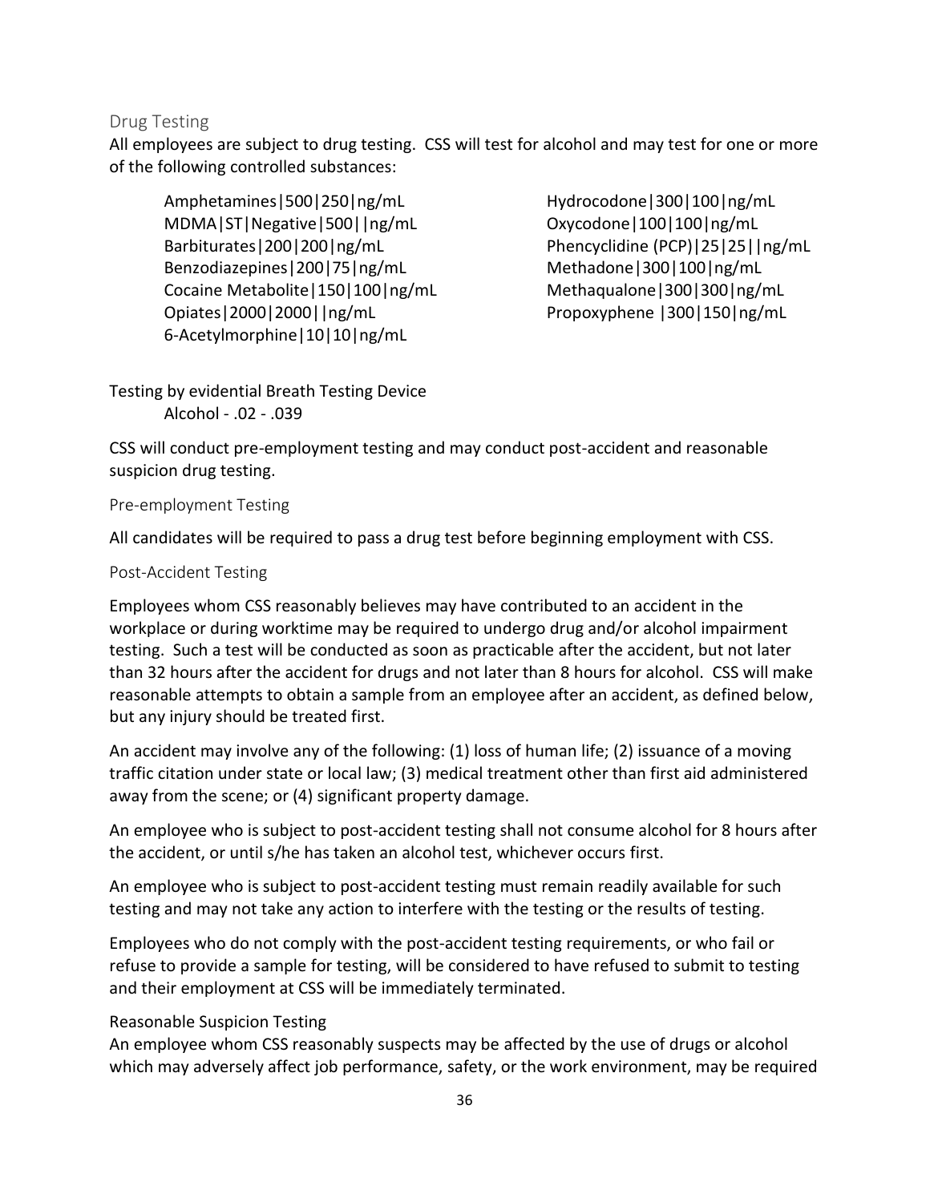## Drug Testing

All employees are subject to drug testing. CSS will test for alcohol and may test for one or more of the following controlled substances:

Amphetamines|500|250|ng/mL
MDMA|ST|Negative|500||ng/mL
Barbiturates|200|200|ng/mL
Benzodiazepines|200|75|ng/mL
Cocaine Metabolite|150|100|ng/mL
Opiates|2000|2000||ng/mL
6-Acetylmorphine|10|10|ng/mL
Hydrocodone|300|100|ng/mL
Oxycodone|100|100|ng/mL
Phencyclidine (PCP)|25|25||ng/mL
Methadone|300|100|ng/mL
Methaqualone|300|300|ng/mL
Propoxyphene |300|150|ng/mL

Testing by evidential Breath Testing Device
Alcohol - .02 - .039

CSS will conduct pre-employment testing and may conduct post-accident and reasonable suspicion drug testing.

### Pre-employment Testing

All candidates will be required to pass a drug test before beginning employment with CSS.

### Post-Accident Testing

Employees whom CSS reasonably believes may have contributed to an accident in the workplace or during worktime may be required to undergo drug and/or alcohol impairment testing. Such a test will be conducted as soon as practicable after the accident, but not later than 32 hours after the accident for drugs and not later than 8 hours for alcohol. CSS will make reasonable attempts to obtain a sample from an employee after an accident, as defined below, but any injury should be treated first.

An accident may involve any of the following: (1) loss of human life; (2) issuance of a moving traffic citation under state or local law; (3) medical treatment other than first aid administered away from the scene; or (4) significant property damage.

An employee who is subject to post-accident testing shall not consume alcohol for 8 hours after the accident, or until s/he has taken an alcohol test, whichever occurs first.

An employee who is subject to post-accident testing must remain readily available for such testing and may not take any action to interfere with the testing or the results of testing.

Employees who do not comply with the post-accident testing requirements, or who fail or refuse to provide a sample for testing, will be considered to have refused to submit to testing and their employment at CSS will be immediately terminated.

### Reasonable Suspicion Testing

An employee whom CSS reasonably suspects may be affected by the use of drugs or alcohol which may adversely affect job performance, safety, or the work environment, may be required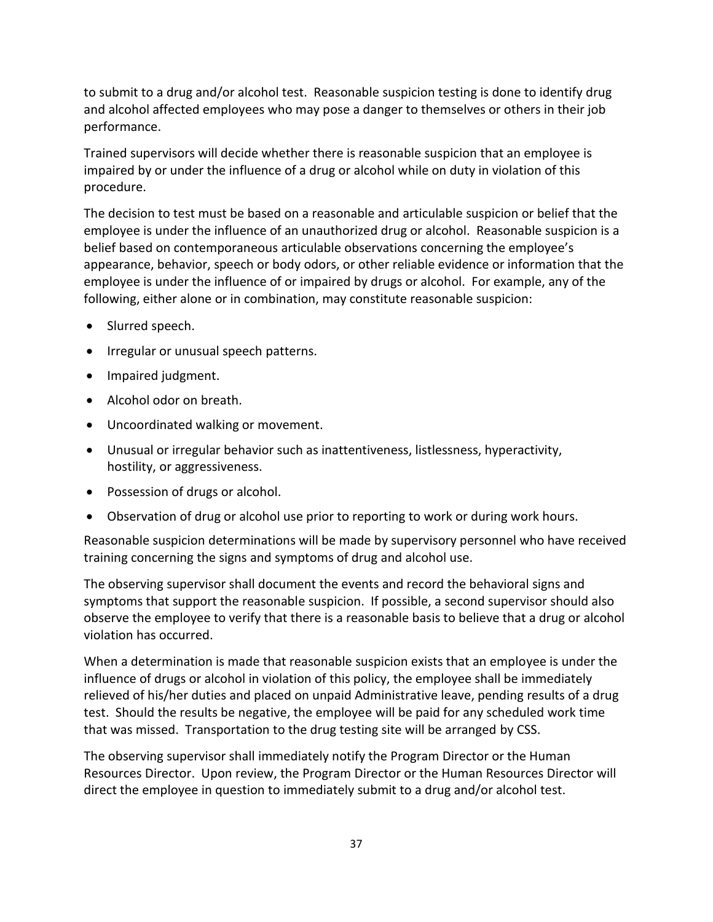to submit to a drug and/or alcohol test. Reasonable suspicion testing is done to identify drug and alcohol affected employees who may pose a danger to themselves or others in their job performance.

Trained supervisors will decide whether there is reasonable suspicion that an employee is impaired by or under the influence of a drug or alcohol while on duty in violation of this procedure.

The decision to test must be based on a reasonable and articulable suspicion or belief that the employee is under the influence of an unauthorized drug or alcohol. Reasonable suspicion is a belief based on contemporaneous articulable observations concerning the employee's appearance, behavior, speech or body odors, or other reliable evidence or information that the employee is under the influence of or impaired by drugs or alcohol. For example, any of the following, either alone or in combination, may constitute reasonable suspicion:

- Slurred speech.
- Irregular or unusual speech patterns.
- Impaired judgment.
- Alcohol odor on breath.
- Uncoordinated walking or movement.
- Unusual or irregular behavior such as inattentiveness, listlessness, hyperactivity, hostility, or aggressiveness.
- Possession of drugs or alcohol.
- Observation of drug or alcohol use prior to reporting to work or during work hours.

Reasonable suspicion determinations will be made by supervisory personnel who have received training concerning the signs and symptoms of drug and alcohol use.

The observing supervisor shall document the events and record the behavioral signs and symptoms that support the reasonable suspicion. If possible, a second supervisor should also observe the employee to verify that there is a reasonable basis to believe that a drug or alcohol violation has occurred.

When a determination is made that reasonable suspicion exists that an employee is under the influence of drugs or alcohol in violation of this policy, the employee shall be immediately relieved of his/her duties and placed on unpaid Administrative leave, pending results of a drug test. Should the results be negative, the employee will be paid for any scheduled work time that was missed. Transportation to the drug testing site will be arranged by CSS.

The observing supervisor shall immediately notify the Program Director or the Human Resources Director. Upon review, the Program Director or the Human Resources Director will direct the employee in question to immediately submit to a drug and/or alcohol test.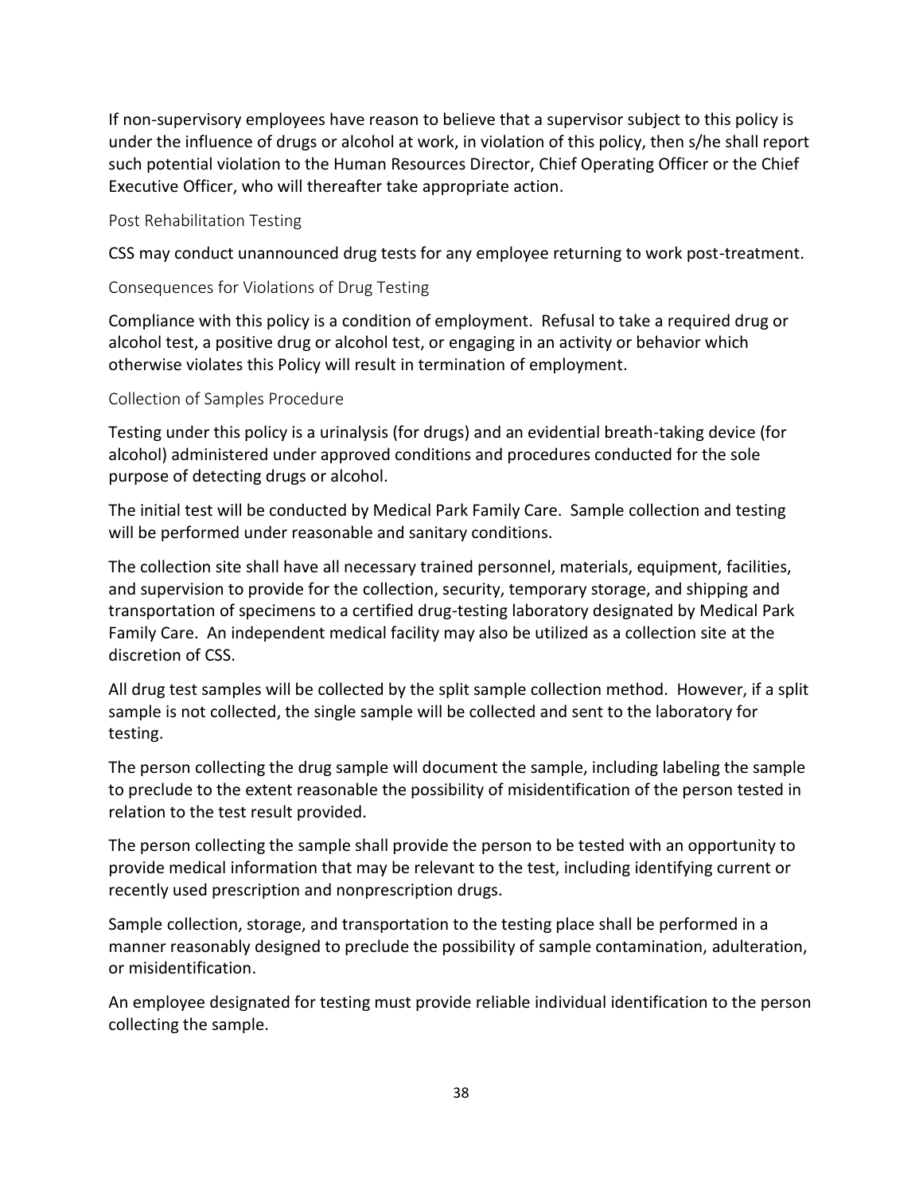If non-supervisory employees have reason to believe that a supervisor subject to this policy is under the influence of drugs or alcohol at work, in violation of this policy, then s/he shall report such potential violation to the Human Resources Director, Chief Operating Officer or the Chief Executive Officer, who will thereafter take appropriate action.

### Post Rehabilitation Testing

CSS may conduct unannounced drug tests for any employee returning to work post-treatment.

### Consequences for Violations of Drug Testing

Compliance with this policy is a condition of employment. Refusal to take a required drug or alcohol test, a positive drug or alcohol test, or engaging in an activity or behavior which otherwise violates this Policy will result in termination of employment.

### Collection of Samples Procedure

Testing under this policy is a urinalysis (for drugs) and an evidential breath-taking device (for alcohol) administered under approved conditions and procedures conducted for the sole purpose of detecting drugs or alcohol.

The initial test will be conducted by Medical Park Family Care. Sample collection and testing will be performed under reasonable and sanitary conditions.

The collection site shall have all necessary trained personnel, materials, equipment, facilities, and supervision to provide for the collection, security, temporary storage, and shipping and transportation of specimens to a certified drug-testing laboratory designated by Medical Park Family Care. An independent medical facility may also be utilized as a collection site at the discretion of CSS.

All drug test samples will be collected by the split sample collection method. However, if a split sample is not collected, the single sample will be collected and sent to the laboratory for testing.

The person collecting the drug sample will document the sample, including labeling the sample to preclude to the extent reasonable the possibility of misidentification of the person tested in relation to the test result provided.

The person collecting the sample shall provide the person to be tested with an opportunity to provide medical information that may be relevant to the test, including identifying current or recently used prescription and nonprescription drugs.

Sample collection, storage, and transportation to the testing place shall be performed in a manner reasonably designed to preclude the possibility of sample contamination, adulteration, or misidentification.

An employee designated for testing must provide reliable individual identification to the person collecting the sample.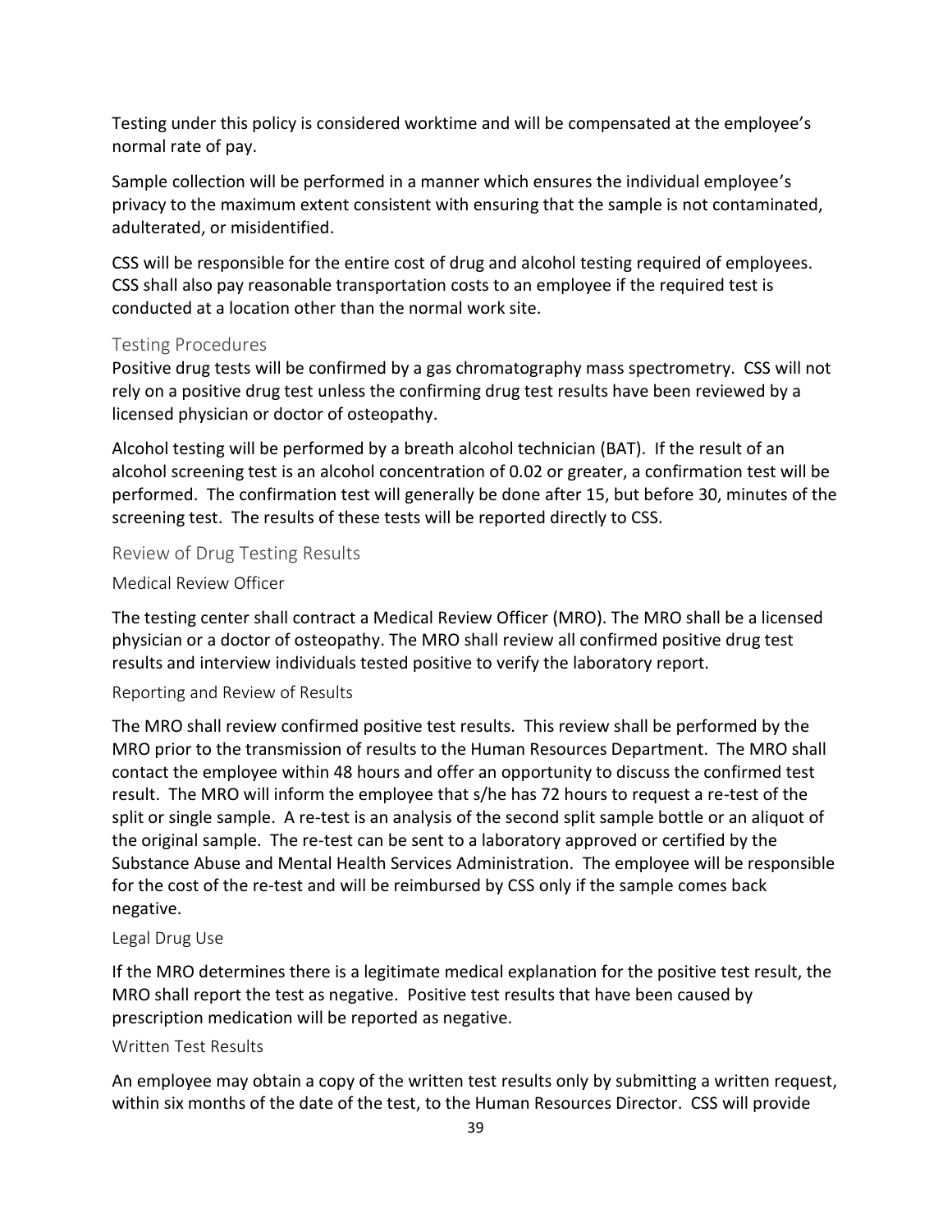Testing under this policy is considered worktime and will be compensated at the employee's normal rate of pay.

Sample collection will be performed in a manner which ensures the individual employee's privacy to the maximum extent consistent with ensuring that the sample is not contaminated, adulterated, or misidentified.

CSS will be responsible for the entire cost of drug and alcohol testing required of employees. CSS shall also pay reasonable transportation costs to an employee if the required test is conducted at a location other than the normal work site.

### Testing Procedures

Positive drug tests will be confirmed by a gas chromatography mass spectrometry. CSS will not rely on a positive drug test unless the confirming drug test results have been reviewed by a licensed physician or doctor of osteopathy.

Alcohol testing will be performed by a breath alcohol technician (BAT). If the result of an alcohol screening test is an alcohol concentration of 0.02 or greater, a confirmation test will be performed. The confirmation test will generally be done after 15, but before 30, minutes of the screening test. The results of these tests will be reported directly to CSS.

### Review of Drug Testing Results

#### Medical Review Officer

The testing center shall contract a Medical Review Officer (MRO). The MRO shall be a licensed physician or a doctor of osteopathy. The MRO shall review all confirmed positive drug test results and interview individuals tested positive to verify the laboratory report.

#### Reporting and Review of Results

The MRO shall review confirmed positive test results. This review shall be performed by the MRO prior to the transmission of results to the Human Resources Department. The MRO shall contact the employee within 48 hours and offer an opportunity to discuss the confirmed test result. The MRO will inform the employee that s/he has 72 hours to request a re-test of the split or single sample. A re-test is an analysis of the second split sample bottle or an aliquot of the original sample. The re-test can be sent to a laboratory approved or certified by the Substance Abuse and Mental Health Services Administration. The employee will be responsible for the cost of the re-test and will be reimbursed by CSS only if the sample comes back negative.

#### Legal Drug Use

If the MRO determines there is a legitimate medical explanation for the positive test result, the MRO shall report the test as negative. Positive test results that have been caused by prescription medication will be reported as negative.

#### Written Test Results

An employee may obtain a copy of the written test results only by submitting a written request, within six months of the date of the test, to the Human Resources Director. CSS will provide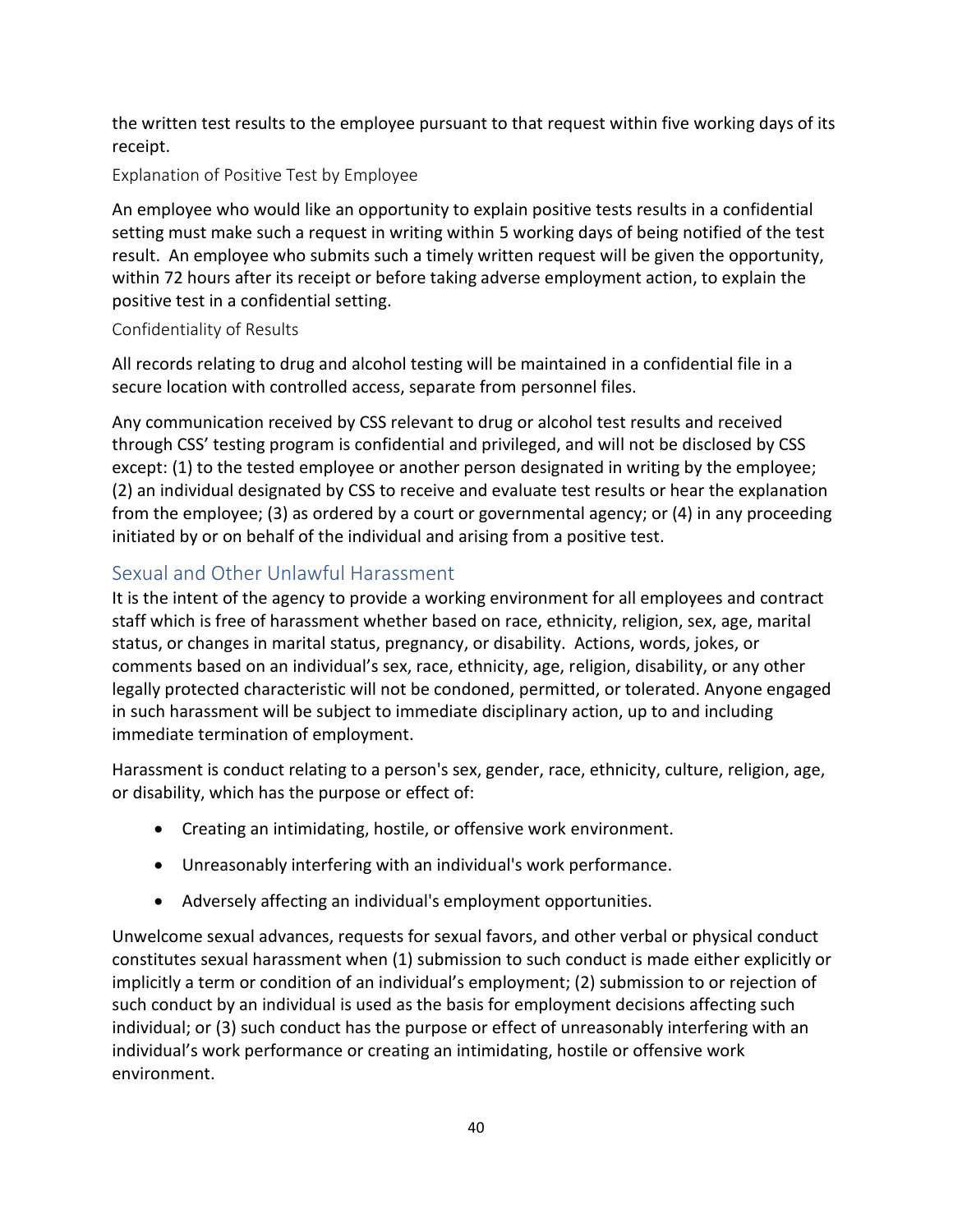the written test results to the employee pursuant to that request within five working days of its receipt.

#### Explanation of Positive Test by Employee

An employee who would like an opportunity to explain positive tests results in a confidential setting must make such a request in writing within 5 working days of being notified of the test result. An employee who submits such a timely written request will be given the opportunity, within 72 hours after its receipt or before taking adverse employment action, to explain the positive test in a confidential setting.

#### Confidentiality of Results

All records relating to drug and alcohol testing will be maintained in a confidential file in a secure location with controlled access, separate from personnel files.

Any communication received by CSS relevant to drug or alcohol test results and received through CSS' testing program is confidential and privileged, and will not be disclosed by CSS except: (1) to the tested employee or another person designated in writing by the employee; (2) an individual designated by CSS to receive and evaluate test results or hear the explanation from the employee; (3) as ordered by a court or governmental agency; or (4) in any proceeding initiated by or on behalf of the individual and arising from a positive test.

### Sexual and Other Unlawful Harassment

It is the intent of the agency to provide a working environment for all employees and contract staff which is free of harassment whether based on race, ethnicity, religion, sex, age, marital status, or changes in marital status, pregnancy, or disability. Actions, words, jokes, or comments based on an individual's sex, race, ethnicity, age, religion, disability, or any other legally protected characteristic will not be condoned, permitted, or tolerated. Anyone engaged in such harassment will be subject to immediate disciplinary action, up to and including immediate termination of employment.

Harassment is conduct relating to a person's sex, gender, race, ethnicity, culture, religion, age, or disability, which has the purpose or effect of:

- Creating an intimidating, hostile, or offensive work environment.
- Unreasonably interfering with an individual's work performance.
- Adversely affecting an individual's employment opportunities.

Unwelcome sexual advances, requests for sexual favors, and other verbal or physical conduct constitutes sexual harassment when (1) submission to such conduct is made either explicitly or implicitly a term or condition of an individual's employment; (2) submission to or rejection of such conduct by an individual is used as the basis for employment decisions affecting such individual; or (3) such conduct has the purpose or effect of unreasonably interfering with an individual's work performance or creating an intimidating, hostile or offensive work environment.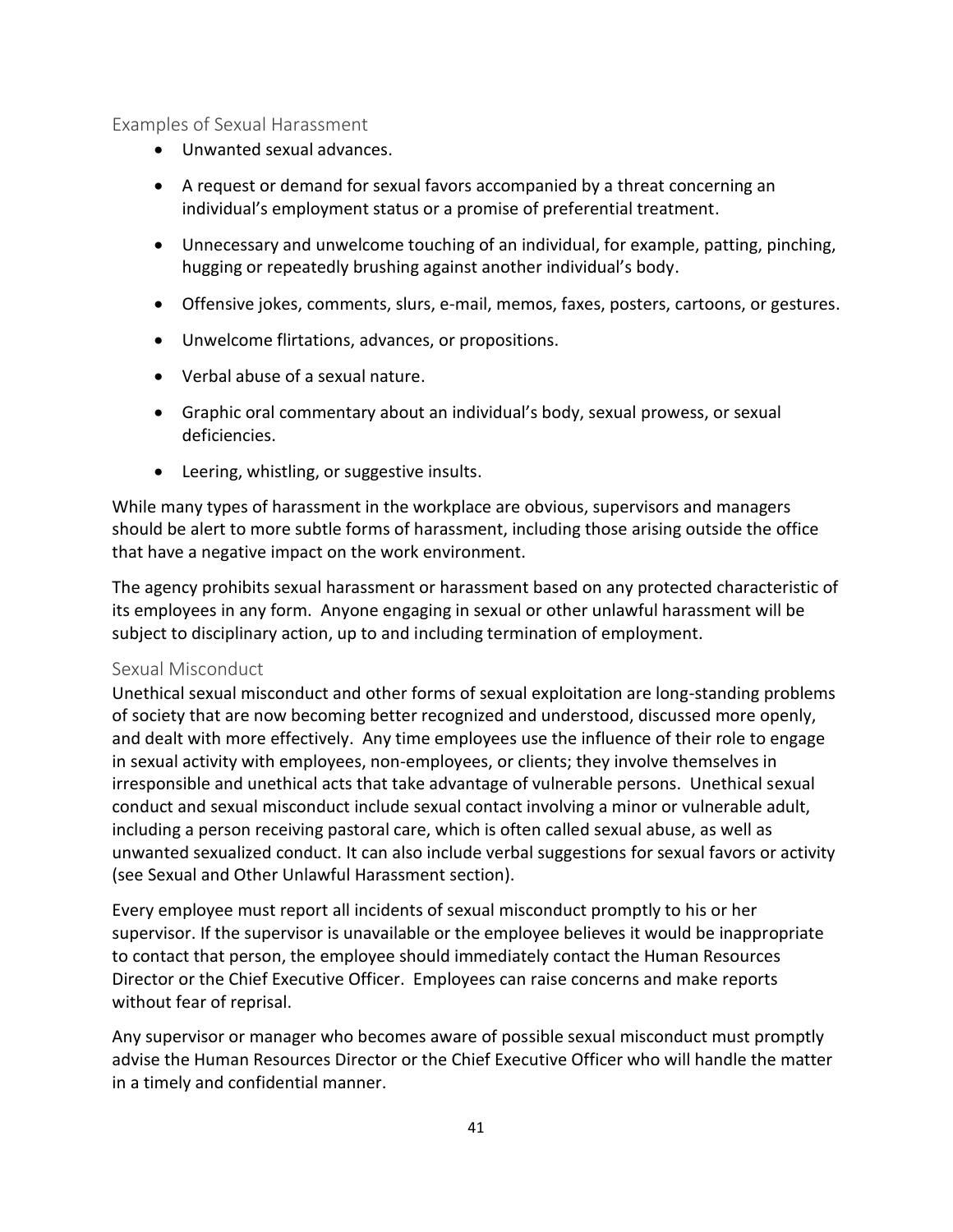### Examples of Sexual Harassment

- Unwanted sexual advances.
- A request or demand for sexual favors accompanied by a threat concerning an individual's employment status or a promise of preferential treatment.
- Unnecessary and unwelcome touching of an individual, for example, patting, pinching, hugging or repeatedly brushing against another individual's body.
- Offensive jokes, comments, slurs, e-mail, memos, faxes, posters, cartoons, or gestures.
- Unwelcome flirtations, advances, or propositions.
- Verbal abuse of a sexual nature.
- Graphic oral commentary about an individual's body, sexual prowess, or sexual deficiencies.
- Leering, whistling, or suggestive insults.

While many types of harassment in the workplace are obvious, supervisors and managers should be alert to more subtle forms of harassment, including those arising outside the office that have a negative impact on the work environment.

The agency prohibits sexual harassment or harassment based on any protected characteristic of its employees in any form. Anyone engaging in sexual or other unlawful harassment will be subject to disciplinary action, up to and including termination of employment.

### Sexual Misconduct

Unethical sexual misconduct and other forms of sexual exploitation are long-standing problems of society that are now becoming better recognized and understood, discussed more openly, and dealt with more effectively. Any time employees use the influence of their role to engage in sexual activity with employees, non-employees, or clients; they involve themselves in irresponsible and unethical acts that take advantage of vulnerable persons. Unethical sexual conduct and sexual misconduct include sexual contact involving a minor or vulnerable adult, including a person receiving pastoral care, which is often called sexual abuse, as well as unwanted sexualized conduct. It can also include verbal suggestions for sexual favors or activity (see Sexual and Other Unlawful Harassment section).

Every employee must report all incidents of sexual misconduct promptly to his or her supervisor. If the supervisor is unavailable or the employee believes it would be inappropriate to contact that person, the employee should immediately contact the Human Resources Director or the Chief Executive Officer. Employees can raise concerns and make reports without fear of reprisal.

Any supervisor or manager who becomes aware of possible sexual misconduct must promptly advise the Human Resources Director or the Chief Executive Officer who will handle the matter in a timely and confidential manner.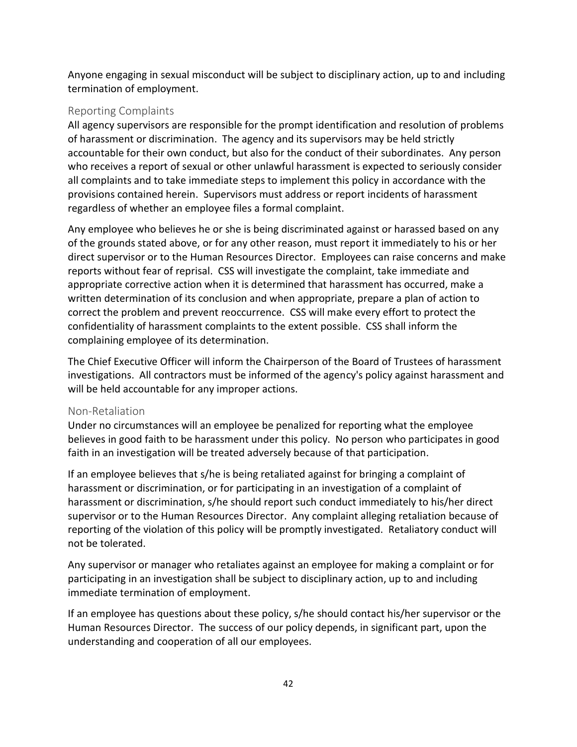Anyone engaging in sexual misconduct will be subject to disciplinary action, up to and including termination of employment.

### Reporting Complaints

All agency supervisors are responsible for the prompt identification and resolution of problems of harassment or discrimination. The agency and its supervisors may be held strictly accountable for their own conduct, but also for the conduct of their subordinates. Any person who receives a report of sexual or other unlawful harassment is expected to seriously consider all complaints and to take immediate steps to implement this policy in accordance with the provisions contained herein. Supervisors must address or report incidents of harassment regardless of whether an employee files a formal complaint.

Any employee who believes he or she is being discriminated against or harassed based on any of the grounds stated above, or for any other reason, must report it immediately to his or her direct supervisor or to the Human Resources Director. Employees can raise concerns and make reports without fear of reprisal. CSS will investigate the complaint, take immediate and appropriate corrective action when it is determined that harassment has occurred, make a written determination of its conclusion and when appropriate, prepare a plan of action to correct the problem and prevent reoccurrence. CSS will make every effort to protect the confidentiality of harassment complaints to the extent possible. CSS shall inform the complaining employee of its determination.

The Chief Executive Officer will inform the Chairperson of the Board of Trustees of harassment investigations. All contractors must be informed of the agency's policy against harassment and will be held accountable for any improper actions.

### Non-Retaliation

Under no circumstances will an employee be penalized for reporting what the employee believes in good faith to be harassment under this policy. No person who participates in good faith in an investigation will be treated adversely because of that participation.

If an employee believes that s/he is being retaliated against for bringing a complaint of harassment or discrimination, or for participating in an investigation of a complaint of harassment or discrimination, s/he should report such conduct immediately to his/her direct supervisor or to the Human Resources Director. Any complaint alleging retaliation because of reporting of the violation of this policy will be promptly investigated. Retaliatory conduct will not be tolerated.

Any supervisor or manager who retaliates against an employee for making a complaint or for participating in an investigation shall be subject to disciplinary action, up to and including immediate termination of employment.

If an employee has questions about these policy, s/he should contact his/her supervisor or the Human Resources Director. The success of our policy depends, in significant part, upon the understanding and cooperation of all our employees.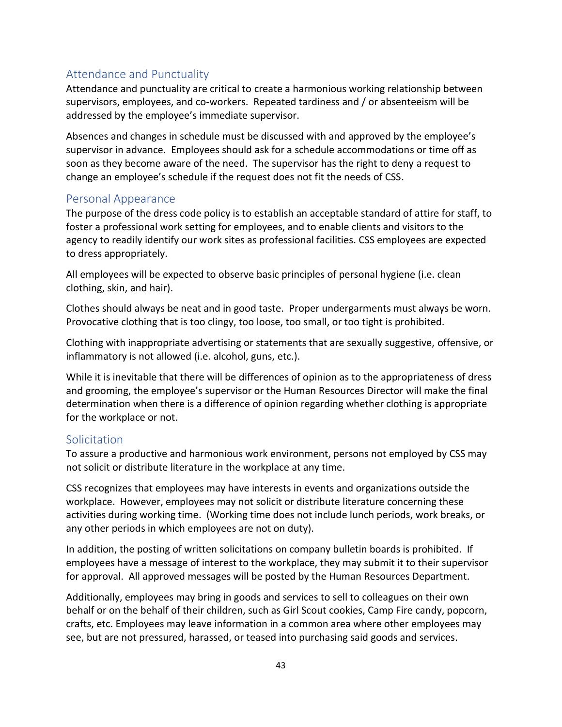## Attendance and Punctuality

Attendance and punctuality are critical to create a harmonious working relationship between supervisors, employees, and co-workers. Repeated tardiness and / or absenteeism will be addressed by the employee's immediate supervisor.

Absences and changes in schedule must be discussed with and approved by the employee's supervisor in advance. Employees should ask for a schedule accommodations or time off as soon as they become aware of the need. The supervisor has the right to deny a request to change an employee's schedule if the request does not fit the needs of CSS.

## Personal Appearance

The purpose of the dress code policy is to establish an acceptable standard of attire for staff, to foster a professional work setting for employees, and to enable clients and visitors to the agency to readily identify our work sites as professional facilities. CSS employees are expected to dress appropriately.

All employees will be expected to observe basic principles of personal hygiene (i.e. clean clothing, skin, and hair).

Clothes should always be neat and in good taste. Proper undergarments must always be worn. Provocative clothing that is too clingy, too loose, too small, or too tight is prohibited.

Clothing with inappropriate advertising or statements that are sexually suggestive, offensive, or inflammatory is not allowed (i.e. alcohol, guns, etc.).

While it is inevitable that there will be differences of opinion as to the appropriateness of dress and grooming, the employee's supervisor or the Human Resources Director will make the final determination when there is a difference of opinion regarding whether clothing is appropriate for the workplace or not.

## Solicitation

To assure a productive and harmonious work environment, persons not employed by CSS may not solicit or distribute literature in the workplace at any time.

CSS recognizes that employees may have interests in events and organizations outside the workplace. However, employees may not solicit or distribute literature concerning these activities during working time. (Working time does not include lunch periods, work breaks, or any other periods in which employees are not on duty).

In addition, the posting of written solicitations on company bulletin boards is prohibited. If employees have a message of interest to the workplace, they may submit it to their supervisor for approval. All approved messages will be posted by the Human Resources Department.

Additionally, employees may bring in goods and services to sell to colleagues on their own behalf or on the behalf of their children, such as Girl Scout cookies, Camp Fire candy, popcorn, crafts, etc. Employees may leave information in a common area where other employees may see, but are not pressured, harassed, or teased into purchasing said goods and services.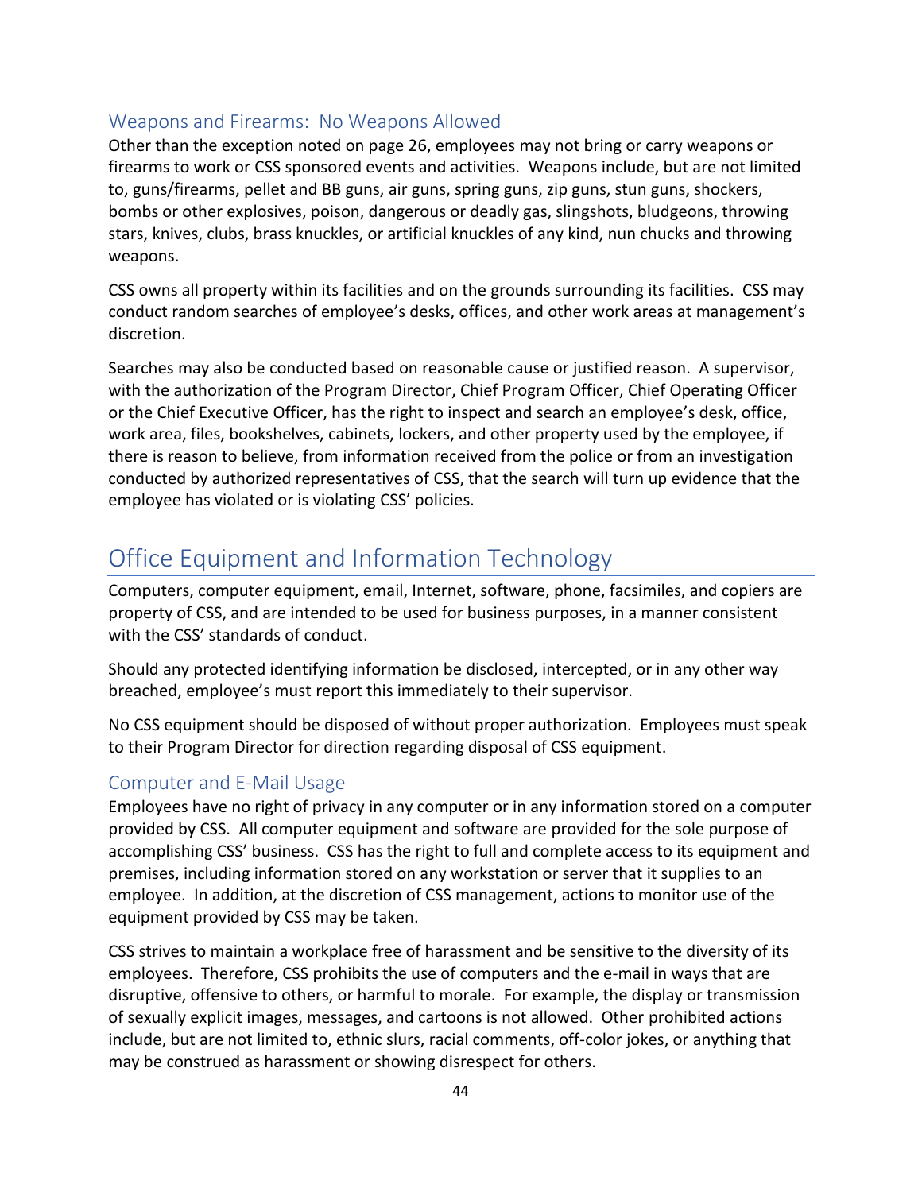### Weapons and Firearms: No Weapons Allowed

Other than the exception noted on page 26, employees may not bring or carry weapons or firearms to work or CSS sponsored events and activities. Weapons include, but are not limited to, guns/firearms, pellet and BB guns, air guns, spring guns, zip guns, stun guns, shockers, bombs or other explosives, poison, dangerous or deadly gas, slingshots, bludgeons, throwing stars, knives, clubs, brass knuckles, or artificial knuckles of any kind, nun chucks and throwing weapons.

CSS owns all property within its facilities and on the grounds surrounding its facilities. CSS may conduct random searches of employee's desks, offices, and other work areas at management's discretion.

Searches may also be conducted based on reasonable cause or justified reason. A supervisor, with the authorization of the Program Director, Chief Program Officer, Chief Operating Officer or the Chief Executive Officer, has the right to inspect and search an employee's desk, office, work area, files, bookshelves, cabinets, lockers, and other property used by the employee, if there is reason to believe, from information received from the police or from an investigation conducted by authorized representatives of CSS, that the search will turn up evidence that the employee has violated or is violating CSS' policies.

## Office Equipment and Information Technology

Computers, computer equipment, email, Internet, software, phone, facsimiles, and copiers are property of CSS, and are intended to be used for business purposes, in a manner consistent with the CSS' standards of conduct.

Should any protected identifying information be disclosed, intercepted, or in any other way breached, employee's must report this immediately to their supervisor.

No CSS equipment should be disposed of without proper authorization. Employees must speak to their Program Director for direction regarding disposal of CSS equipment.

### Computer and E-Mail Usage

Employees have no right of privacy in any computer or in any information stored on a computer provided by CSS. All computer equipment and software are provided for the sole purpose of accomplishing CSS' business. CSS has the right to full and complete access to its equipment and premises, including information stored on any workstation or server that it supplies to an employee. In addition, at the discretion of CSS management, actions to monitor use of the equipment provided by CSS may be taken.

CSS strives to maintain a workplace free of harassment and be sensitive to the diversity of its employees. Therefore, CSS prohibits the use of computers and the e-mail in ways that are disruptive, offensive to others, or harmful to morale. For example, the display or transmission of sexually explicit images, messages, and cartoons is not allowed. Other prohibited actions include, but are not limited to, ethnic slurs, racial comments, off-color jokes, or anything that may be construed as harassment or showing disrespect for others.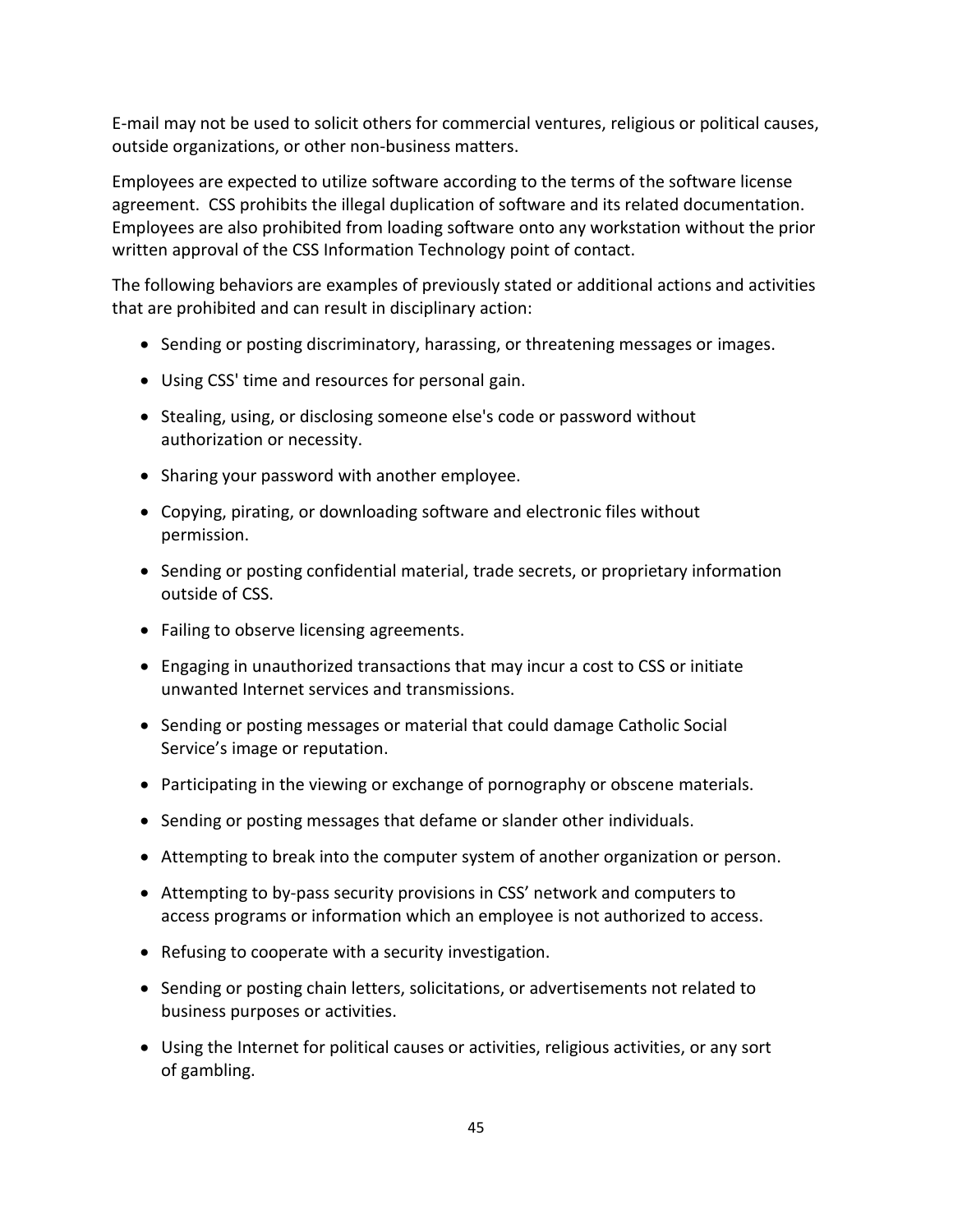E-mail may not be used to solicit others for commercial ventures, religious or political causes, outside organizations, or other non-business matters.

Employees are expected to utilize software according to the terms of the software license agreement. CSS prohibits the illegal duplication of software and its related documentation. Employees are also prohibited from loading software onto any workstation without the prior written approval of the CSS Information Technology point of contact.

The following behaviors are examples of previously stated or additional actions and activities that are prohibited and can result in disciplinary action:

- Sending or posting discriminatory, harassing, or threatening messages or images.
- Using CSS' time and resources for personal gain.
- Stealing, using, or disclosing someone else's code or password without authorization or necessity.
- Sharing your password with another employee.
- Copying, pirating, or downloading software and electronic files without permission.
- Sending or posting confidential material, trade secrets, or proprietary information outside of CSS.
- Failing to observe licensing agreements.
- Engaging in unauthorized transactions that may incur a cost to CSS or initiate unwanted Internet services and transmissions.
- Sending or posting messages or material that could damage Catholic Social Service's image or reputation.
- Participating in the viewing or exchange of pornography or obscene materials.
- Sending or posting messages that defame or slander other individuals.
- Attempting to break into the computer system of another organization or person.
- Attempting to by-pass security provisions in CSS' network and computers to access programs or information which an employee is not authorized to access.
- Refusing to cooperate with a security investigation.
- Sending or posting chain letters, solicitations, or advertisements not related to business purposes or activities.
- Using the Internet for political causes or activities, religious activities, or any sort of gambling.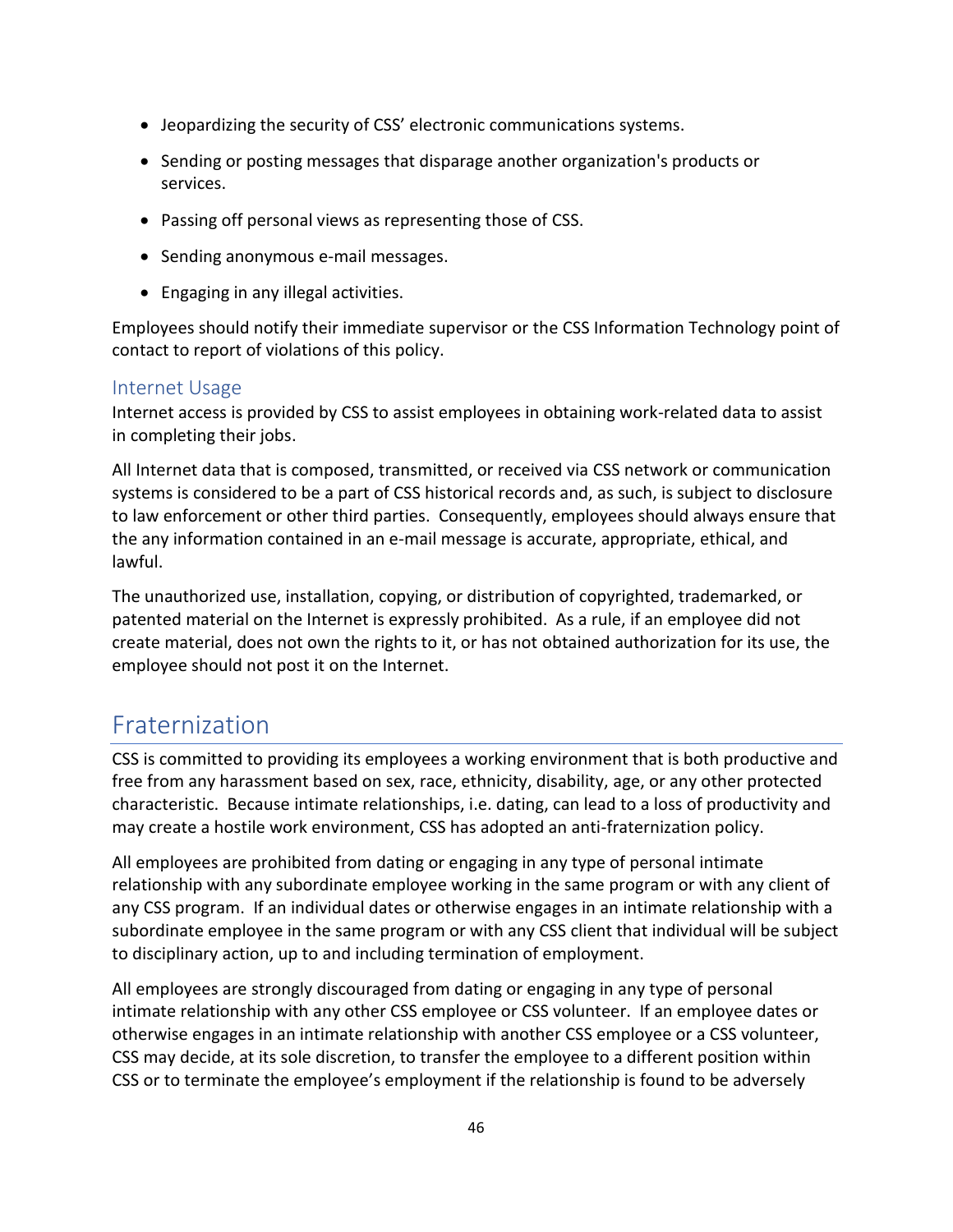- Jeopardizing the security of CSS' electronic communications systems.
- Sending or posting messages that disparage another organization's products or services.
- Passing off personal views as representing those of CSS.
- Sending anonymous e-mail messages.
- Engaging in any illegal activities.

Employees should notify their immediate supervisor or the CSS Information Technology point of contact to report of violations of this policy.

### Internet Usage

Internet access is provided by CSS to assist employees in obtaining work-related data to assist in completing their jobs.

All Internet data that is composed, transmitted, or received via CSS network or communication systems is considered to be a part of CSS historical records and, as such, is subject to disclosure to law enforcement or other third parties. Consequently, employees should always ensure that the any information contained in an e-mail message is accurate, appropriate, ethical, and lawful.

The unauthorized use, installation, copying, or distribution of copyrighted, trademarked, or patented material on the Internet is expressly prohibited. As a rule, if an employee did not create material, does not own the rights to it, or has not obtained authorization for its use, the employee should not post it on the Internet.

## Fraternization

CSS is committed to providing its employees a working environment that is both productive and free from any harassment based on sex, race, ethnicity, disability, age, or any other protected characteristic. Because intimate relationships, i.e. dating, can lead to a loss of productivity and may create a hostile work environment, CSS has adopted an anti-fraternization policy.

All employees are prohibited from dating or engaging in any type of personal intimate relationship with any subordinate employee working in the same program or with any client of any CSS program. If an individual dates or otherwise engages in an intimate relationship with a subordinate employee in the same program or with any CSS client that individual will be subject to disciplinary action, up to and including termination of employment.

All employees are strongly discouraged from dating or engaging in any type of personal intimate relationship with any other CSS employee or CSS volunteer. If an employee dates or otherwise engages in an intimate relationship with another CSS employee or a CSS volunteer, CSS may decide, at its sole discretion, to transfer the employee to a different position within CSS or to terminate the employee's employment if the relationship is found to be adversely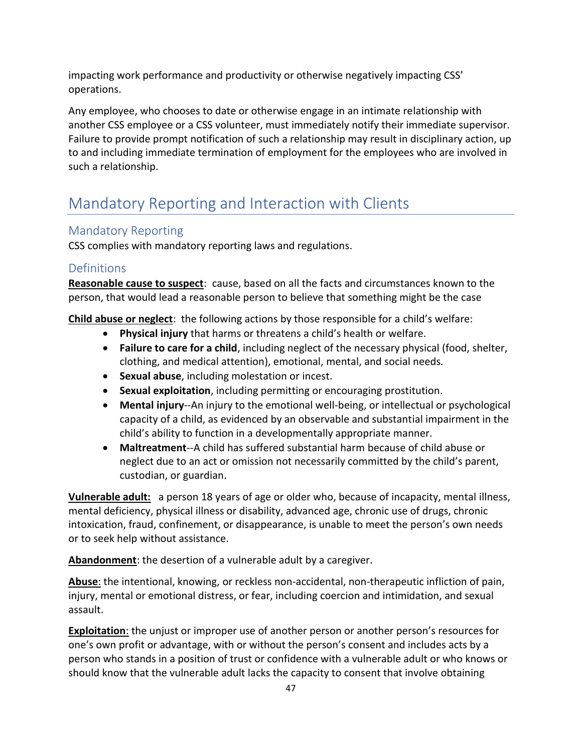impacting work performance and productivity or otherwise negatively impacting CSS' operations.

Any employee, who chooses to date or otherwise engage in an intimate relationship with another CSS employee or a CSS volunteer, must immediately notify their immediate supervisor. Failure to provide prompt notification of such a relationship may result in disciplinary action, up to and including immediate termination of employment for the employees who are involved in such a relationship.

# Mandatory Reporting and Interaction with Clients

## Mandatory Reporting

CSS complies with mandatory reporting laws and regulations.

## Definitions

**Reasonable cause to suspect**: cause, based on all the facts and circumstances known to the person, that would lead a reasonable person to believe that something might be the case

**Child abuse or neglect**: the following actions by those responsible for a child's welfare:

- **Physical injury** that harms or threatens a child's health or welfare.
- **Failure to care for a child**, including neglect of the necessary physical (food, shelter, clothing, and medical attention), emotional, mental, and social needs.
- **Sexual abuse**, including molestation or incest.
- **Sexual exploitation**, including permitting or encouraging prostitution.
- **Mental injury**--An injury to the emotional well-being, or intellectual or psychological capacity of a child, as evidenced by an observable and substantial impairment in the child's ability to function in a developmentally appropriate manner.
- **Maltreatment**--A child has suffered substantial harm because of child abuse or neglect due to an act or omission not necessarily committed by the child's parent, custodian, or guardian.

**Vulnerable adult:** a person 18 years of age or older who, because of incapacity, mental illness, mental deficiency, physical illness or disability, advanced age, chronic use of drugs, chronic intoxication, fraud, confinement, or disappearance, is unable to meet the person's own needs or to seek help without assistance.

**Abandonment**: the desertion of a vulnerable adult by a caregiver.

**Abuse**: the intentional, knowing, or reckless non-accidental, non-therapeutic infliction of pain, injury, mental or emotional distress, or fear, including coercion and intimidation, and sexual assault.

**Exploitation**: the unjust or improper use of another person or another person's resources for one's own profit or advantage, with or without the person's consent and includes acts by a person who stands in a position of trust or confidence with a vulnerable adult or who knows or should know that the vulnerable adult lacks the capacity to consent that involve obtaining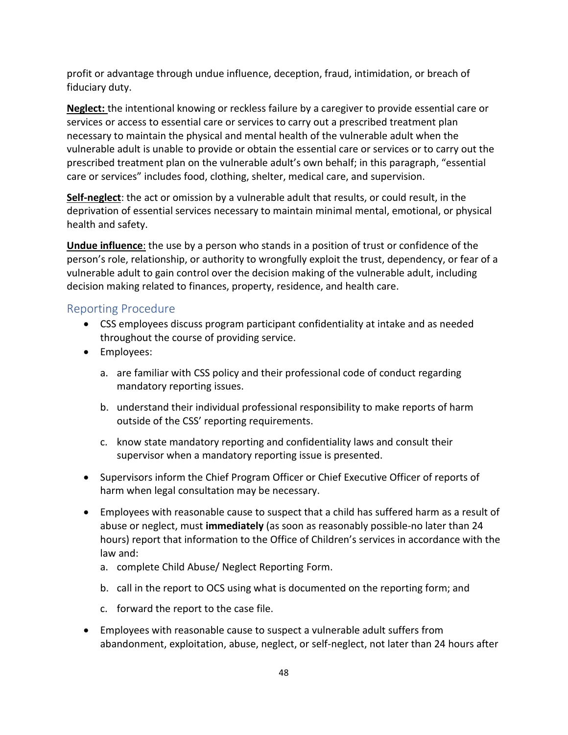profit or advantage through undue influence, deception, fraud, intimidation, or breach of fiduciary duty.

**Neglect:** the intentional knowing or reckless failure by a caregiver to provide essential care or services or access to essential care or services to carry out a prescribed treatment plan necessary to maintain the physical and mental health of the vulnerable adult when the vulnerable adult is unable to provide or obtain the essential care or services or to carry out the prescribed treatment plan on the vulnerable adult's own behalf; in this paragraph, "essential care or services" includes food, clothing, shelter, medical care, and supervision.

**Self-neglect**: the act or omission by a vulnerable adult that results, or could result, in the deprivation of essential services necessary to maintain minimal mental, emotional, or physical health and safety.

**Undue influence**: the use by a person who stands in a position of trust or confidence of the person's role, relationship, or authority to wrongfully exploit the trust, dependency, or fear of a vulnerable adult to gain control over the decision making of the vulnerable adult, including decision making related to finances, property, residence, and health care.

## Reporting Procedure

- CSS employees discuss program participant confidentiality at intake and as needed throughout the course of providing service.
- Employees:
  a. are familiar with CSS policy and their professional code of conduct regarding mandatory reporting issues.
  b. understand their individual professional responsibility to make reports of harm outside of the CSS' reporting requirements.
  c. know state mandatory reporting and confidentiality laws and consult their supervisor when a mandatory reporting issue is presented.
- Supervisors inform the Chief Program Officer or Chief Executive Officer of reports of harm when legal consultation may be necessary.
- Employees with reasonable cause to suspect that a child has suffered harm as a result of abuse or neglect, must **immediately** (as soon as reasonably possible-no later than 24 hours) report that information to the Office of Children's services in accordance with the law and:
  a. complete Child Abuse/ Neglect Reporting Form.
  b. call in the report to OCS using what is documented on the reporting form; and
  c. forward the report to the case file.
- Employees with reasonable cause to suspect a vulnerable adult suffers from abandonment, exploitation, abuse, neglect, or self-neglect, not later than 24 hours after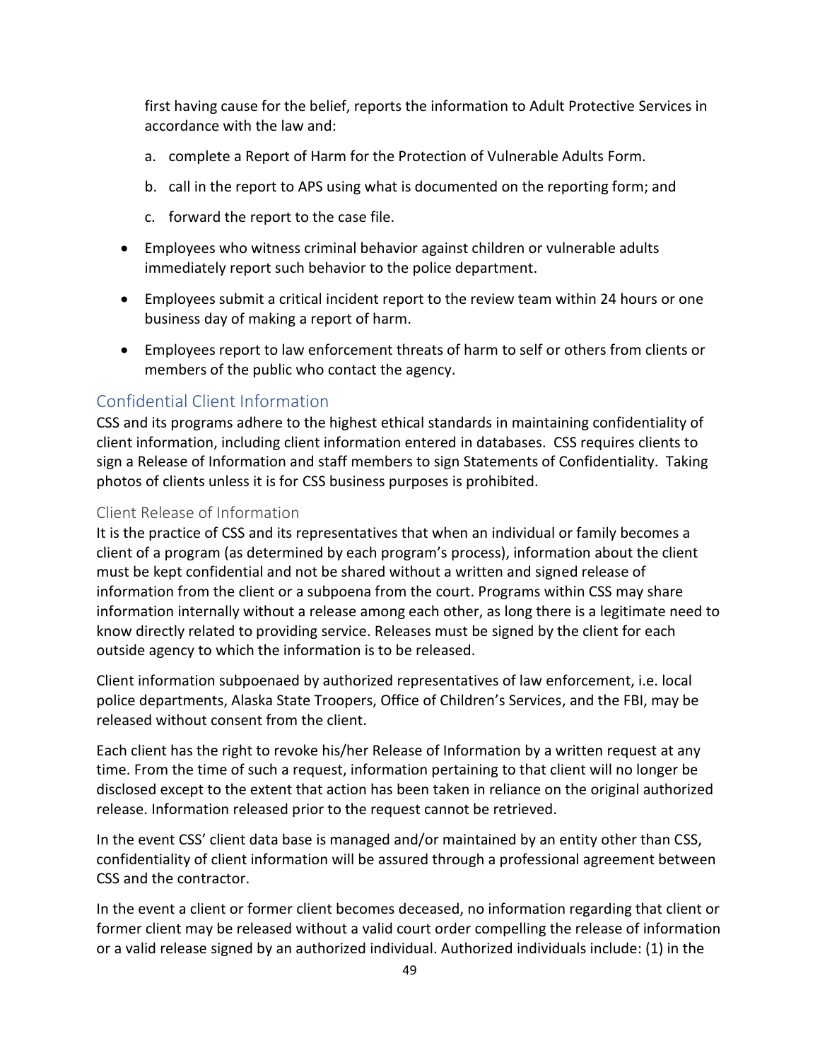first having cause for the belief, reports the information to Adult Protective Services in accordance with the law and:

a. complete a Report of Harm for the Protection of Vulnerable Adults Form.
b. call in the report to APS using what is documented on the reporting form; and
c. forward the report to the case file.

- Employees who witness criminal behavior against children or vulnerable adults immediately report such behavior to the police department.
- Employees submit a critical incident report to the review team within 24 hours or one business day of making a report of harm.
- Employees report to law enforcement threats of harm to self or others from clients or members of the public who contact the agency.

## Confidential Client Information

CSS and its programs adhere to the highest ethical standards in maintaining confidentiality of client information, including client information entered in databases. CSS requires clients to sign a Release of Information and staff members to sign Statements of Confidentiality. Taking photos of clients unless it is for CSS business purposes is prohibited.

### Client Release of Information

It is the practice of CSS and its representatives that when an individual or family becomes a client of a program (as determined by each program's process), information about the client must be kept confidential and not be shared without a written and signed release of information from the client or a subpoena from the court. Programs within CSS may share information internally without a release among each other, as long there is a legitimate need to know directly related to providing service. Releases must be signed by the client for each outside agency to which the information is to be released.

Client information subpoenaed by authorized representatives of law enforcement, i.e. local police departments, Alaska State Troopers, Office of Children's Services, and the FBI, may be released without consent from the client.

Each client has the right to revoke his/her Release of Information by a written request at any time. From the time of such a request, information pertaining to that client will no longer be disclosed except to the extent that action has been taken in reliance on the original authorized release. Information released prior to the request cannot be retrieved.

In the event CSS' client data base is managed and/or maintained by an entity other than CSS, confidentiality of client information will be assured through a professional agreement between CSS and the contractor.

In the event a client or former client becomes deceased, no information regarding that client or former client may be released without a valid court order compelling the release of information or a valid release signed by an authorized individual. Authorized individuals include: (1) in the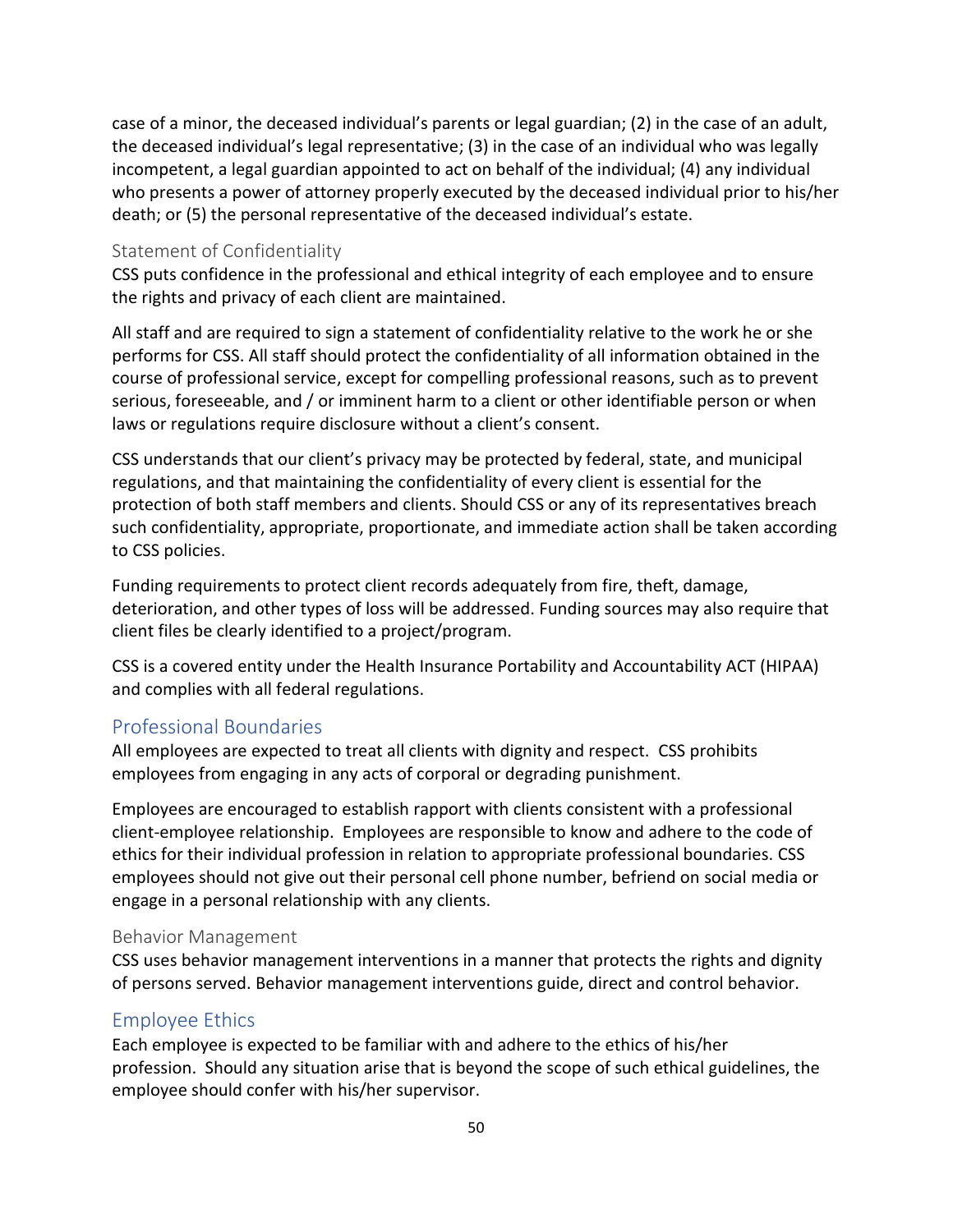case of a minor, the deceased individual's parents or legal guardian; (2) in the case of an adult, the deceased individual's legal representative; (3) in the case of an individual who was legally incompetent, a legal guardian appointed to act on behalf of the individual; (4) any individual who presents a power of attorney properly executed by the deceased individual prior to his/her death; or (5) the personal representative of the deceased individual's estate.

### Statement of Confidentiality

CSS puts confidence in the professional and ethical integrity of each employee and to ensure the rights and privacy of each client are maintained.

All staff and are required to sign a statement of confidentiality relative to the work he or she performs for CSS. All staff should protect the confidentiality of all information obtained in the course of professional service, except for compelling professional reasons, such as to prevent serious, foreseeable, and / or imminent harm to a client or other identifiable person or when laws or regulations require disclosure without a client's consent.

CSS understands that our client's privacy may be protected by federal, state, and municipal regulations, and that maintaining the confidentiality of every client is essential for the protection of both staff members and clients. Should CSS or any of its representatives breach such confidentiality, appropriate, proportionate, and immediate action shall be taken according to CSS policies.

Funding requirements to protect client records adequately from fire, theft, damage, deterioration, and other types of loss will be addressed. Funding sources may also require that client files be clearly identified to a project/program.

CSS is a covered entity under the Health Insurance Portability and Accountability ACT (HIPAA) and complies with all federal regulations.

## Professional Boundaries

All employees are expected to treat all clients with dignity and respect. CSS prohibits employees from engaging in any acts of corporal or degrading punishment.

Employees are encouraged to establish rapport with clients consistent with a professional client-employee relationship. Employees are responsible to know and adhere to the code of ethics for their individual profession in relation to appropriate professional boundaries. CSS employees should not give out their personal cell phone number, befriend on social media or engage in a personal relationship with any clients.

### Behavior Management

CSS uses behavior management interventions in a manner that protects the rights and dignity of persons served. Behavior management interventions guide, direct and control behavior.

## Employee Ethics

Each employee is expected to be familiar with and adhere to the ethics of his/her profession. Should any situation arise that is beyond the scope of such ethical guidelines, the employee should confer with his/her supervisor.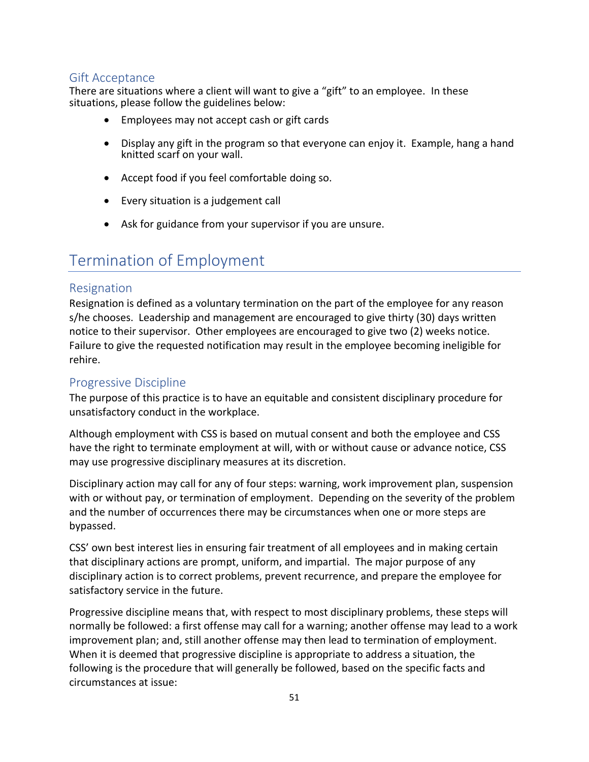### Gift Acceptance

There are situations where a client will want to give a "gift" to an employee. In these situations, please follow the guidelines below:

- Employees may not accept cash or gift cards
- Display any gift in the program so that everyone can enjoy it. Example, hang a hand knitted scarf on your wall.
- Accept food if you feel comfortable doing so.
- Every situation is a judgement call
- Ask for guidance from your supervisor if you are unsure.

## Termination of Employment

### Resignation

Resignation is defined as a voluntary termination on the part of the employee for any reason s/he chooses. Leadership and management are encouraged to give thirty (30) days written notice to their supervisor. Other employees are encouraged to give two (2) weeks notice. Failure to give the requested notification may result in the employee becoming ineligible for rehire.

### Progressive Discipline

The purpose of this practice is to have an equitable and consistent disciplinary procedure for unsatisfactory conduct in the workplace.

Although employment with CSS is based on mutual consent and both the employee and CSS have the right to terminate employment at will, with or without cause or advance notice, CSS may use progressive disciplinary measures at its discretion.

Disciplinary action may call for any of four steps: warning, work improvement plan, suspension with or without pay, or termination of employment. Depending on the severity of the problem and the number of occurrences there may be circumstances when one or more steps are bypassed.

CSS' own best interest lies in ensuring fair treatment of all employees and in making certain that disciplinary actions are prompt, uniform, and impartial. The major purpose of any disciplinary action is to correct problems, prevent recurrence, and prepare the employee for satisfactory service in the future.

Progressive discipline means that, with respect to most disciplinary problems, these steps will normally be followed: a first offense may call for a warning; another offense may lead to a work improvement plan; and, still another offense may then lead to termination of employment. When it is deemed that progressive discipline is appropriate to address a situation, the following is the procedure that will generally be followed, based on the specific facts and circumstances at issue: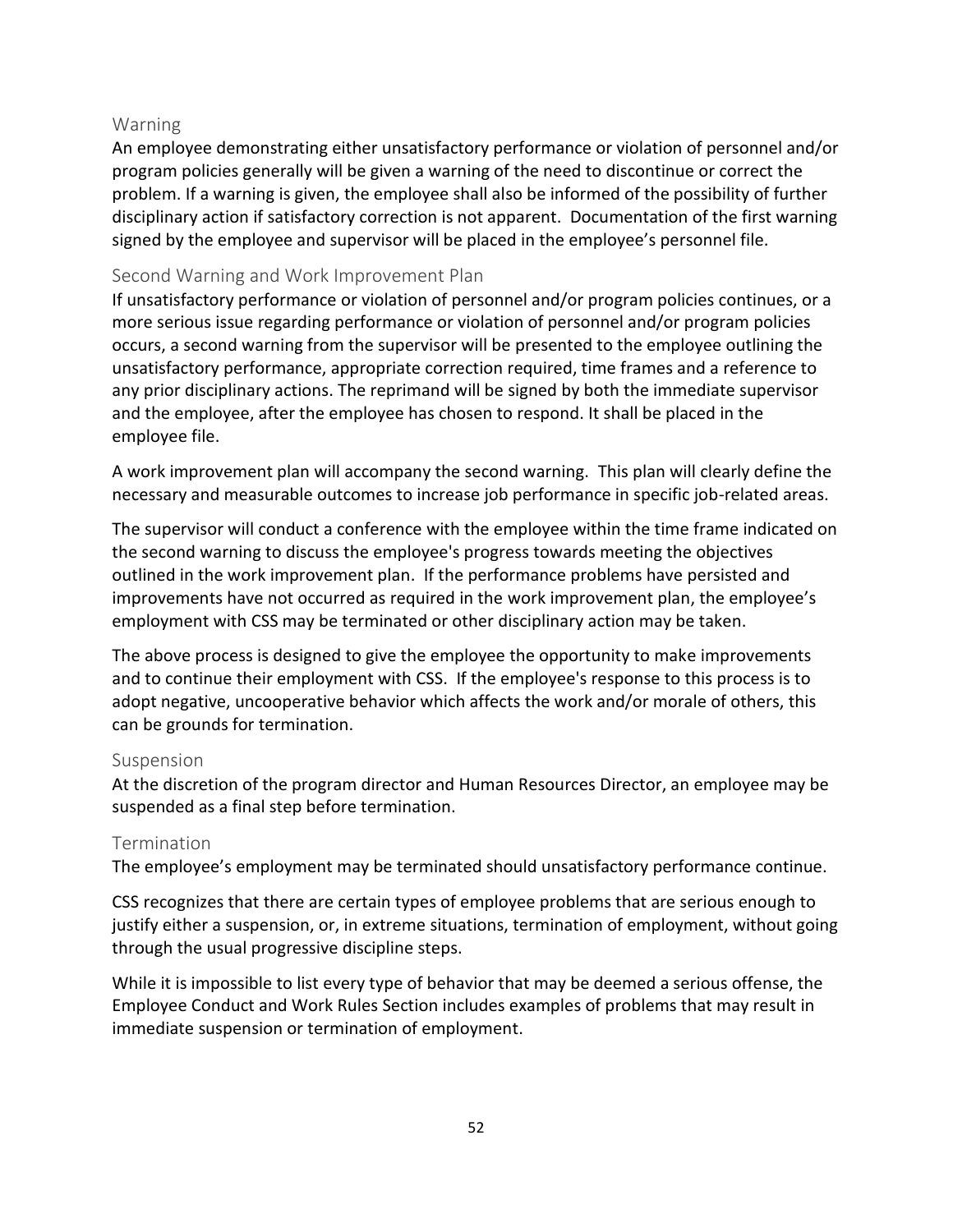### Warning

An employee demonstrating either unsatisfactory performance or violation of personnel and/or program policies generally will be given a warning of the need to discontinue or correct the problem. If a warning is given, the employee shall also be informed of the possibility of further disciplinary action if satisfactory correction is not apparent. Documentation of the first warning signed by the employee and supervisor will be placed in the employee's personnel file.

### Second Warning and Work Improvement Plan

If unsatisfactory performance or violation of personnel and/or program policies continues, or a more serious issue regarding performance or violation of personnel and/or program policies occurs, a second warning from the supervisor will be presented to the employee outlining the unsatisfactory performance, appropriate correction required, time frames and a reference to any prior disciplinary actions. The reprimand will be signed by both the immediate supervisor and the employee, after the employee has chosen to respond. It shall be placed in the employee file.

A work improvement plan will accompany the second warning. This plan will clearly define the necessary and measurable outcomes to increase job performance in specific job-related areas.

The supervisor will conduct a conference with the employee within the time frame indicated on the second warning to discuss the employee's progress towards meeting the objectives outlined in the work improvement plan. If the performance problems have persisted and improvements have not occurred as required in the work improvement plan, the employee's employment with CSS may be terminated or other disciplinary action may be taken.

The above process is designed to give the employee the opportunity to make improvements and to continue their employment with CSS. If the employee's response to this process is to adopt negative, uncooperative behavior which affects the work and/or morale of others, this can be grounds for termination.

### Suspension

At the discretion of the program director and Human Resources Director, an employee may be suspended as a final step before termination.

### Termination

The employee's employment may be terminated should unsatisfactory performance continue.

CSS recognizes that there are certain types of employee problems that are serious enough to justify either a suspension, or, in extreme situations, termination of employment, without going through the usual progressive discipline steps.

While it is impossible to list every type of behavior that may be deemed a serious offense, the Employee Conduct and Work Rules Section includes examples of problems that may result in immediate suspension or termination of employment.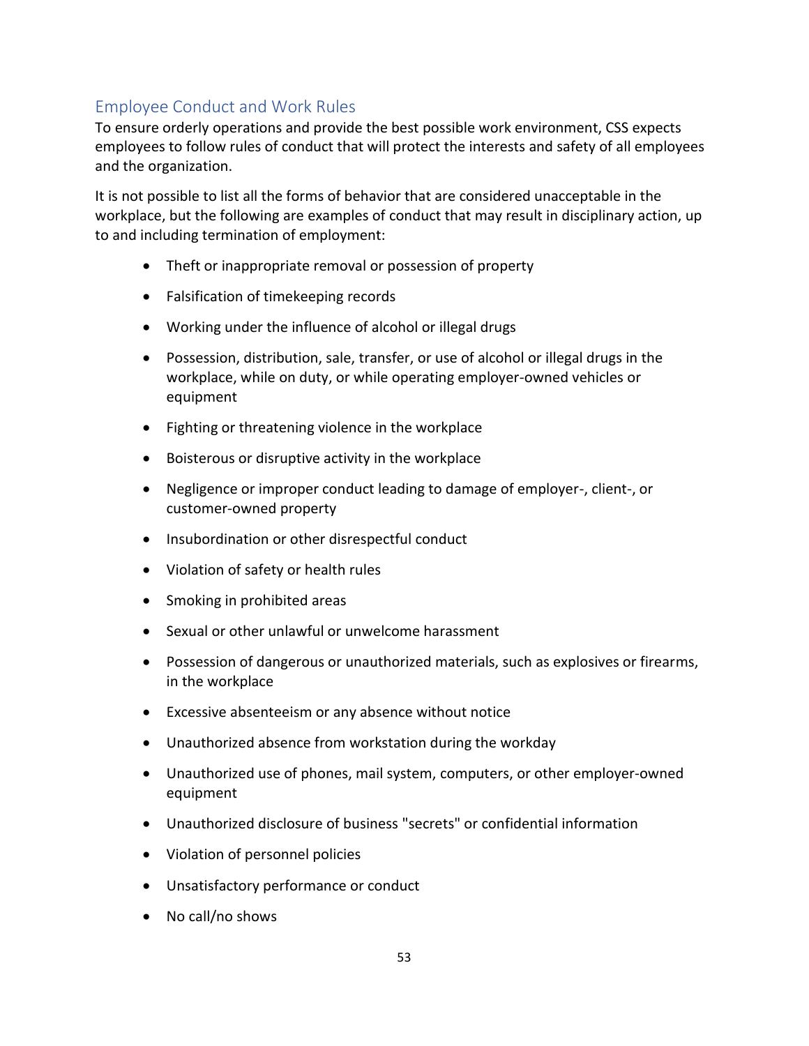## Employee Conduct and Work Rules

To ensure orderly operations and provide the best possible work environment, CSS expects employees to follow rules of conduct that will protect the interests and safety of all employees and the organization.

It is not possible to list all the forms of behavior that are considered unacceptable in the workplace, but the following are examples of conduct that may result in disciplinary action, up to and including termination of employment:

- Theft or inappropriate removal or possession of property
- Falsification of timekeeping records
- Working under the influence of alcohol or illegal drugs
- Possession, distribution, sale, transfer, or use of alcohol or illegal drugs in the workplace, while on duty, or while operating employer-owned vehicles or equipment
- Fighting or threatening violence in the workplace
- Boisterous or disruptive activity in the workplace
- Negligence or improper conduct leading to damage of employer-, client-, or customer-owned property
- Insubordination or other disrespectful conduct
- Violation of safety or health rules
- Smoking in prohibited areas
- Sexual or other unlawful or unwelcome harassment
- Possession of dangerous or unauthorized materials, such as explosives or firearms, in the workplace
- Excessive absenteeism or any absence without notice
- Unauthorized absence from workstation during the workday
- Unauthorized use of phones, mail system, computers, or other employer-owned equipment
- Unauthorized disclosure of business "secrets" or confidential information
- Violation of personnel policies
- Unsatisfactory performance or conduct
- No call/no shows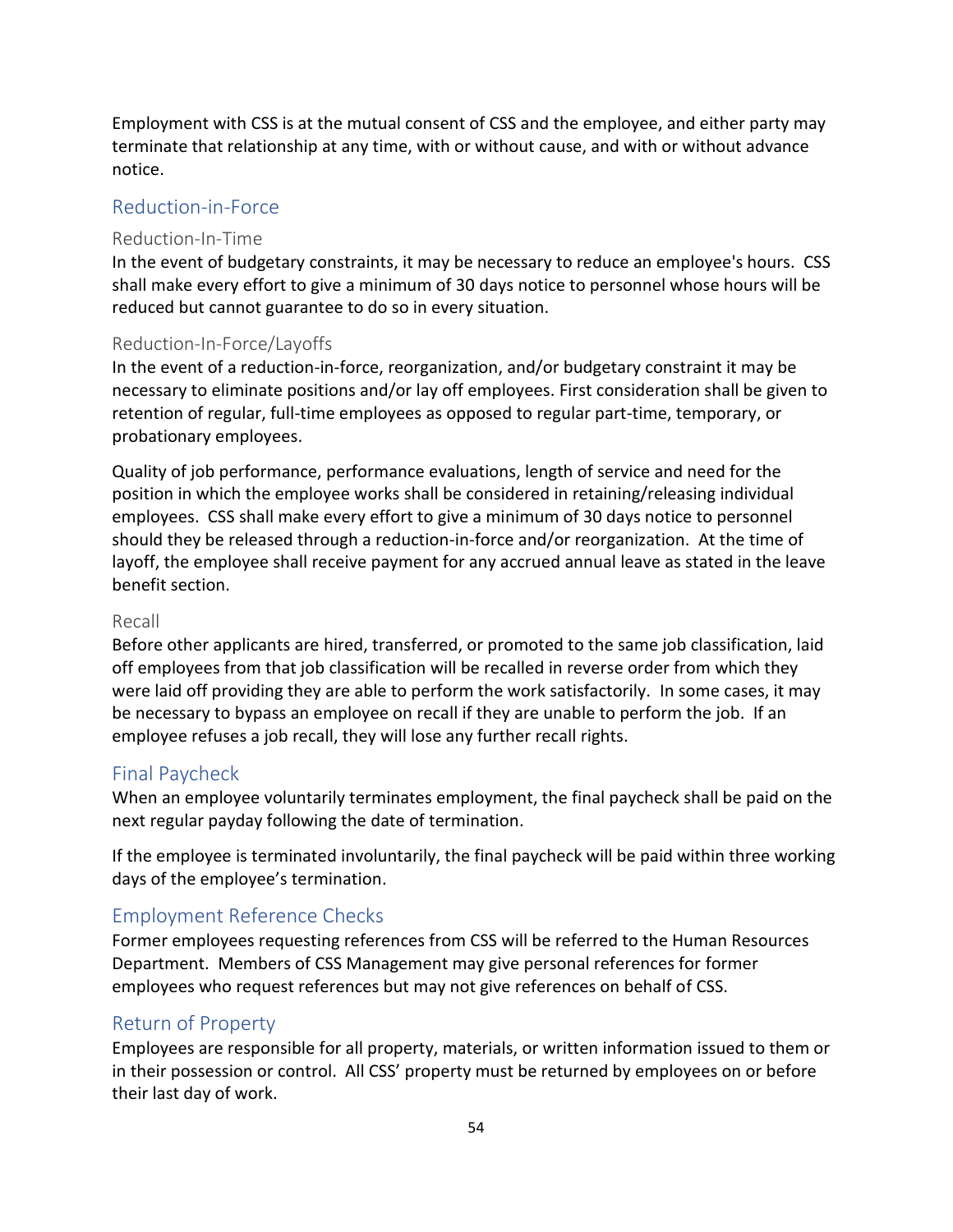Employment with CSS is at the mutual consent of CSS and the employee, and either party may terminate that relationship at any time, with or without cause, and with or without advance notice.

## Reduction-in-Force

### Reduction-In-Time

In the event of budgetary constraints, it may be necessary to reduce an employee's hours. CSS shall make every effort to give a minimum of 30 days notice to personnel whose hours will be reduced but cannot guarantee to do so in every situation.

### Reduction-In-Force/Layoffs

In the event of a reduction-in-force, reorganization, and/or budgetary constraint it may be necessary to eliminate positions and/or lay off employees. First consideration shall be given to retention of regular, full-time employees as opposed to regular part-time, temporary, or probationary employees.

Quality of job performance, performance evaluations, length of service and need for the position in which the employee works shall be considered in retaining/releasing individual employees. CSS shall make every effort to give a minimum of 30 days notice to personnel should they be released through a reduction-in-force and/or reorganization. At the time of layoff, the employee shall receive payment for any accrued annual leave as stated in the leave benefit section.

### Recall

Before other applicants are hired, transferred, or promoted to the same job classification, laid off employees from that job classification will be recalled in reverse order from which they were laid off providing they are able to perform the work satisfactorily. In some cases, it may be necessary to bypass an employee on recall if they are unable to perform the job. If an employee refuses a job recall, they will lose any further recall rights.

## Final Paycheck

When an employee voluntarily terminates employment, the final paycheck shall be paid on the next regular payday following the date of termination.

If the employee is terminated involuntarily, the final paycheck will be paid within three working days of the employee's termination.

## Employment Reference Checks

Former employees requesting references from CSS will be referred to the Human Resources Department. Members of CSS Management may give personal references for former employees who request references but may not give references on behalf of CSS.

## Return of Property

Employees are responsible for all property, materials, or written information issued to them or in their possession or control. All CSS' property must be returned by employees on or before their last day of work.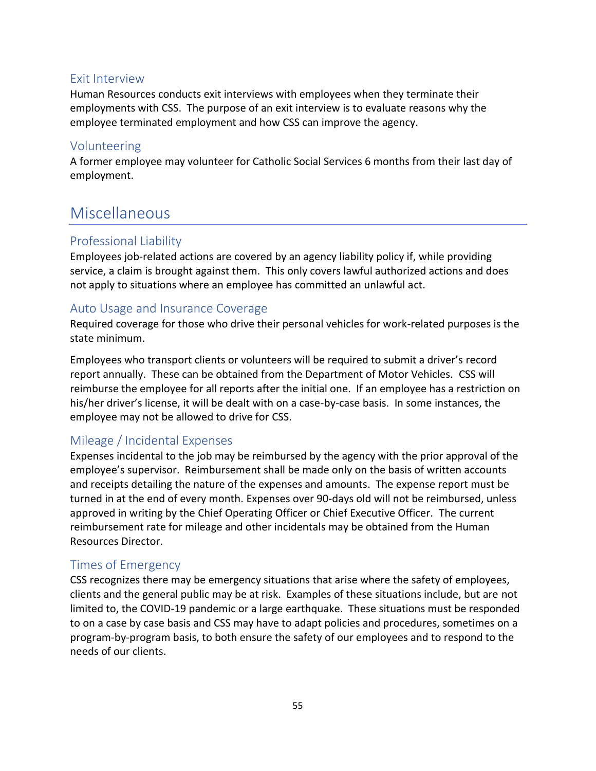### Exit Interview

Human Resources conducts exit interviews with employees when they terminate their employments with CSS. The purpose of an exit interview is to evaluate reasons why the employee terminated employment and how CSS can improve the agency.

### Volunteering

A former employee may volunteer for Catholic Social Services 6 months from their last day of employment.

## Miscellaneous

### Professional Liability

Employees job-related actions are covered by an agency liability policy if, while providing service, a claim is brought against them. This only covers lawful authorized actions and does not apply to situations where an employee has committed an unlawful act.

### Auto Usage and Insurance Coverage

Required coverage for those who drive their personal vehicles for work-related purposes is the state minimum.

Employees who transport clients or volunteers will be required to submit a driver's record report annually. These can be obtained from the Department of Motor Vehicles. CSS will reimburse the employee for all reports after the initial one. If an employee has a restriction on his/her driver's license, it will be dealt with on a case-by-case basis. In some instances, the employee may not be allowed to drive for CSS.

### Mileage / Incidental Expenses

Expenses incidental to the job may be reimbursed by the agency with the prior approval of the employee's supervisor. Reimbursement shall be made only on the basis of written accounts and receipts detailing the nature of the expenses and amounts. The expense report must be turned in at the end of every month. Expenses over 90-days old will not be reimbursed, unless approved in writing by the Chief Operating Officer or Chief Executive Officer. The current reimbursement rate for mileage and other incidentals may be obtained from the Human Resources Director.

### Times of Emergency

CSS recognizes there may be emergency situations that arise where the safety of employees, clients and the general public may be at risk. Examples of these situations include, but are not limited to, the COVID-19 pandemic or a large earthquake. These situations must be responded to on a case by case basis and CSS may have to adapt policies and procedures, sometimes on a program-by-program basis, to both ensure the safety of our employees and to respond to the needs of our clients.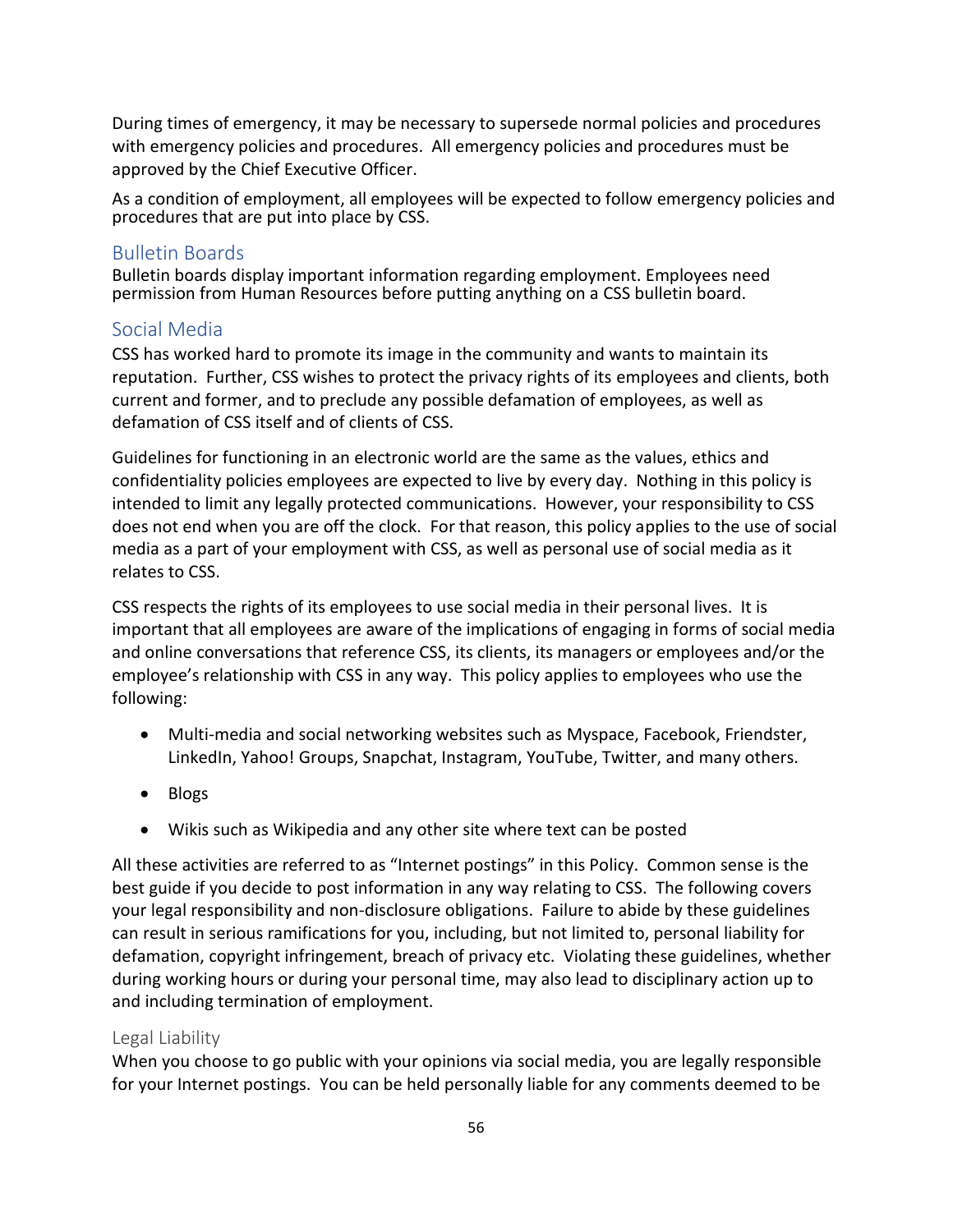During times of emergency, it may be necessary to supersede normal policies and procedures with emergency policies and procedures. All emergency policies and procedures must be approved by the Chief Executive Officer.

As a condition of employment, all employees will be expected to follow emergency policies and procedures that are put into place by CSS.

## Bulletin Boards

Bulletin boards display important information regarding employment. Employees need permission from Human Resources before putting anything on a CSS bulletin board.

## Social Media

CSS has worked hard to promote its image in the community and wants to maintain its reputation. Further, CSS wishes to protect the privacy rights of its employees and clients, both current and former, and to preclude any possible defamation of employees, as well as defamation of CSS itself and of clients of CSS.

Guidelines for functioning in an electronic world are the same as the values, ethics and confidentiality policies employees are expected to live by every day. Nothing in this policy is intended to limit any legally protected communications. However, your responsibility to CSS does not end when you are off the clock. For that reason, this policy applies to the use of social media as a part of your employment with CSS, as well as personal use of social media as it relates to CSS.

CSS respects the rights of its employees to use social media in their personal lives. It is important that all employees are aware of the implications of engaging in forms of social media and online conversations that reference CSS, its clients, its managers or employees and/or the employee's relationship with CSS in any way. This policy applies to employees who use the following:

- Multi-media and social networking websites such as Myspace, Facebook, Friendster, LinkedIn, Yahoo! Groups, Snapchat, Instagram, YouTube, Twitter, and many others.
- Blogs
- Wikis such as Wikipedia and any other site where text can be posted

All these activities are referred to as "Internet postings" in this Policy. Common sense is the best guide if you decide to post information in any way relating to CSS. The following covers your legal responsibility and non-disclosure obligations. Failure to abide by these guidelines can result in serious ramifications for you, including, but not limited to, personal liability for defamation, copyright infringement, breach of privacy etc. Violating these guidelines, whether during working hours or during your personal time, may also lead to disciplinary action up to and including termination of employment.

### Legal Liability

When you choose to go public with your opinions via social media, you are legally responsible for your Internet postings. You can be held personally liable for any comments deemed to be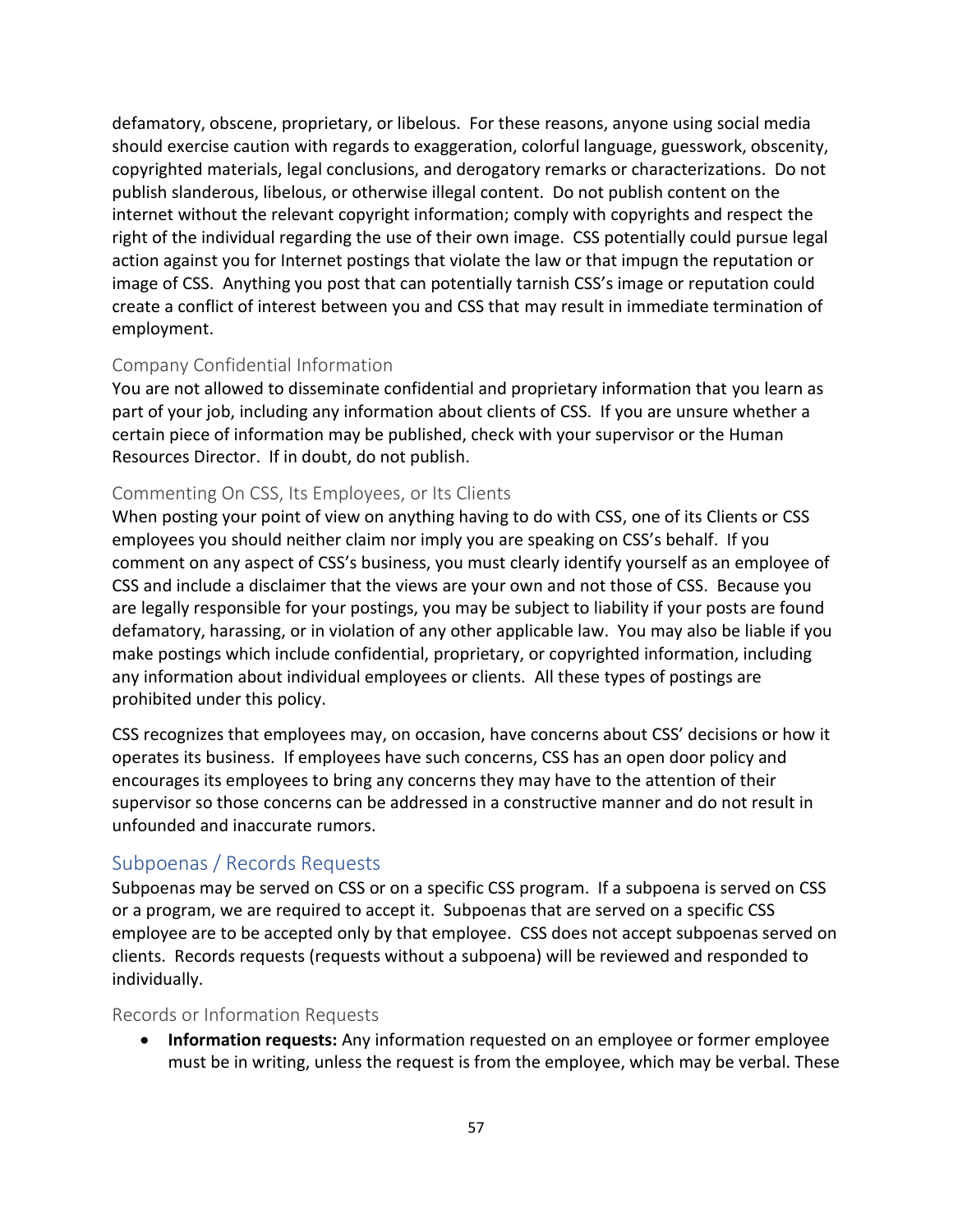defamatory, obscene, proprietary, or libelous. For these reasons, anyone using social media should exercise caution with regards to exaggeration, colorful language, guesswork, obscenity, copyrighted materials, legal conclusions, and derogatory remarks or characterizations. Do not publish slanderous, libelous, or otherwise illegal content. Do not publish content on the internet without the relevant copyright information; comply with copyrights and respect the right of the individual regarding the use of their own image. CSS potentially could pursue legal action against you for Internet postings that violate the law or that impugn the reputation or image of CSS. Anything you post that can potentially tarnish CSS's image or reputation could create a conflict of interest between you and CSS that may result in immediate termination of employment.

### Company Confidential Information

You are not allowed to disseminate confidential and proprietary information that you learn as part of your job, including any information about clients of CSS. If you are unsure whether a certain piece of information may be published, check with your supervisor or the Human Resources Director. If in doubt, do not publish.

### Commenting On CSS, Its Employees, or Its Clients

When posting your point of view on anything having to do with CSS, one of its Clients or CSS employees you should neither claim nor imply you are speaking on CSS's behalf. If you comment on any aspect of CSS's business, you must clearly identify yourself as an employee of CSS and include a disclaimer that the views are your own and not those of CSS. Because you are legally responsible for your postings, you may be subject to liability if your posts are found defamatory, harassing, or in violation of any other applicable law. You may also be liable if you make postings which include confidential, proprietary, or copyrighted information, including any information about individual employees or clients. All these types of postings are prohibited under this policy.

CSS recognizes that employees may, on occasion, have concerns about CSS' decisions or how it operates its business. If employees have such concerns, CSS has an open door policy and encourages its employees to bring any concerns they may have to the attention of their supervisor so those concerns can be addressed in a constructive manner and do not result in unfounded and inaccurate rumors.

## Subpoenas / Records Requests

Subpoenas may be served on CSS or on a specific CSS program. If a subpoena is served on CSS or a program, we are required to accept it. Subpoenas that are served on a specific CSS employee are to be accepted only by that employee. CSS does not accept subpoenas served on clients. Records requests (requests without a subpoena) will be reviewed and responded to individually.

### Records or Information Requests

- **Information requests:** Any information requested on an employee or former employee must be in writing, unless the request is from the employee, which may be verbal. These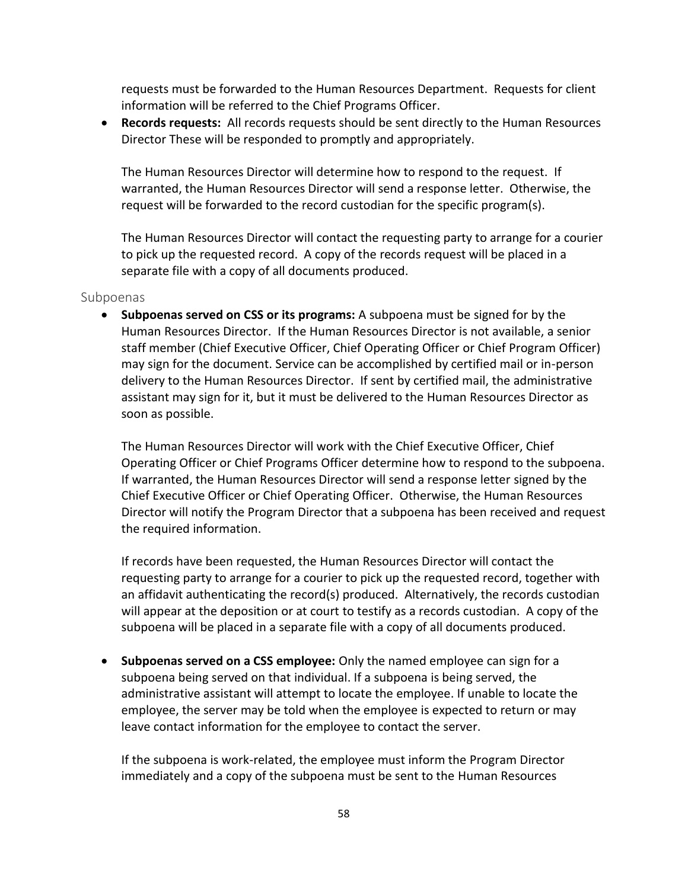requests must be forwarded to the Human Resources Department. Requests for client information will be referred to the Chief Programs Officer.

- **Records requests:** All records requests should be sent directly to the Human Resources Director These will be responded to promptly and appropriately.

  The Human Resources Director will determine how to respond to the request. If warranted, the Human Resources Director will send a response letter. Otherwise, the request will be forwarded to the record custodian for the specific program(s).

  The Human Resources Director will contact the requesting party to arrange for a courier to pick up the requested record. A copy of the records request will be placed in a separate file with a copy of all documents produced.

## Subpoenas

- **Subpoenas served on CSS or its programs:** A subpoena must be signed for by the Human Resources Director. If the Human Resources Director is not available, a senior staff member (Chief Executive Officer, Chief Operating Officer or Chief Program Officer) may sign for the document. Service can be accomplished by certified mail or in-person delivery to the Human Resources Director. If sent by certified mail, the administrative assistant may sign for it, but it must be delivered to the Human Resources Director as soon as possible.

  The Human Resources Director will work with the Chief Executive Officer, Chief Operating Officer or Chief Programs Officer determine how to respond to the subpoena. If warranted, the Human Resources Director will send a response letter signed by the Chief Executive Officer or Chief Operating Officer. Otherwise, the Human Resources Director will notify the Program Director that a subpoena has been received and request the required information.

  If records have been requested, the Human Resources Director will contact the requesting party to arrange for a courier to pick up the requested record, together with an affidavit authenticating the record(s) produced. Alternatively, the records custodian will appear at the deposition or at court to testify as a records custodian. A copy of the subpoena will be placed in a separate file with a copy of all documents produced.

- **Subpoenas served on a CSS employee:** Only the named employee can sign for a subpoena being served on that individual. If a subpoena is being served, the administrative assistant will attempt to locate the employee. If unable to locate the employee, the server may be told when the employee is expected to return or may leave contact information for the employee to contact the server.

  If the subpoena is work-related, the employee must inform the Program Director immediately and a copy of the subpoena must be sent to the Human Resources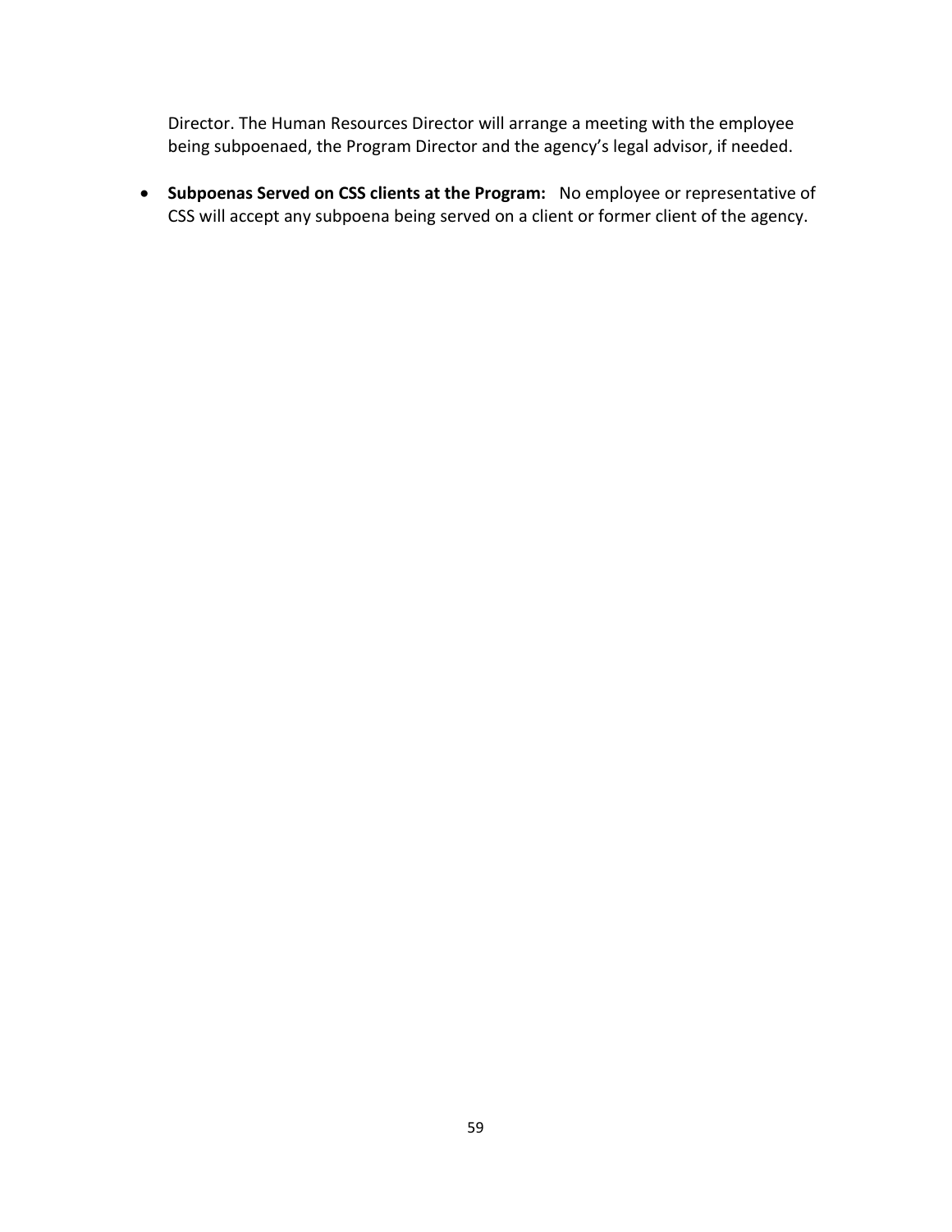Director. The Human Resources Director will arrange a meeting with the employee being subpoenaed, the Program Director and the agency's legal advisor, if needed.

- **Subpoenas Served on CSS clients at the Program:** No employee or representative of CSS will accept any subpoena being served on a client or former client of the agency.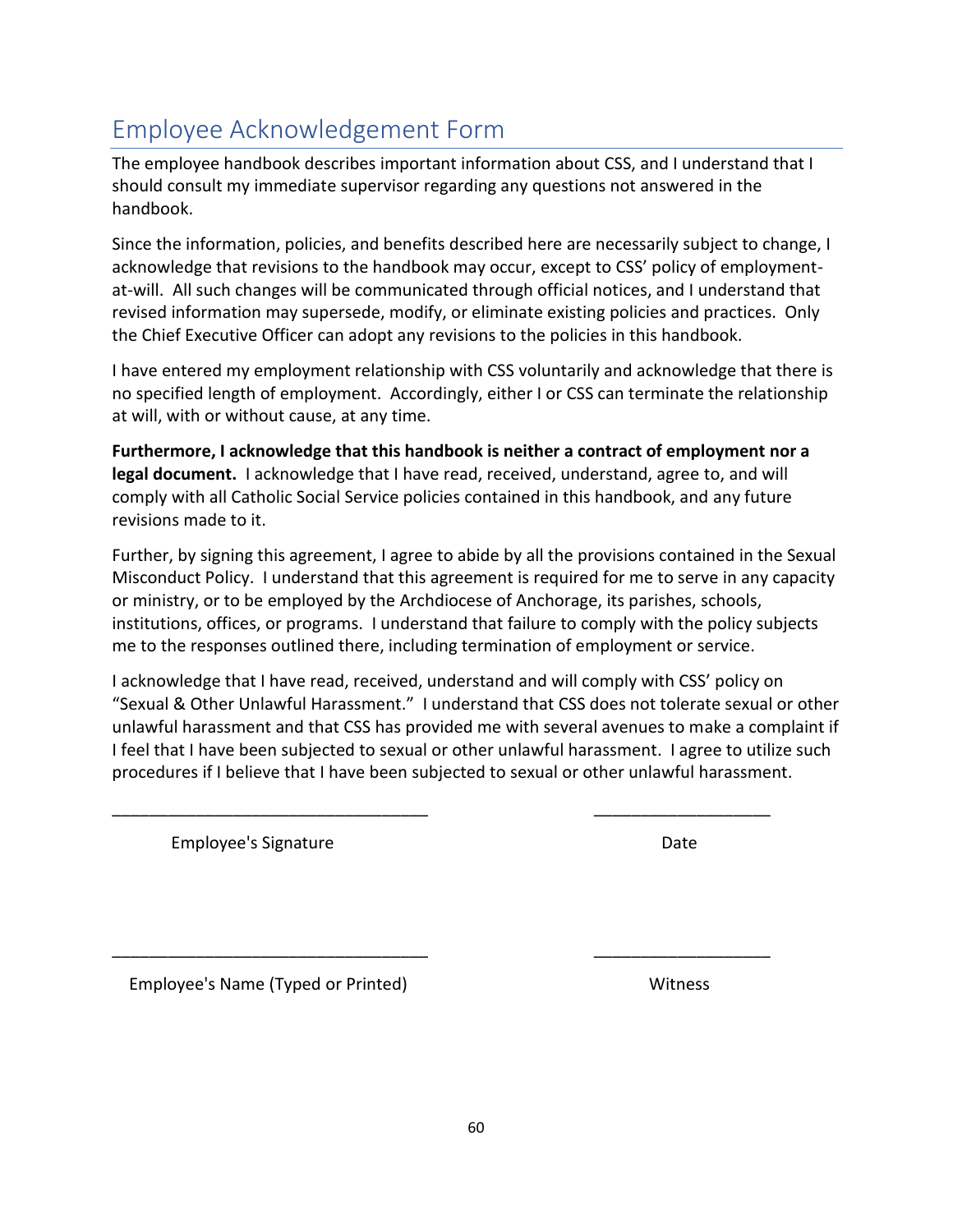## Employee Acknowledgement Form

The employee handbook describes important information about CSS, and I understand that I should consult my immediate supervisor regarding any questions not answered in the handbook.

Since the information, policies, and benefits described here are necessarily subject to change, I acknowledge that revisions to the handbook may occur, except to CSS' policy of employment-at-will. All such changes will be communicated through official notices, and I understand that revised information may supersede, modify, or eliminate existing policies and practices. Only the Chief Executive Officer can adopt any revisions to the policies in this handbook.

I have entered my employment relationship with CSS voluntarily and acknowledge that there is no specified length of employment. Accordingly, either I or CSS can terminate the relationship at will, with or without cause, at any time.

**Furthermore, I acknowledge that this handbook is neither a contract of employment nor a legal document.** I acknowledge that I have read, received, understand, agree to, and will comply with all Catholic Social Service policies contained in this handbook, and any future revisions made to it.

Further, by signing this agreement, I agree to abide by all the provisions contained in the Sexual Misconduct Policy. I understand that this agreement is required for me to serve in any capacity or ministry, or to be employed by the Archdiocese of Anchorage, its parishes, schools, institutions, offices, or programs. I understand that failure to comply with the policy subjects me to the responses outlined there, including termination of employment or service.

I acknowledge that I have read, received, understand and will comply with CSS' policy on "Sexual & Other Unlawful Harassment." I understand that CSS does not tolerate sexual or other unlawful harassment and that CSS has provided me with several avenues to make a complaint if I feel that I have been subjected to sexual or other unlawful harassment. I agree to utilize such procedures if I believe that I have been subjected to sexual or other unlawful harassment.

___________________________________ ___________________

Employee's Signature Date

___________________________________ ___________________

Employee's Name (Typed or Printed) Witness